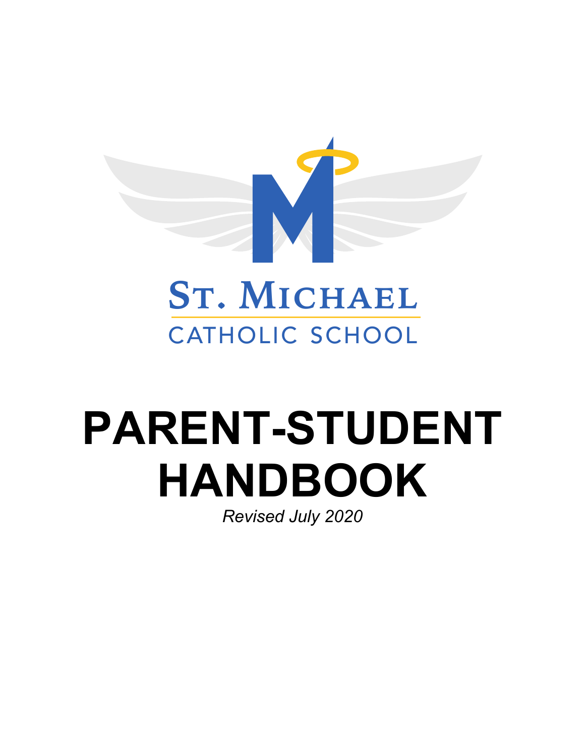ST. MICHAEL

CATHOLIC SCHOOL

# PARENT-STUDENT HANDBOOK

*Revised July 2020*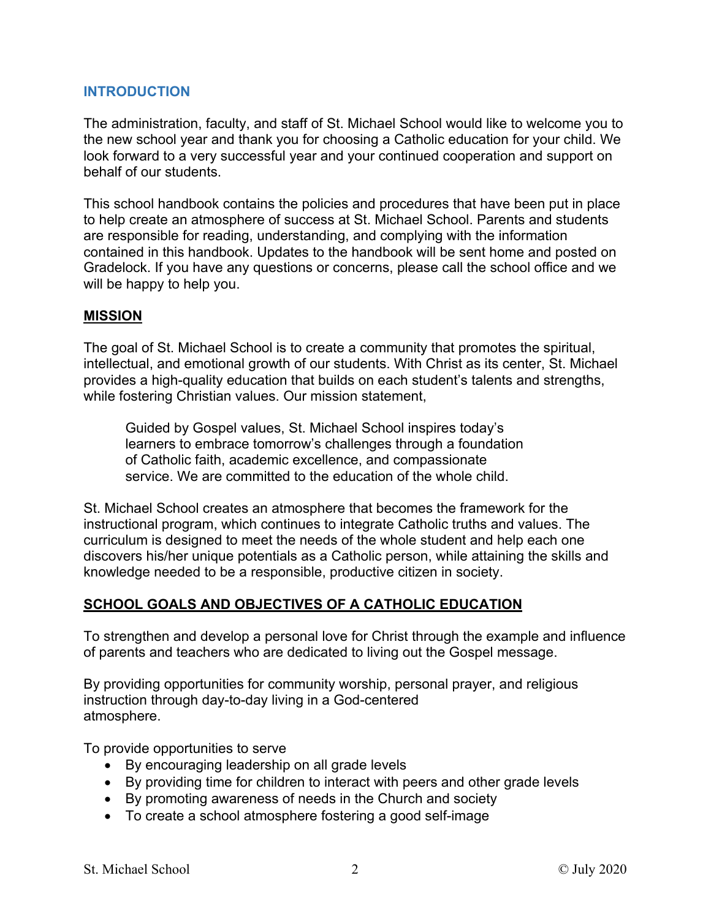## INTRODUCTION

The administration, faculty, and staff of St. Michael School would like to welcome you to the new school year and thank you for choosing a Catholic education for your child. We look forward to a very successful year and your continued cooperation and support on behalf of our students.

This school handbook contains the policies and procedures that have been put in place to help create an atmosphere of success at St. Michael School. Parents and students are responsible for reading, understanding, and complying with the information contained in this handbook. Updates to the handbook will be sent home and posted on Gradelock. If you have any questions or concerns, please call the school office and we will be happy to help you.

## MISSION

The goal of St. Michael School is to create a community that promotes the spiritual, intellectual, and emotional growth of our students. With Christ as its center, St. Michael provides a high-quality education that builds on each student's talents and strengths, while fostering Christian values. Our mission statement,

> Guided by Gospel values, St. Michael School inspires today's learners to embrace tomorrow's challenges through a foundation of Catholic faith, academic excellence, and compassionate service. We are committed to the education of the whole child.

St. Michael School creates an atmosphere that becomes the framework for the instructional program, which continues to integrate Catholic truths and values. The curriculum is designed to meet the needs of the whole student and help each one discovers his/her unique potentials as a Catholic person, while attaining the skills and knowledge needed to be a responsible, productive citizen in society.

## SCHOOL GOALS AND OBJECTIVES OF A CATHOLIC EDUCATION

To strengthen and develop a personal love for Christ through the example and influence of parents and teachers who are dedicated to living out the Gospel message.

By providing opportunities for community worship, personal prayer, and religious instruction through day-to-day living in a God-centered atmosphere.

To provide opportunities to serve

- By encouraging leadership on all grade levels
- By providing time for children to interact with peers and other grade levels
- By promoting awareness of needs in the Church and society
- To create a school atmosphere fostering a good self-image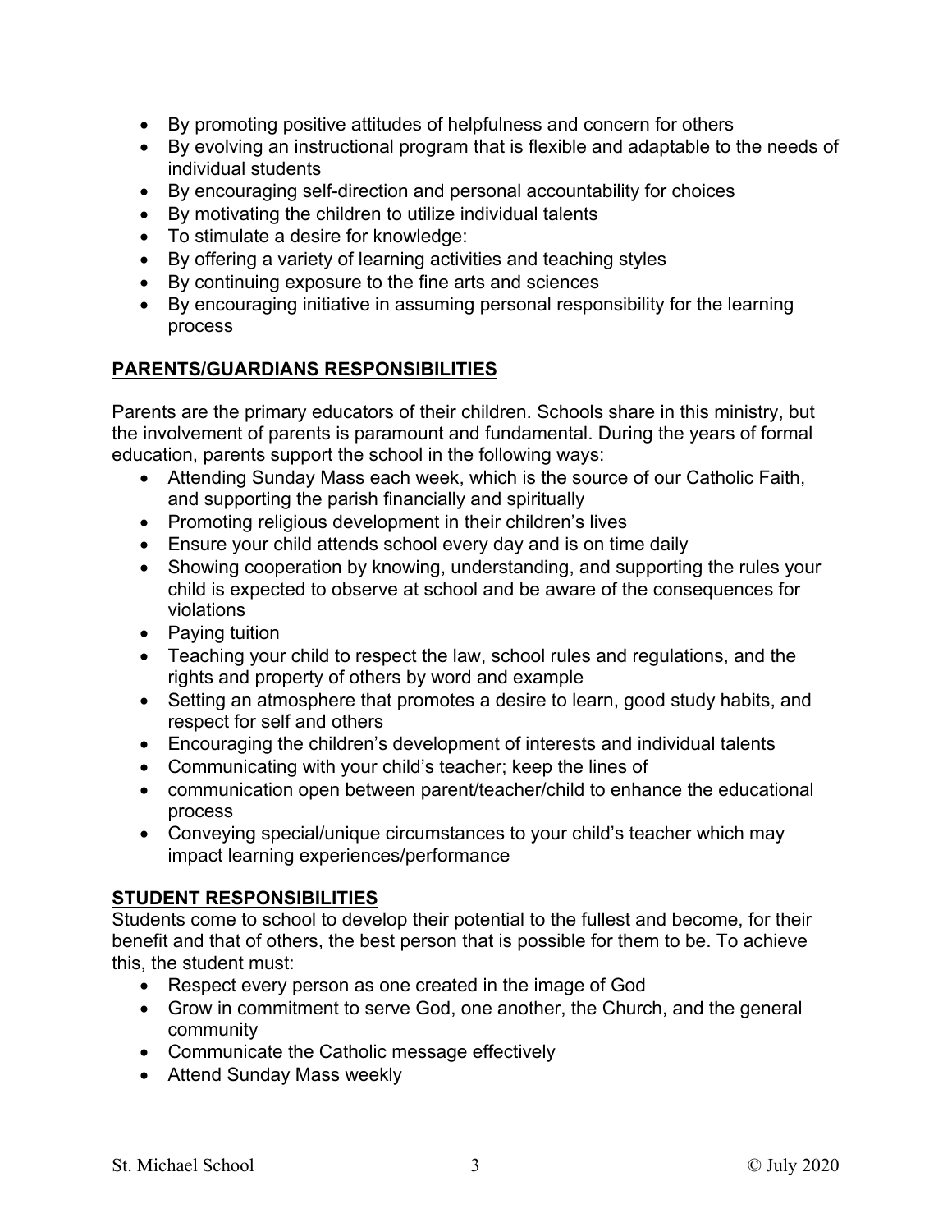- By promoting positive attitudes of helpfulness and concern for others
- By evolving an instructional program that is flexible and adaptable to the needs of individual students
- By encouraging self-direction and personal accountability for choices
- By motivating the children to utilize individual talents
- To stimulate a desire for knowledge:
- By offering a variety of learning activities and teaching styles
- By continuing exposure to the fine arts and sciences
- By encouraging initiative in assuming personal responsibility for the learning process

## PARENTS/GUARDIANS RESPONSIBILITIES

Parents are the primary educators of their children. Schools share in this ministry, but the involvement of parents is paramount and fundamental. During the years of formal education, parents support the school in the following ways:

- Attending Sunday Mass each week, which is the source of our Catholic Faith, and supporting the parish financially and spiritually
- Promoting religious development in their children's lives
- Ensure your child attends school every day and is on time daily
- Showing cooperation by knowing, understanding, and supporting the rules your child is expected to observe at school and be aware of the consequences for violations
- Paying tuition
- Teaching your child to respect the law, school rules and regulations, and the rights and property of others by word and example
- Setting an atmosphere that promotes a desire to learn, good study habits, and respect for self and others
- Encouraging the children's development of interests and individual talents
- Communicating with your child's teacher; keep the lines of
- communication open between parent/teacher/child to enhance the educational process
- Conveying special/unique circumstances to your child's teacher which may impact learning experiences/performance

## STUDENT RESPONSIBILITIES

Students come to school to develop their potential to the fullest and become, for their benefit and that of others, the best person that is possible for them to be. To achieve this, the student must:

- Respect every person as one created in the image of God
- Grow in commitment to serve God, one another, the Church, and the general community
- Communicate the Catholic message effectively
- Attend Sunday Mass weekly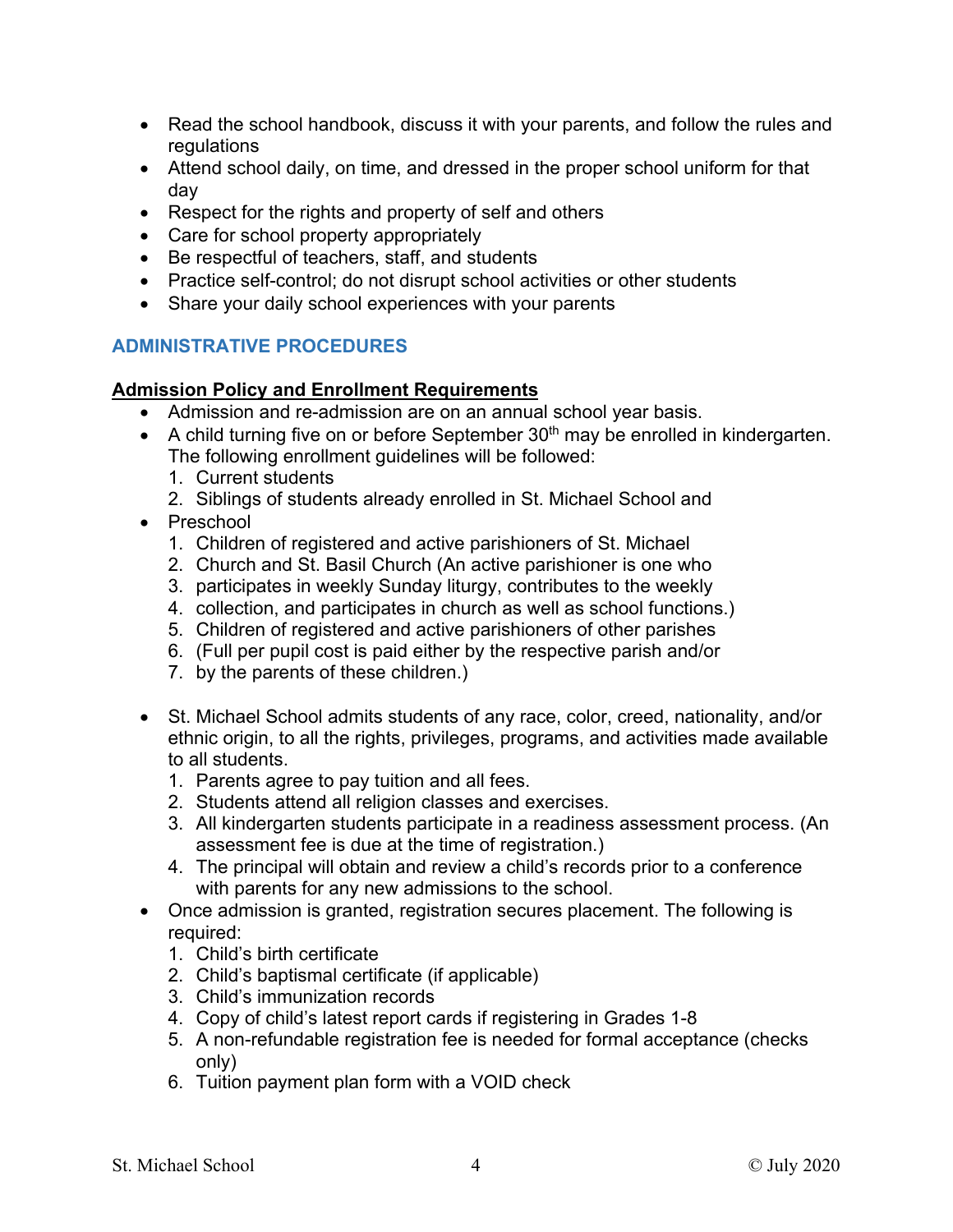- Read the school handbook, discuss it with your parents, and follow the rules and regulations
- Attend school daily, on time, and dressed in the proper school uniform for that day
- Respect for the rights and property of self and others
- Care for school property appropriately
- Be respectful of teachers, staff, and students
- Practice self-control; do not disrupt school activities or other students
- Share your daily school experiences with your parents

## ADMINISTRATIVE PROCEDURES

### Admission Policy and Enrollment Requirements

- Admission and re-admission are on an annual school year basis.
- A child turning five on or before September 30th may be enrolled in kindergarten. The following enrollment guidelines will be followed:
  1. Current students
  2. Siblings of students already enrolled in St. Michael School and
- Preschool
  1. Children of registered and active parishioners of St. Michael
  2. Church and St. Basil Church (An active parishioner is one who
  3. participates in weekly Sunday liturgy, contributes to the weekly
  4. collection, and participates in church as well as school functions.)
  5. Children of registered and active parishioners of other parishes
  6. (Full per pupil cost is paid either by the respective parish and/or
  7. by the parents of these children.)

- St. Michael School admits students of any race, color, creed, nationality, and/or ethnic origin, to all the rights, privileges, programs, and activities made available to all students.
  1. Parents agree to pay tuition and all fees.
  2. Students attend all religion classes and exercises.
  3. All kindergarten students participate in a readiness assessment process. (An assessment fee is due at the time of registration.)
  4. The principal will obtain and review a child's records prior to a conference with parents for any new admissions to the school.
- Once admission is granted, registration secures placement. The following is required:
  1. Child's birth certificate
  2. Child's baptismal certificate (if applicable)
  3. Child's immunization records
  4. Copy of child's latest report cards if registering in Grades 1-8
  5. A non-refundable registration fee is needed for formal acceptance (checks only)
  6. Tuition payment plan form with a VOID check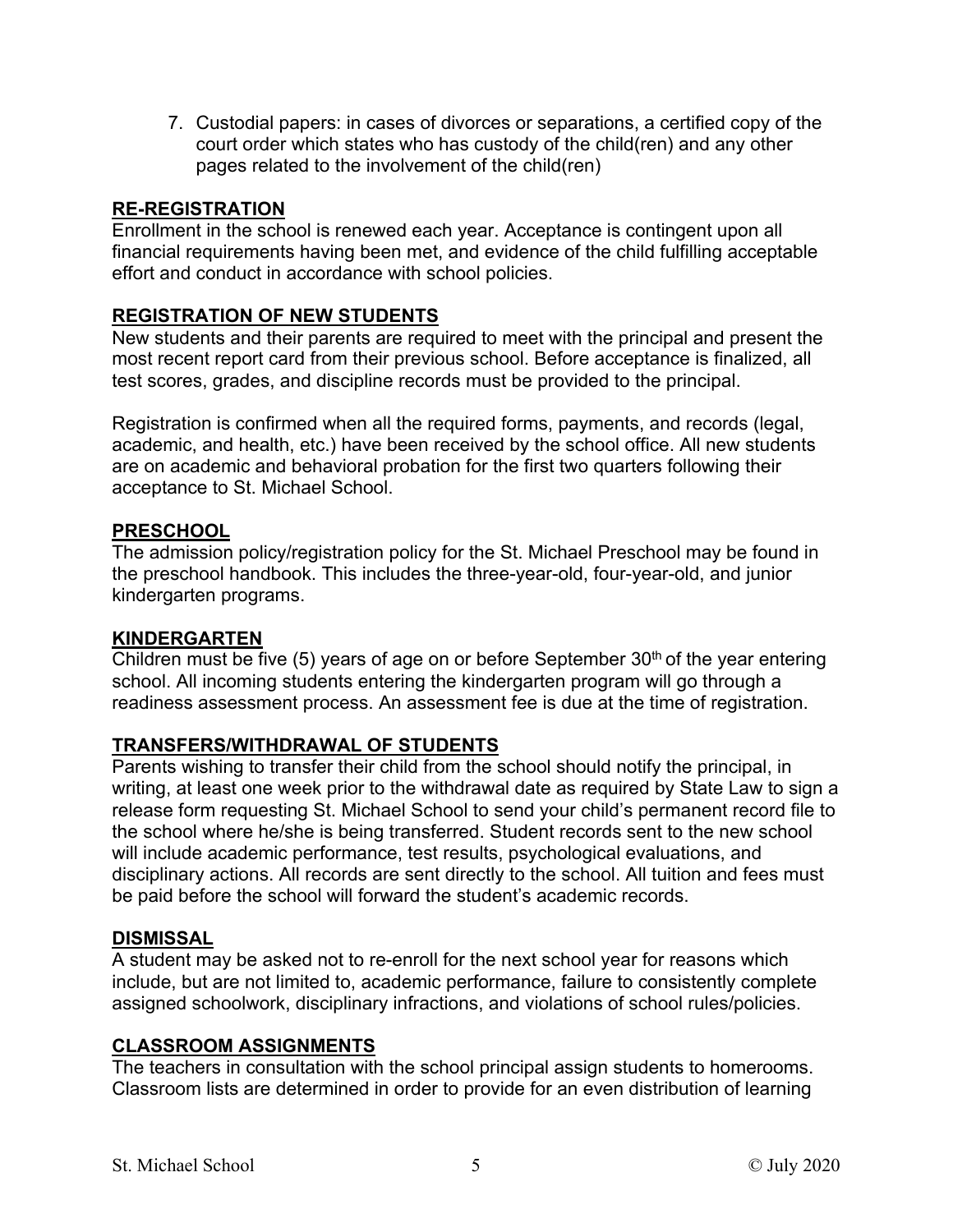7. Custodial papers: in cases of divorces or separations, a certified copy of the court order which states who has custody of the child(ren) and any other pages related to the involvement of the child(ren)

## RE-REGISTRATION

Enrollment in the school is renewed each year. Acceptance is contingent upon all financial requirements having been met, and evidence of the child fulfilling acceptable effort and conduct in accordance with school policies.

## REGISTRATION OF NEW STUDENTS

New students and their parents are required to meet with the principal and present the most recent report card from their previous school. Before acceptance is finalized, all test scores, grades, and discipline records must be provided to the principal.

Registration is confirmed when all the required forms, payments, and records (legal, academic, and health, etc.) have been received by the school office. All new students are on academic and behavioral probation for the first two quarters following their acceptance to St. Michael School.

## PRESCHOOL

The admission policy/registration policy for the St. Michael Preschool may be found in the preschool handbook. This includes the three-year-old, four-year-old, and junior kindergarten programs.

## KINDERGARTEN

Children must be five (5) years of age on or before September 30th of the year entering school. All incoming students entering the kindergarten program will go through a readiness assessment process. An assessment fee is due at the time of registration.

## TRANSFERS/WITHDRAWAL OF STUDENTS

Parents wishing to transfer their child from the school should notify the principal, in writing, at least one week prior to the withdrawal date as required by State Law to sign a release form requesting St. Michael School to send your child's permanent record file to the school where he/she is being transferred. Student records sent to the new school will include academic performance, test results, psychological evaluations, and disciplinary actions. All records are sent directly to the school. All tuition and fees must be paid before the school will forward the student's academic records.

## DISMISSAL

A student may be asked not to re-enroll for the next school year for reasons which include, but are not limited to, academic performance, failure to consistently complete assigned schoolwork, disciplinary infractions, and violations of school rules/policies.

## CLASSROOM ASSIGNMENTS

The teachers in consultation with the school principal assign students to homerooms. Classroom lists are determined in order to provide for an even distribution of learning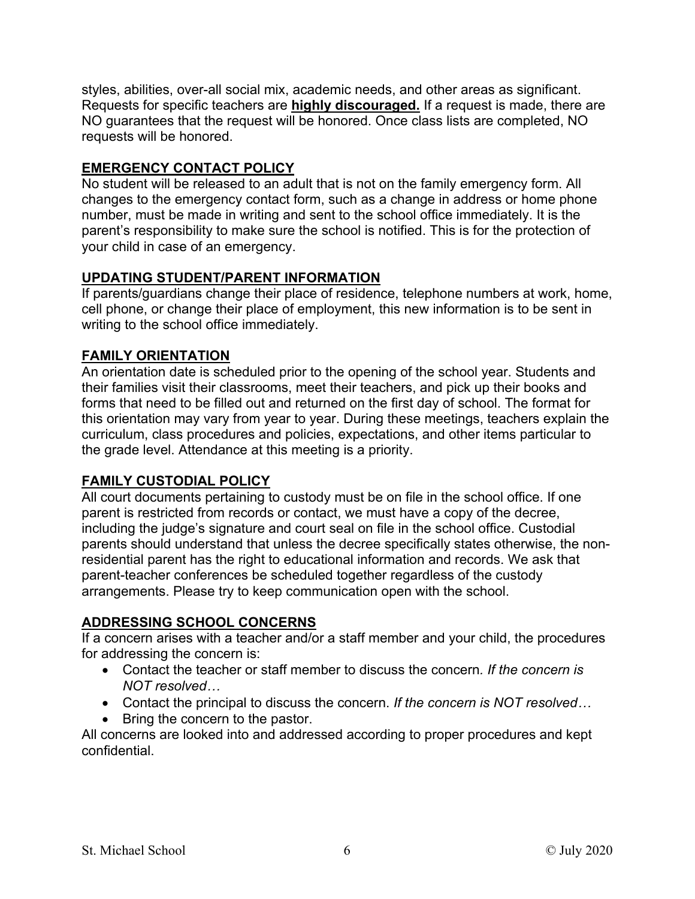styles, abilities, over-all social mix, academic needs, and other areas as significant. Requests for specific teachers are **highly discouraged.** If a request is made, there are NO guarantees that the request will be honored. Once class lists are completed, NO requests will be honored.

## EMERGENCY CONTACT POLICY

No student will be released to an adult that is not on the family emergency form. All changes to the emergency contact form, such as a change in address or home phone number, must be made in writing and sent to the school office immediately. It is the parent's responsibility to make sure the school is notified. This is for the protection of your child in case of an emergency.

## UPDATING STUDENT/PARENT INFORMATION

If parents/guardians change their place of residence, telephone numbers at work, home, cell phone, or change their place of employment, this new information is to be sent in writing to the school office immediately.

## FAMILY ORIENTATION

An orientation date is scheduled prior to the opening of the school year. Students and their families visit their classrooms, meet their teachers, and pick up their books and forms that need to be filled out and returned on the first day of school. The format for this orientation may vary from year to year. During these meetings, teachers explain the curriculum, class procedures and policies, expectations, and other items particular to the grade level. Attendance at this meeting is a priority.

## FAMILY CUSTODIAL POLICY

All court documents pertaining to custody must be on file in the school office. If one parent is restricted from records or contact, we must have a copy of the decree, including the judge's signature and court seal on file in the school office. Custodial parents should understand that unless the decree specifically states otherwise, the non-residential parent has the right to educational information and records. We ask that parent-teacher conferences be scheduled together regardless of the custody arrangements. Please try to keep communication open with the school.

## ADDRESSING SCHOOL CONCERNS

If a concern arises with a teacher and/or a staff member and your child, the procedures for addressing the concern is:

- Contact the teacher or staff member to discuss the concern. *If the concern is NOT resolved…*
- Contact the principal to discuss the concern. *If the concern is NOT resolved…*
- Bring the concern to the pastor.

All concerns are looked into and addressed according to proper procedures and kept confidential.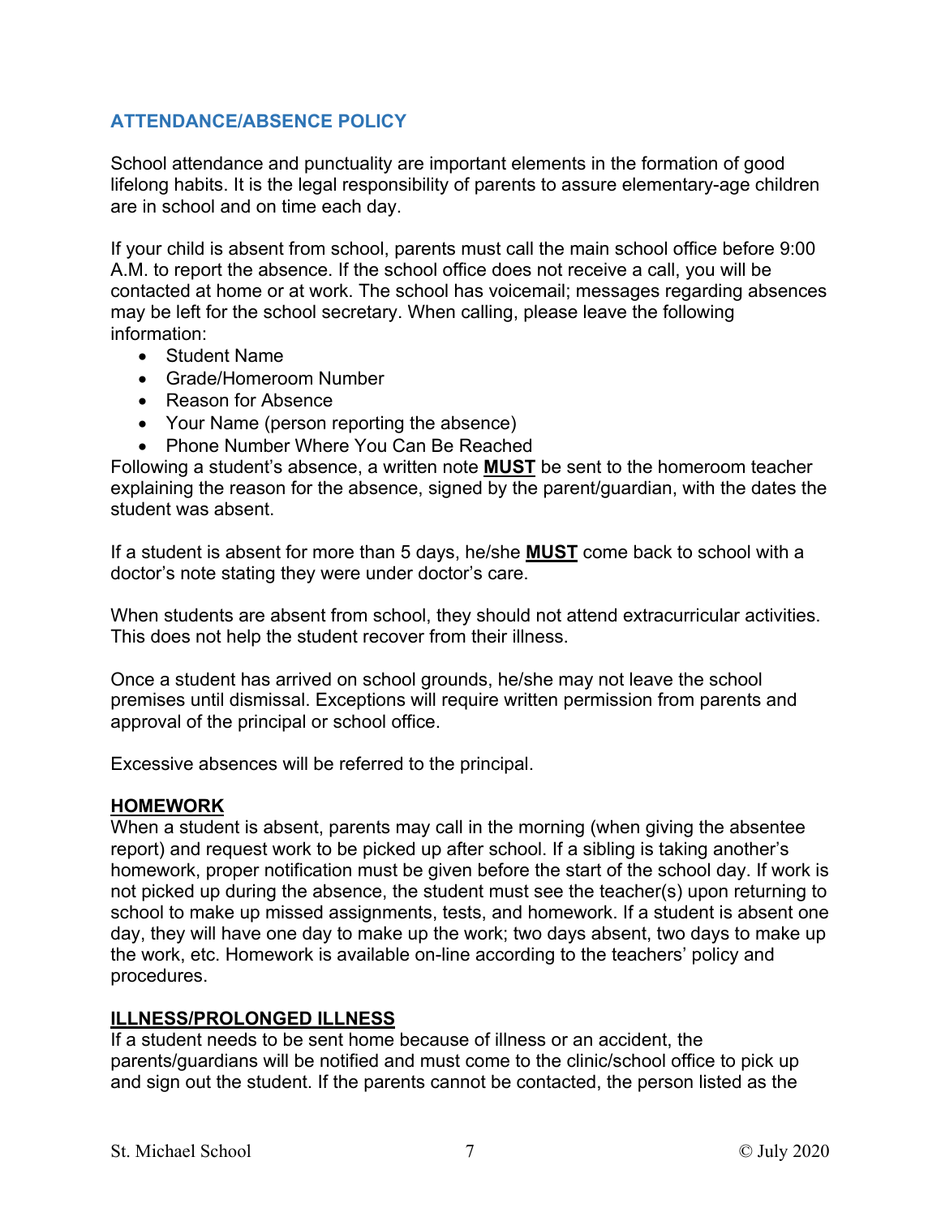## ATTENDANCE/ABSENCE POLICY

School attendance and punctuality are important elements in the formation of good lifelong habits. It is the legal responsibility of parents to assure elementary-age children are in school and on time each day.

If your child is absent from school, parents must call the main school office before 9:00 A.M. to report the absence. If the school office does not receive a call, you will be contacted at home or at work. The school has voicemail; messages regarding absences may be left for the school secretary. When calling, please leave the following information:

- Student Name
- Grade/Homeroom Number
- Reason for Absence
- Your Name (person reporting the absence)
- Phone Number Where You Can Be Reached

Following a student's absence, a written note **MUST** be sent to the homeroom teacher explaining the reason for the absence, signed by the parent/guardian, with the dates the student was absent.

If a student is absent for more than 5 days, he/she **MUST** come back to school with a doctor's note stating they were under doctor's care.

When students are absent from school, they should not attend extracurricular activities. This does not help the student recover from their illness.

Once a student has arrived on school grounds, he/she may not leave the school premises until dismissal. Exceptions will require written permission from parents and approval of the principal or school office.

Excessive absences will be referred to the principal.

### HOMEWORK

When a student is absent, parents may call in the morning (when giving the absentee report) and request work to be picked up after school. If a sibling is taking another's homework, proper notification must be given before the start of the school day. If work is not picked up during the absence, the student must see the teacher(s) upon returning to school to make up missed assignments, tests, and homework. If a student is absent one day, they will have one day to make up the work; two days absent, two days to make up the work, etc. Homework is available on-line according to the teachers' policy and procedures.

### ILLNESS/PROLONGED ILLNESS

If a student needs to be sent home because of illness or an accident, the parents/guardians will be notified and must come to the clinic/school office to pick up and sign out the student. If the parents cannot be contacted, the person listed as the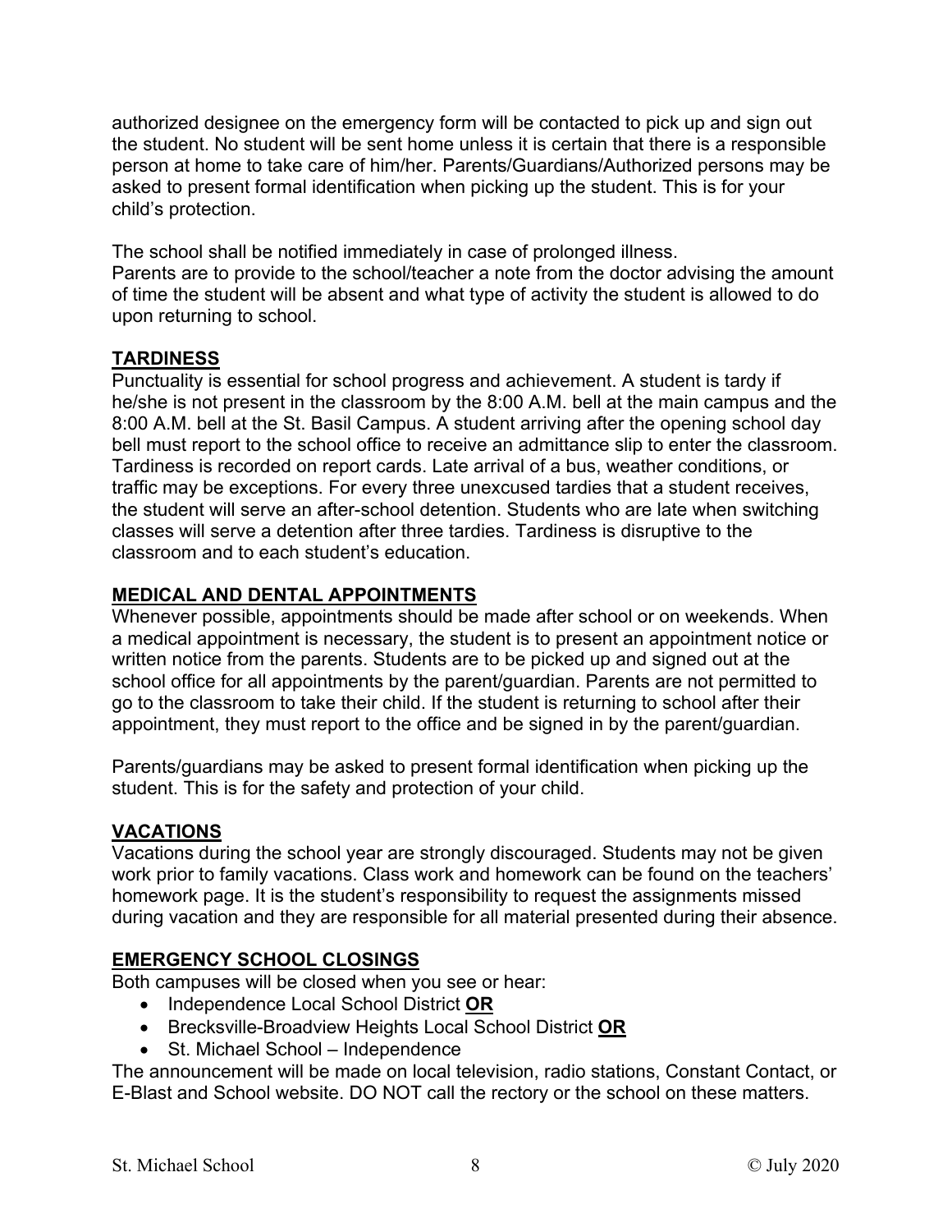authorized designee on the emergency form will be contacted to pick up and sign out the student. No student will be sent home unless it is certain that there is a responsible person at home to take care of him/her. Parents/Guardians/Authorized persons may be asked to present formal identification when picking up the student. This is for your child's protection.

The school shall be notified immediately in case of prolonged illness.
Parents are to provide to the school/teacher a note from the doctor advising the amount of time the student will be absent and what type of activity the student is allowed to do upon returning to school.

## TARDINESS

Punctuality is essential for school progress and achievement. A student is tardy if he/she is not present in the classroom by the 8:00 A.M. bell at the main campus and the 8:00 A.M. bell at the St. Basil Campus. A student arriving after the opening school day bell must report to the school office to receive an admittance slip to enter the classroom. Tardiness is recorded on report cards. Late arrival of a bus, weather conditions, or traffic may be exceptions. For every three unexcused tardies that a student receives, the student will serve an after-school detention. Students who are late when switching classes will serve a detention after three tardies. Tardiness is disruptive to the classroom and to each student's education.

## MEDICAL AND DENTAL APPOINTMENTS

Whenever possible, appointments should be made after school or on weekends. When a medical appointment is necessary, the student is to present an appointment notice or written notice from the parents. Students are to be picked up and signed out at the school office for all appointments by the parent/guardian. Parents are not permitted to go to the classroom to take their child. If the student is returning to school after their appointment, they must report to the office and be signed in by the parent/guardian.

Parents/guardians may be asked to present formal identification when picking up the student. This is for the safety and protection of your child.

## VACATIONS

Vacations during the school year are strongly discouraged. Students may not be given work prior to family vacations. Class work and homework can be found on the teachers' homework page. It is the student's responsibility to request the assignments missed during vacation and they are responsible for all material presented during their absence.

## EMERGENCY SCHOOL CLOSINGS

Both campuses will be closed when you see or hear:

- Independence Local School District **OR**
- Brecksville-Broadview Heights Local School District **OR**
- St. Michael School – Independence

The announcement will be made on local television, radio stations, Constant Contact, or E-Blast and School website. DO NOT call the rectory or the school on these matters.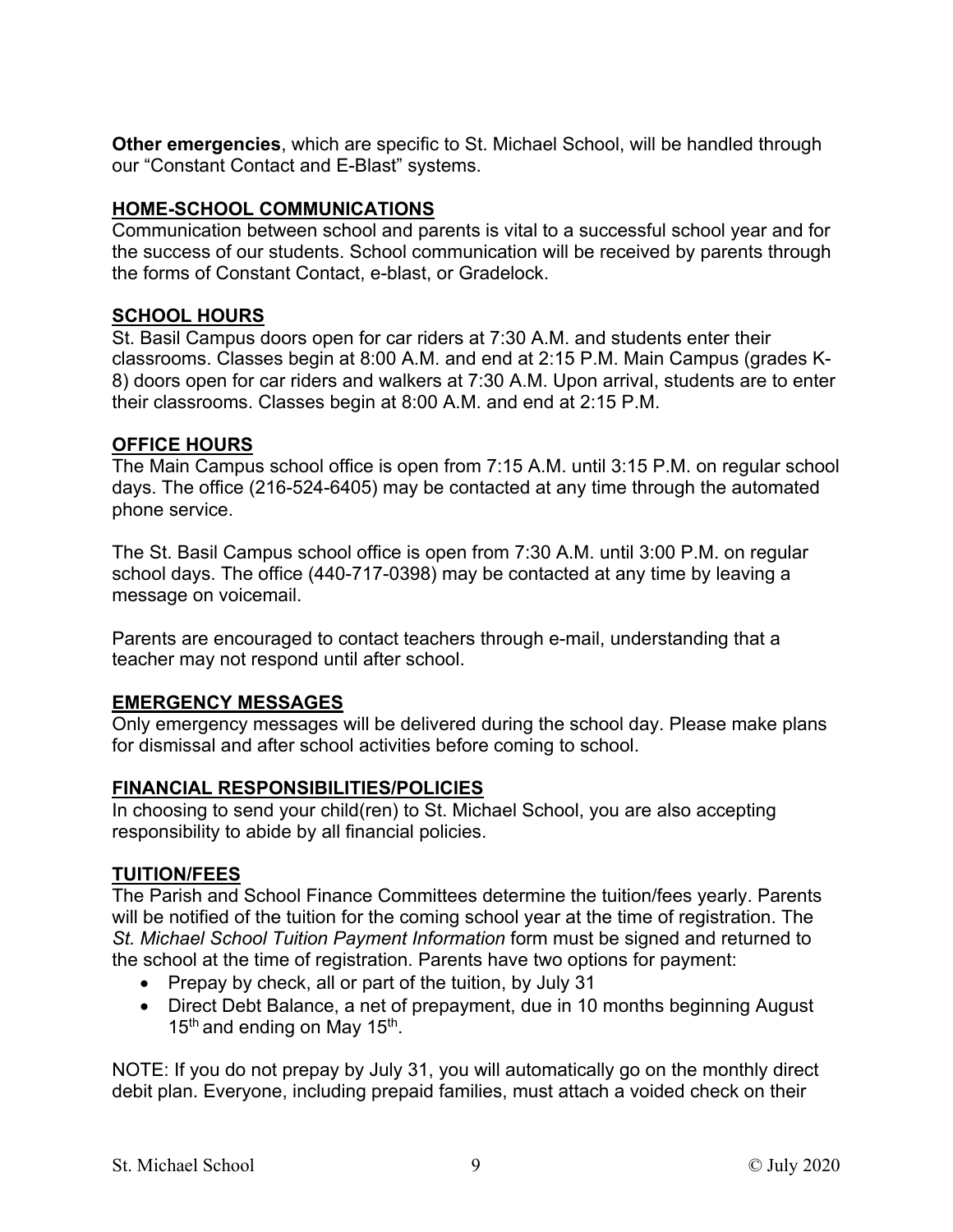**Other emergencies**, which are specific to St. Michael School, will be handled through our "Constant Contact and E-Blast" systems.

## HOME-SCHOOL COMMUNICATIONS

Communication between school and parents is vital to a successful school year and for the success of our students. School communication will be received by parents through the forms of Constant Contact, e-blast, or Gradelock.

## SCHOOL HOURS

St. Basil Campus doors open for car riders at 7:30 A.M. and students enter their classrooms. Classes begin at 8:00 A.M. and end at 2:15 P.M. Main Campus (grades K-8) doors open for car riders and walkers at 7:30 A.M. Upon arrival, students are to enter their classrooms. Classes begin at 8:00 A.M. and end at 2:15 P.M.

## OFFICE HOURS

The Main Campus school office is open from 7:15 A.M. until 3:15 P.M. on regular school days. The office (216-524-6405) may be contacted at any time through the automated phone service.

The St. Basil Campus school office is open from 7:30 A.M. until 3:00 P.M. on regular school days. The office (440-717-0398) may be contacted at any time by leaving a message on voicemail.

Parents are encouraged to contact teachers through e-mail, understanding that a teacher may not respond until after school.

## EMERGENCY MESSAGES

Only emergency messages will be delivered during the school day. Please make plans for dismissal and after school activities before coming to school.

## FINANCIAL RESPONSIBILITIES/POLICIES

In choosing to send your child(ren) to St. Michael School, you are also accepting responsibility to abide by all financial policies.

## TUITION/FEES

The Parish and School Finance Committees determine the tuition/fees yearly. Parents will be notified of the tuition for the coming school year at the time of registration. The *St. Michael School Tuition Payment Information* form must be signed and returned to the school at the time of registration. Parents have two options for payment:

- Prepay by check, all or part of the tuition, by July 31
- Direct Debt Balance, a net of prepayment, due in 10 months beginning August 15th and ending on May 15th.

NOTE: If you do not prepay by July 31, you will automatically go on the monthly direct debit plan. Everyone, including prepaid families, must attach a voided check on their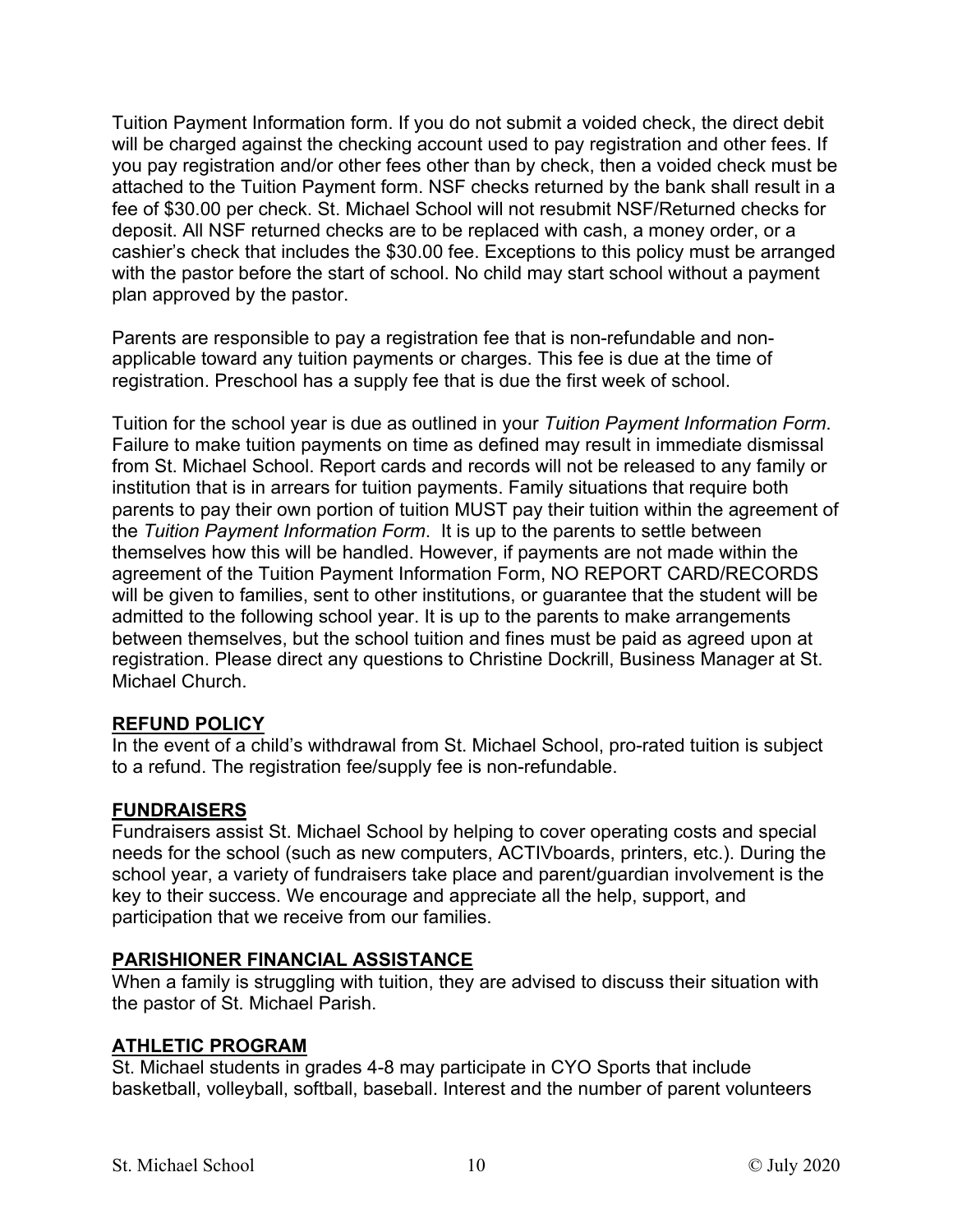Tuition Payment Information form. If you do not submit a voided check, the direct debit will be charged against the checking account used to pay registration and other fees. If you pay registration and/or other fees other than by check, then a voided check must be attached to the Tuition Payment form. NSF checks returned by the bank shall result in a fee of $30.00 per check. St. Michael School will not resubmit NSF/Returned checks for deposit. All NSF returned checks are to be replaced with cash, a money order, or a cashier's check that includes the $30.00 fee. Exceptions to this policy must be arranged with the pastor before the start of school. No child may start school without a payment plan approved by the pastor.

Parents are responsible to pay a registration fee that is non-refundable and non-applicable toward any tuition payments or charges. This fee is due at the time of registration. Preschool has a supply fee that is due the first week of school.

Tuition for the school year is due as outlined in your *Tuition Payment Information Form*. Failure to make tuition payments on time as defined may result in immediate dismissal from St. Michael School. Report cards and records will not be released to any family or institution that is in arrears for tuition payments. Family situations that require both parents to pay their own portion of tuition MUST pay their tuition within the agreement of the *Tuition Payment Information Form*. It is up to the parents to settle between themselves how this will be handled. However, if payments are not made within the agreement of the Tuition Payment Information Form, NO REPORT CARD/RECORDS will be given to families, sent to other institutions, or guarantee that the student will be admitted to the following school year. It is up to the parents to make arrangements between themselves, but the school tuition and fines must be paid as agreed upon at registration. Please direct any questions to Christine Dockrill, Business Manager at St. Michael Church.

## REFUND POLICY

In the event of a child's withdrawal from St. Michael School, pro-rated tuition is subject to a refund. The registration fee/supply fee is non-refundable.

## FUNDRAISERS

Fundraisers assist St. Michael School by helping to cover operating costs and special needs for the school (such as new computers, ACTIVboards, printers, etc.). During the school year, a variety of fundraisers take place and parent/guardian involvement is the key to their success. We encourage and appreciate all the help, support, and participation that we receive from our families.

## PARISHIONER FINANCIAL ASSISTANCE

When a family is struggling with tuition, they are advised to discuss their situation with the pastor of St. Michael Parish.

## ATHLETIC PROGRAM

St. Michael students in grades 4-8 may participate in CYO Sports that include basketball, volleyball, softball, baseball. Interest and the number of parent volunteers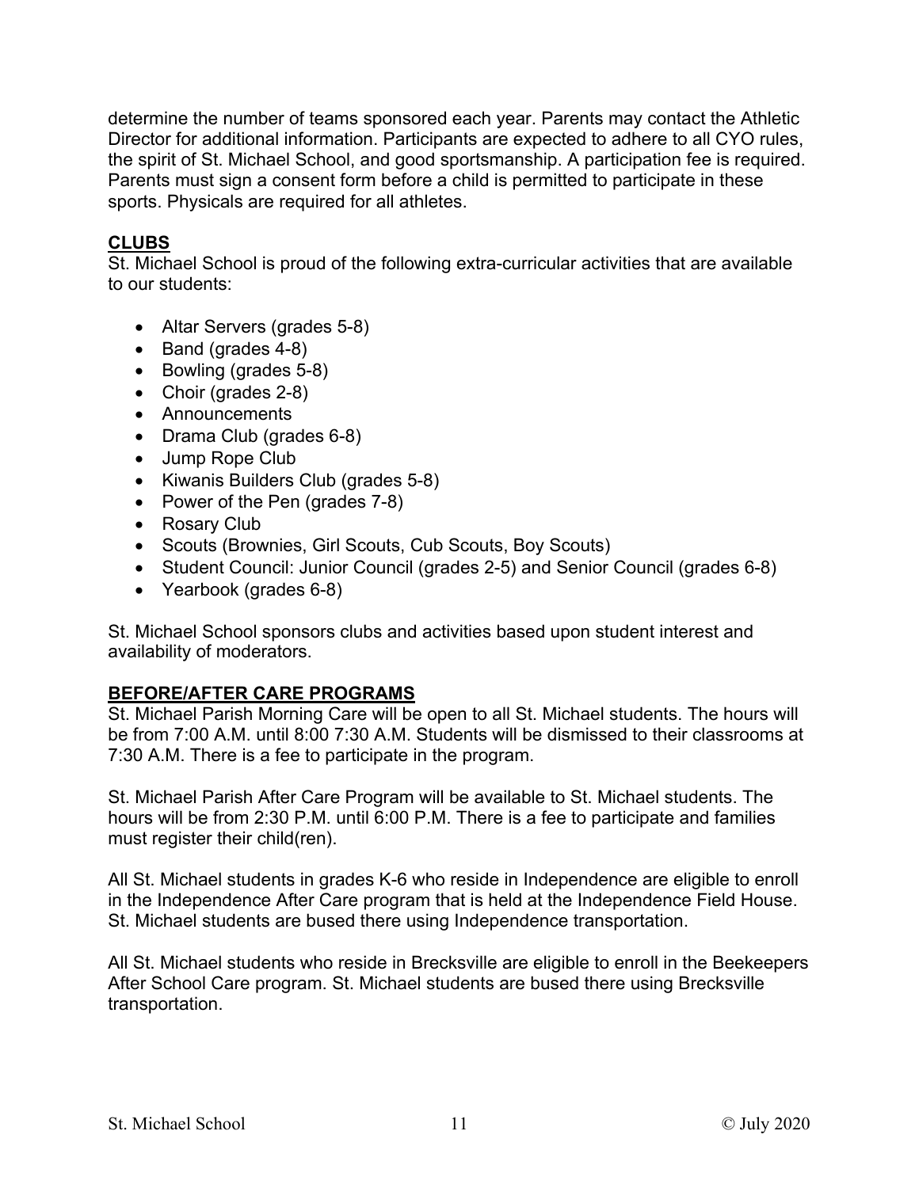determine the number of teams sponsored each year. Parents may contact the Athletic Director for additional information. Participants are expected to adhere to all CYO rules, the spirit of St. Michael School, and good sportsmanship. A participation fee is required. Parents must sign a consent form before a child is permitted to participate in these sports. Physicals are required for all athletes.

## CLUBS

St. Michael School is proud of the following extra-curricular activities that are available to our students:

- Altar Servers (grades 5-8)
- Band (grades 4-8)
- Bowling (grades 5-8)
- Choir (grades 2-8)
- Announcements
- Drama Club (grades 6-8)
- Jump Rope Club
- Kiwanis Builders Club (grades 5-8)
- Power of the Pen (grades 7-8)
- Rosary Club
- Scouts (Brownies, Girl Scouts, Cub Scouts, Boy Scouts)
- Student Council: Junior Council (grades 2-5) and Senior Council (grades 6-8)
- Yearbook (grades 6-8)

St. Michael School sponsors clubs and activities based upon student interest and availability of moderators.

## BEFORE/AFTER CARE PROGRAMS

St. Michael Parish Morning Care will be open to all St. Michael students. The hours will be from 7:00 A.M. until 8:00 7:30 A.M. Students will be dismissed to their classrooms at 7:30 A.M. There is a fee to participate in the program.

St. Michael Parish After Care Program will be available to St. Michael students. The hours will be from 2:30 P.M. until 6:00 P.M. There is a fee to participate and families must register their child(ren).

All St. Michael students in grades K-6 who reside in Independence are eligible to enroll in the Independence After Care program that is held at the Independence Field House. St. Michael students are bused there using Independence transportation.

All St. Michael students who reside in Brecksville are eligible to enroll in the Beekeepers After School Care program. St. Michael students are bused there using Brecksville transportation.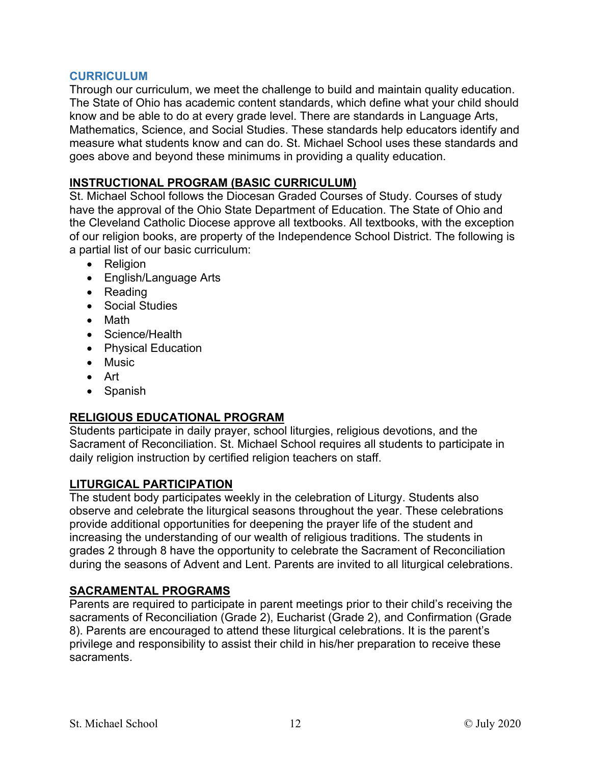## CURRICULUM

Through our curriculum, we meet the challenge to build and maintain quality education. The State of Ohio has academic content standards, which define what your child should know and be able to do at every grade level. There are standards in Language Arts, Mathematics, Science, and Social Studies. These standards help educators identify and measure what students know and can do. St. Michael School uses these standards and goes above and beyond these minimums in providing a quality education.

### INSTRUCTIONAL PROGRAM (BASIC CURRICULUM)

St. Michael School follows the Diocesan Graded Courses of Study. Courses of study have the approval of the Ohio State Department of Education. The State of Ohio and the Cleveland Catholic Diocese approve all textbooks. All textbooks, with the exception of our religion books, are property of the Independence School District. The following is a partial list of our basic curriculum:

- Religion
- English/Language Arts
- Reading
- Social Studies
- Math
- Science/Health
- Physical Education
- Music
- Art
- Spanish

### RELIGIOUS EDUCATIONAL PROGRAM

Students participate in daily prayer, school liturgies, religious devotions, and the Sacrament of Reconciliation. St. Michael School requires all students to participate in daily religion instruction by certified religion teachers on staff.

### LITURGICAL PARTICIPATION

The student body participates weekly in the celebration of Liturgy. Students also observe and celebrate the liturgical seasons throughout the year. These celebrations provide additional opportunities for deepening the prayer life of the student and increasing the understanding of our wealth of religious traditions. The students in grades 2 through 8 have the opportunity to celebrate the Sacrament of Reconciliation during the seasons of Advent and Lent. Parents are invited to all liturgical celebrations.

### SACRAMENTAL PROGRAMS

Parents are required to participate in parent meetings prior to their child's receiving the sacraments of Reconciliation (Grade 2), Eucharist (Grade 2), and Confirmation (Grade 8). Parents are encouraged to attend these liturgical celebrations. It is the parent's privilege and responsibility to assist their child in his/her preparation to receive these sacraments.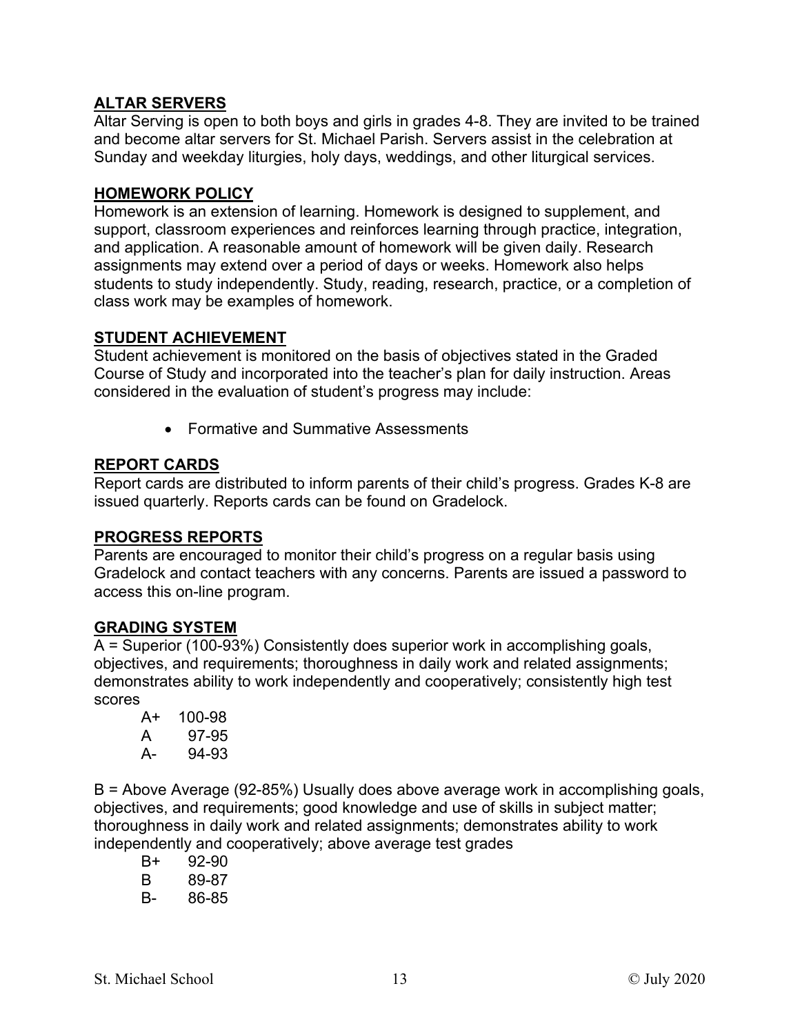## ALTAR SERVERS

Altar Serving is open to both boys and girls in grades 4-8. They are invited to be trained and become altar servers for St. Michael Parish. Servers assist in the celebration at Sunday and weekday liturgies, holy days, weddings, and other liturgical services.

## HOMEWORK POLICY

Homework is an extension of learning. Homework is designed to supplement, and support, classroom experiences and reinforces learning through practice, integration, and application. A reasonable amount of homework will be given daily. Research assignments may extend over a period of days or weeks. Homework also helps students to study independently. Study, reading, research, practice, or a completion of class work may be examples of homework.

## STUDENT ACHIEVEMENT

Student achievement is monitored on the basis of objectives stated in the Graded Course of Study and incorporated into the teacher's plan for daily instruction. Areas considered in the evaluation of student's progress may include:

- Formative and Summative Assessments

## REPORT CARDS

Report cards are distributed to inform parents of their child's progress. Grades K-8 are issued quarterly. Reports cards can be found on Gradelock.

## PROGRESS REPORTS

Parents are encouraged to monitor their child's progress on a regular basis using Gradelock and contact teachers with any concerns. Parents are issued a password to access this on-line program.

## GRADING SYSTEM

A = Superior (100-93%) Consistently does superior work in accomplishing goals, objectives, and requirements; thoroughness in daily work and related assignments; demonstrates ability to work independently and cooperatively; consistently high test scores

A+ 100-98
A 97-95
A- 94-93

B = Above Average (92-85%) Usually does above average work in accomplishing goals, objectives, and requirements; good knowledge and use of skills in subject matter; thoroughness in daily work and related assignments; demonstrates ability to work independently and cooperatively; above average test grades

B+ 92-90
B 89-87
B- 86-85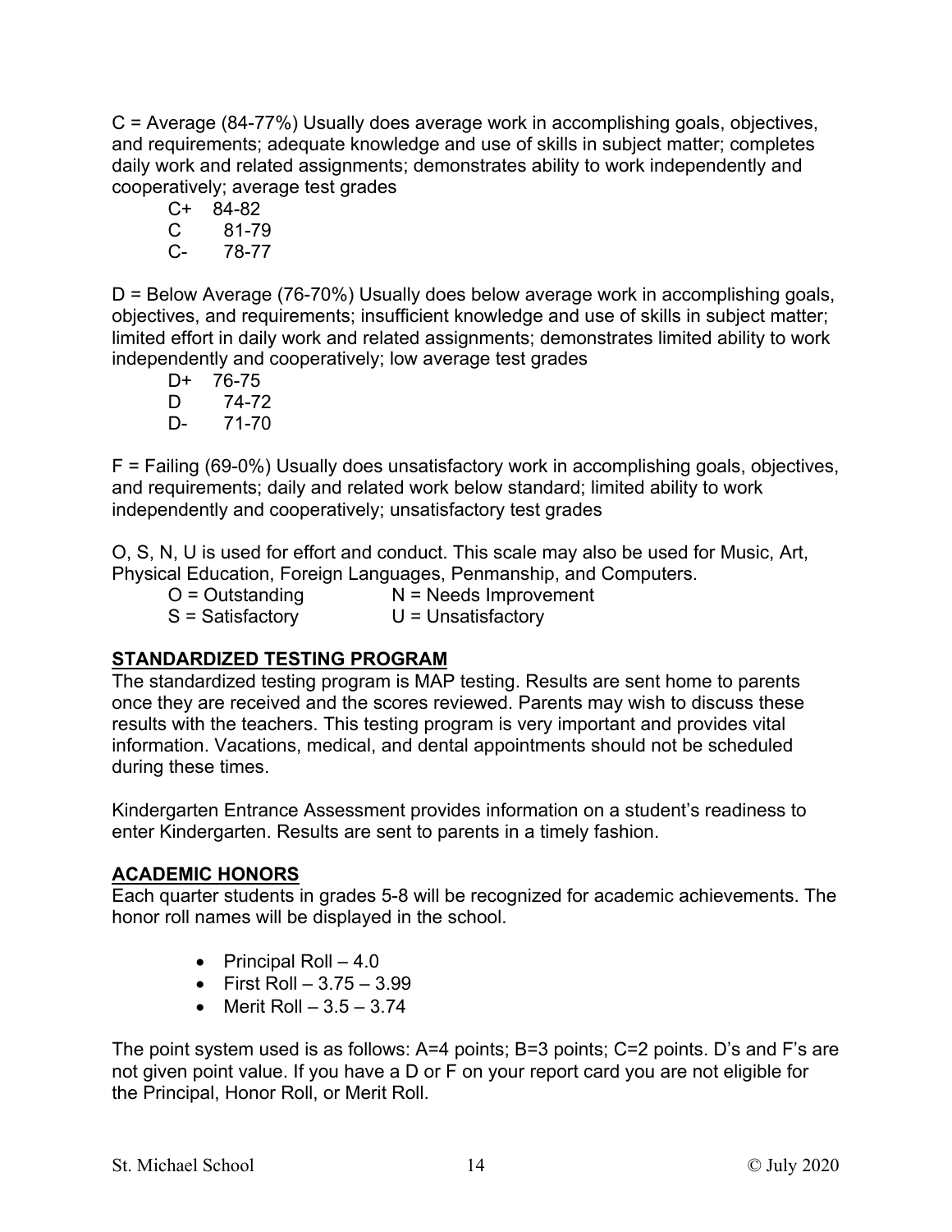C = Average (84-77%) Usually does average work in accomplishing goals, objectives, and requirements; adequate knowledge and use of skills in subject matter; completes daily work and related assignments; demonstrates ability to work independently and cooperatively; average test grades

C+ 84-82
C 81-79
C- 78-77

D = Below Average (76-70%) Usually does below average work in accomplishing goals, objectives, and requirements; insufficient knowledge and use of skills in subject matter; limited effort in daily work and related assignments; demonstrates limited ability to work independently and cooperatively; low average test grades

D+ 76-75
D 74-72
D- 71-70

F = Failing (69-0%) Usually does unsatisfactory work in accomplishing goals, objectives, and requirements; daily and related work below standard; limited ability to work independently and cooperatively; unsatisfactory test grades

O, S, N, U is used for effort and conduct. This scale may also be used for Music, Art, Physical Education, Foreign Languages, Penmanship, and Computers.

O = Outstanding N = Needs Improvement
S = Satisfactory U = Unsatisfactory

## STANDARDIZED TESTING PROGRAM

The standardized testing program is MAP testing. Results are sent home to parents once they are received and the scores reviewed. Parents may wish to discuss these results with the teachers. This testing program is very important and provides vital information. Vacations, medical, and dental appointments should not be scheduled during these times.

Kindergarten Entrance Assessment provides information on a student's readiness to enter Kindergarten. Results are sent to parents in a timely fashion.

## ACADEMIC HONORS

Each quarter students in grades 5-8 will be recognized for academic achievements. The honor roll names will be displayed in the school.

- Principal Roll – 4.0
- First Roll – 3.75 – 3.99
- Merit Roll – 3.5 – 3.74

The point system used is as follows: A=4 points; B=3 points; C=2 points. D's and F's are not given point value. If you have a D or F on your report card you are not eligible for the Principal, Honor Roll, or Merit Roll.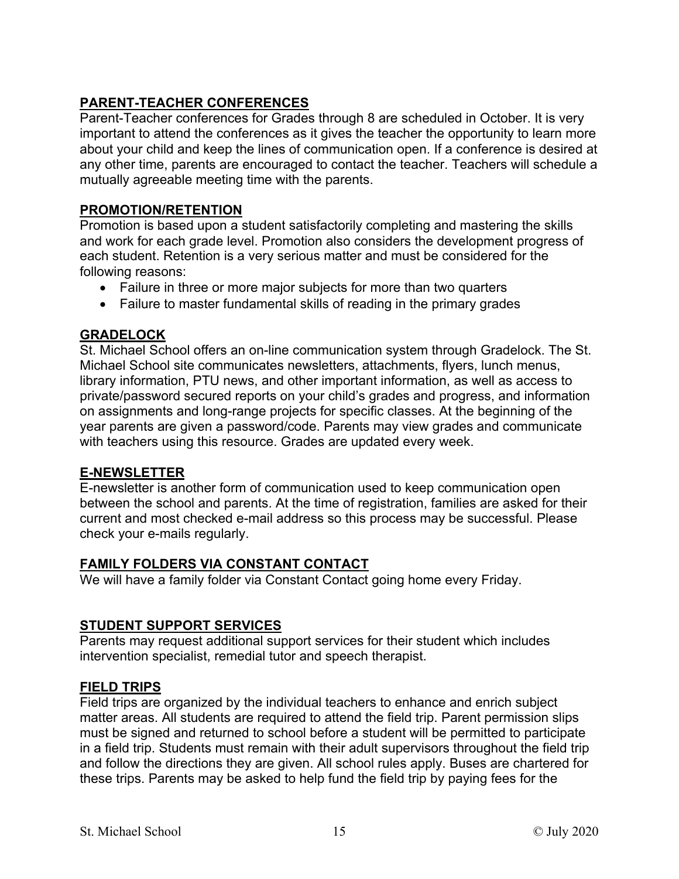## PARENT-TEACHER CONFERENCES

Parent-Teacher conferences for Grades through 8 are scheduled in October. It is very important to attend the conferences as it gives the teacher the opportunity to learn more about your child and keep the lines of communication open. If a conference is desired at any other time, parents are encouraged to contact the teacher. Teachers will schedule a mutually agreeable meeting time with the parents.

## PROMOTION/RETENTION

Promotion is based upon a student satisfactorily completing and mastering the skills and work for each grade level. Promotion also considers the development progress of each student. Retention is a very serious matter and must be considered for the following reasons:

- Failure in three or more major subjects for more than two quarters
- Failure to master fundamental skills of reading in the primary grades

## GRADELOCK

St. Michael School offers an on-line communication system through Gradelock. The St. Michael School site communicates newsletters, attachments, flyers, lunch menus, library information, PTU news, and other important information, as well as access to private/password secured reports on your child's grades and progress, and information on assignments and long-range projects for specific classes. At the beginning of the year parents are given a password/code. Parents may view grades and communicate with teachers using this resource. Grades are updated every week.

## E-NEWSLETTER

E-newsletter is another form of communication used to keep communication open between the school and parents. At the time of registration, families are asked for their current and most checked e-mail address so this process may be successful. Please check your e-mails regularly.

## FAMILY FOLDERS VIA CONSTANT CONTACT

We will have a family folder via Constant Contact going home every Friday.

## STUDENT SUPPORT SERVICES

Parents may request additional support services for their student which includes intervention specialist, remedial tutor and speech therapist.

## FIELD TRIPS

Field trips are organized by the individual teachers to enhance and enrich subject matter areas. All students are required to attend the field trip. Parent permission slips must be signed and returned to school before a student will be permitted to participate in a field trip. Students must remain with their adult supervisors throughout the field trip and follow the directions they are given. All school rules apply. Buses are chartered for these trips. Parents may be asked to help fund the field trip by paying fees for the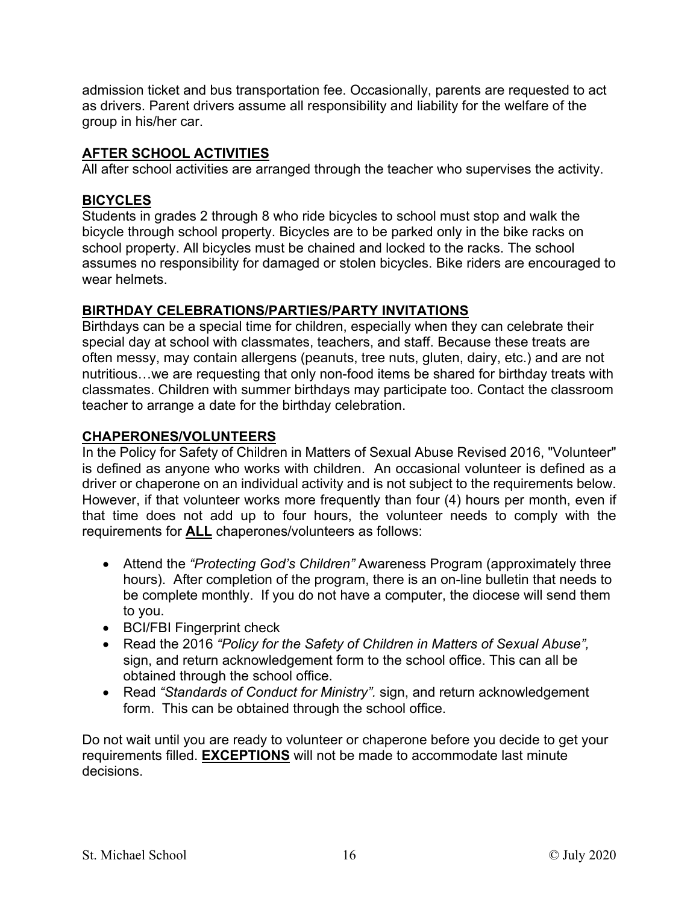admission ticket and bus transportation fee. Occasionally, parents are requested to act as drivers. Parent drivers assume all responsibility and liability for the welfare of the group in his/her car.

## AFTER SCHOOL ACTIVITIES

All after school activities are arranged through the teacher who supervises the activity.

## BICYCLES

Students in grades 2 through 8 who ride bicycles to school must stop and walk the bicycle through school property. Bicycles are to be parked only in the bike racks on school property. All bicycles must be chained and locked to the racks. The school assumes no responsibility for damaged or stolen bicycles. Bike riders are encouraged to wear helmets.

## BIRTHDAY CELEBRATIONS/PARTIES/PARTY INVITATIONS

Birthdays can be a special time for children, especially when they can celebrate their special day at school with classmates, teachers, and staff. Because these treats are often messy, may contain allergens (peanuts, tree nuts, gluten, dairy, etc.) and are not nutritious…we are requesting that only non-food items be shared for birthday treats with classmates. Children with summer birthdays may participate too. Contact the classroom teacher to arrange a date for the birthday celebration.

## CHAPERONES/VOLUNTEERS

In the Policy for Safety of Children in Matters of Sexual Abuse Revised 2016, "Volunteer" is defined as anyone who works with children. An occasional volunteer is defined as a driver or chaperone on an individual activity and is not subject to the requirements below. However, if that volunteer works more frequently than four (4) hours per month, even if that time does not add up to four hours, the volunteer needs to comply with the requirements for **ALL** chaperones/volunteers as follows:

- Attend the *"Protecting God's Children"* Awareness Program (approximately three hours). After completion of the program, there is an on-line bulletin that needs to be complete monthly. If you do not have a computer, the diocese will send them to you.
- BCI/FBI Fingerprint check
- Read the 2016 *"Policy for the Safety of Children in Matters of Sexual Abuse",* sign, and return acknowledgement form to the school office. This can all be obtained through the school office.
- Read *"Standards of Conduct for Ministry".* sign, and return acknowledgement form. This can be obtained through the school office.

Do not wait until you are ready to volunteer or chaperone before you decide to get your requirements filled. **EXCEPTIONS** will not be made to accommodate last minute decisions.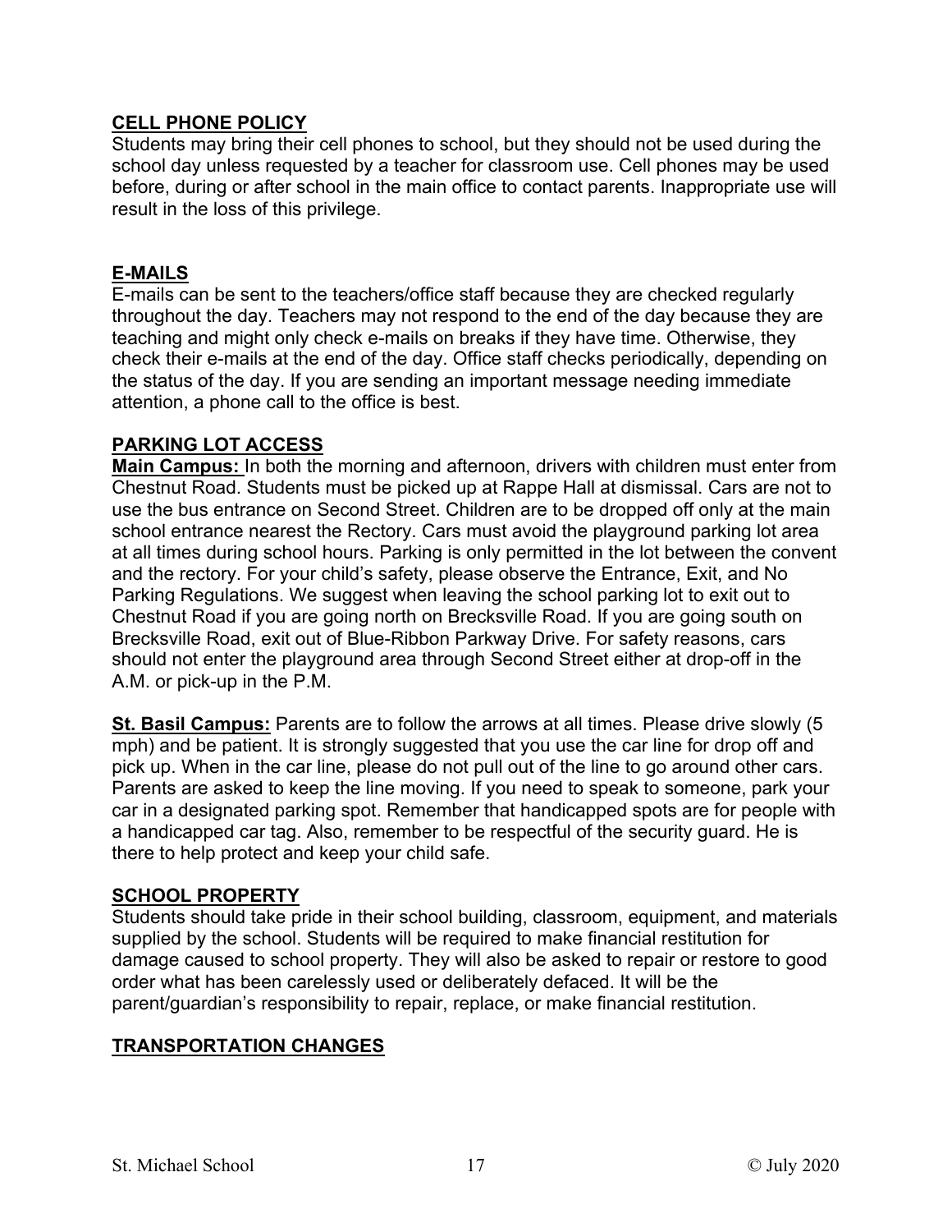## CELL PHONE POLICY

Students may bring their cell phones to school, but they should not be used during the school day unless requested by a teacher for classroom use. Cell phones may be used before, during or after school in the main office to contact parents. Inappropriate use will result in the loss of this privilege.

## E-MAILS

E-mails can be sent to the teachers/office staff because they are checked regularly throughout the day. Teachers may not respond to the end of the day because they are teaching and might only check e-mails on breaks if they have time. Otherwise, they check their e-mails at the end of the day. Office staff checks periodically, depending on the status of the day. If you are sending an important message needing immediate attention, a phone call to the office is best.

## PARKING LOT ACCESS

**Main Campus:** In both the morning and afternoon, drivers with children must enter from Chestnut Road. Students must be picked up at Rappe Hall at dismissal. Cars are not to use the bus entrance on Second Street. Children are to be dropped off only at the main school entrance nearest the Rectory. Cars must avoid the playground parking lot area at all times during school hours. Parking is only permitted in the lot between the convent and the rectory. For your child's safety, please observe the Entrance, Exit, and No Parking Regulations. We suggest when leaving the school parking lot to exit out to Chestnut Road if you are going north on Brecksville Road. If you are going south on Brecksville Road, exit out of Blue-Ribbon Parkway Drive. For safety reasons, cars should not enter the playground area through Second Street either at drop-off in the A.M. or pick-up in the P.M.

**St. Basil Campus:** Parents are to follow the arrows at all times. Please drive slowly (5 mph) and be patient. It is strongly suggested that you use the car line for drop off and pick up. When in the car line, please do not pull out of the line to go around other cars. Parents are asked to keep the line moving. If you need to speak to someone, park your car in a designated parking spot. Remember that handicapped spots are for people with a handicapped car tag. Also, remember to be respectful of the security guard. He is there to help protect and keep your child safe.

## SCHOOL PROPERTY

Students should take pride in their school building, classroom, equipment, and materials supplied by the school. Students will be required to make financial restitution for damage caused to school property. They will also be asked to repair or restore to good order what has been carelessly used or deliberately defaced. It will be the parent/guardian's responsibility to repair, replace, or make financial restitution.

## TRANSPORTATION CHANGES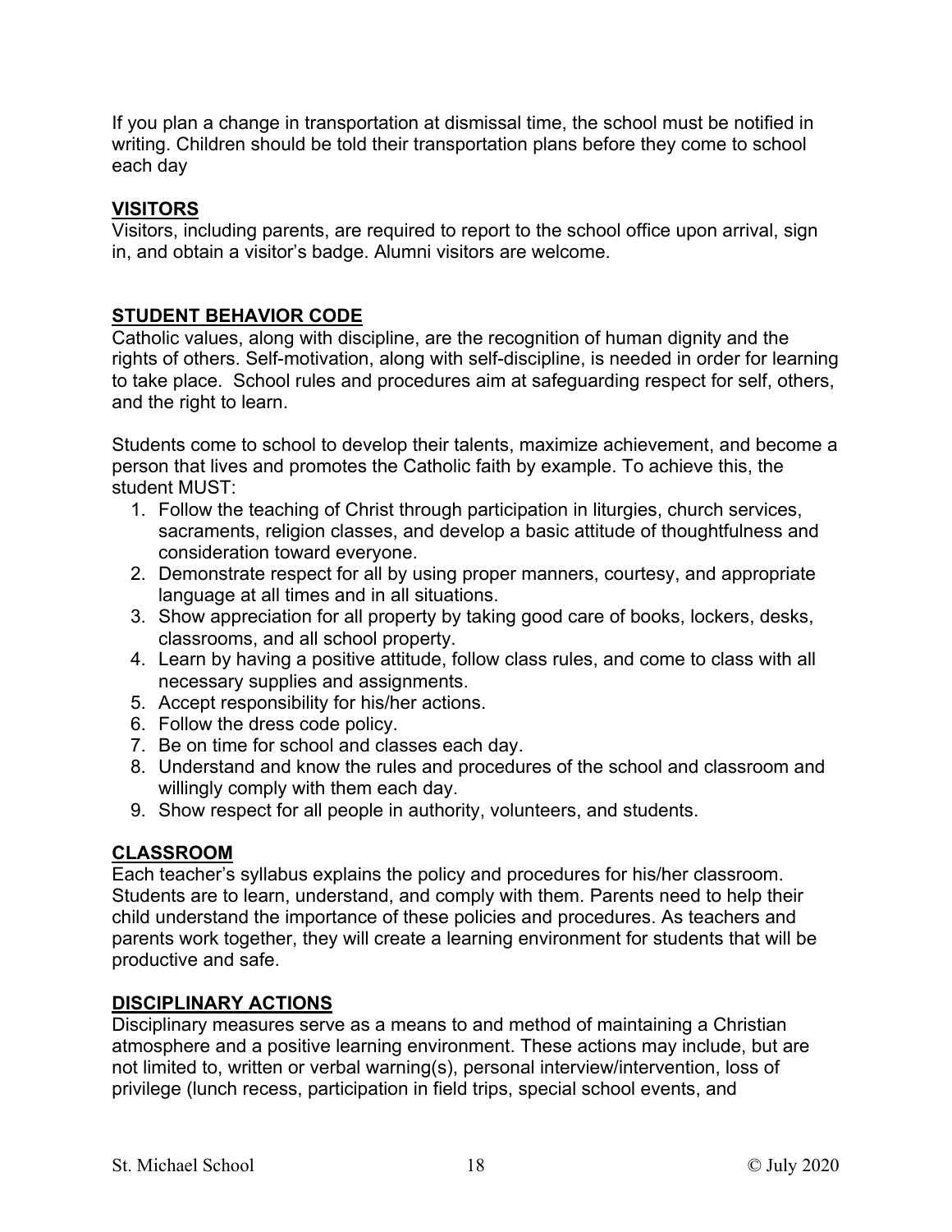If you plan a change in transportation at dismissal time, the school must be notified in writing. Children should be told their transportation plans before they come to school each day

## VISITORS

Visitors, including parents, are required to report to the school office upon arrival, sign in, and obtain a visitor's badge. Alumni visitors are welcome.

## STUDENT BEHAVIOR CODE

Catholic values, along with discipline, are the recognition of human dignity and the rights of others. Self-motivation, along with self-discipline, is needed in order for learning to take place. School rules and procedures aim at safeguarding respect for self, others, and the right to learn.

Students come to school to develop their talents, maximize achievement, and become a person that lives and promotes the Catholic faith by example. To achieve this, the student MUST:

1. Follow the teaching of Christ through participation in liturgies, church services, sacraments, religion classes, and develop a basic attitude of thoughtfulness and consideration toward everyone.
2. Demonstrate respect for all by using proper manners, courtesy, and appropriate language at all times and in all situations.
3. Show appreciation for all property by taking good care of books, lockers, desks, classrooms, and all school property.
4. Learn by having a positive attitude, follow class rules, and come to class with all necessary supplies and assignments.
5. Accept responsibility for his/her actions.
6. Follow the dress code policy.
7. Be on time for school and classes each day.
8. Understand and know the rules and procedures of the school and classroom and willingly comply with them each day.
9. Show respect for all people in authority, volunteers, and students.

## CLASSROOM

Each teacher's syllabus explains the policy and procedures for his/her classroom. Students are to learn, understand, and comply with them. Parents need to help their child understand the importance of these policies and procedures. As teachers and parents work together, they will create a learning environment for students that will be productive and safe.

## DISCIPLINARY ACTIONS

Disciplinary measures serve as a means to and method of maintaining a Christian atmosphere and a positive learning environment. These actions may include, but are not limited to, written or verbal warning(s), personal interview/intervention, loss of privilege (lunch recess, participation in field trips, special school events, and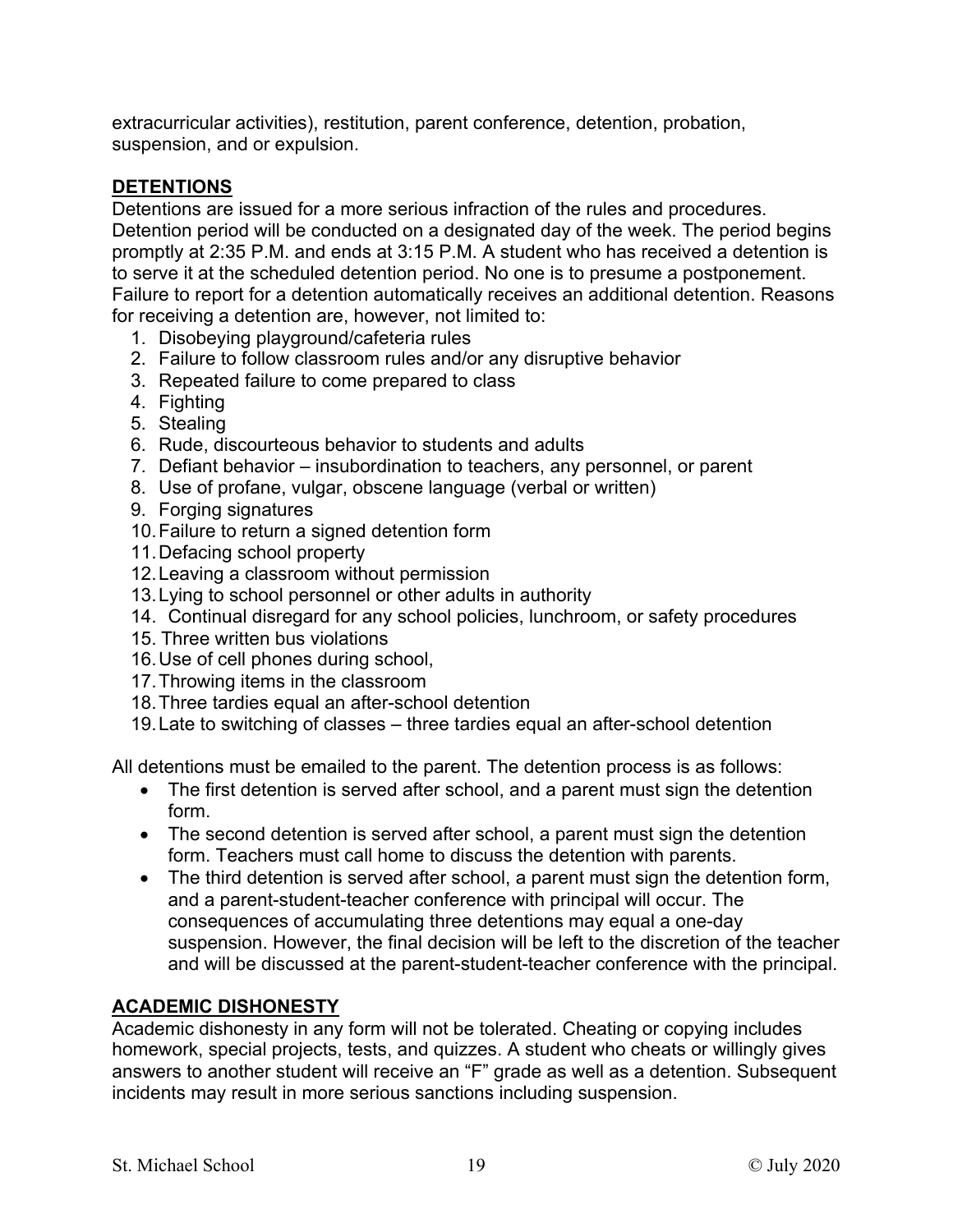extracurricular activities), restitution, parent conference, detention, probation, suspension, and or expulsion.

## DETENTIONS

Detentions are issued for a more serious infraction of the rules and procedures. Detention period will be conducted on a designated day of the week. The period begins promptly at 2:35 P.M. and ends at 3:15 P.M. A student who has received a detention is to serve it at the scheduled detention period. No one is to presume a postponement. Failure to report for a detention automatically receives an additional detention. Reasons for receiving a detention are, however, not limited to:

1. Disobeying playground/cafeteria rules
2. Failure to follow classroom rules and/or any disruptive behavior
3. Repeated failure to come prepared to class
4. Fighting
5. Stealing
6. Rude, discourteous behavior to students and adults
7. Defiant behavior – insubordination to teachers, any personnel, or parent
8. Use of profane, vulgar, obscene language (verbal or written)
9. Forging signatures
10. Failure to return a signed detention form
11. Defacing school property
12. Leaving a classroom without permission
13. Lying to school personnel or other adults in authority
14. Continual disregard for any school policies, lunchroom, or safety procedures
15. Three written bus violations
16. Use of cell phones during school,
17. Throwing items in the classroom
18. Three tardies equal an after-school detention
19. Late to switching of classes – three tardies equal an after-school detention

All detentions must be emailed to the parent. The detention process is as follows:

- The first detention is served after school, and a parent must sign the detention form.
- The second detention is served after school, a parent must sign the detention form. Teachers must call home to discuss the detention with parents.
- The third detention is served after school, a parent must sign the detention form, and a parent-student-teacher conference with principal will occur. The consequences of accumulating three detentions may equal a one-day suspension. However, the final decision will be left to the discretion of the teacher and will be discussed at the parent-student-teacher conference with the principal.

## ACADEMIC DISHONESTY

Academic dishonesty in any form will not be tolerated. Cheating or copying includes homework, special projects, tests, and quizzes. A student who cheats or willingly gives answers to another student will receive an "F" grade as well as a detention. Subsequent incidents may result in more serious sanctions including suspension.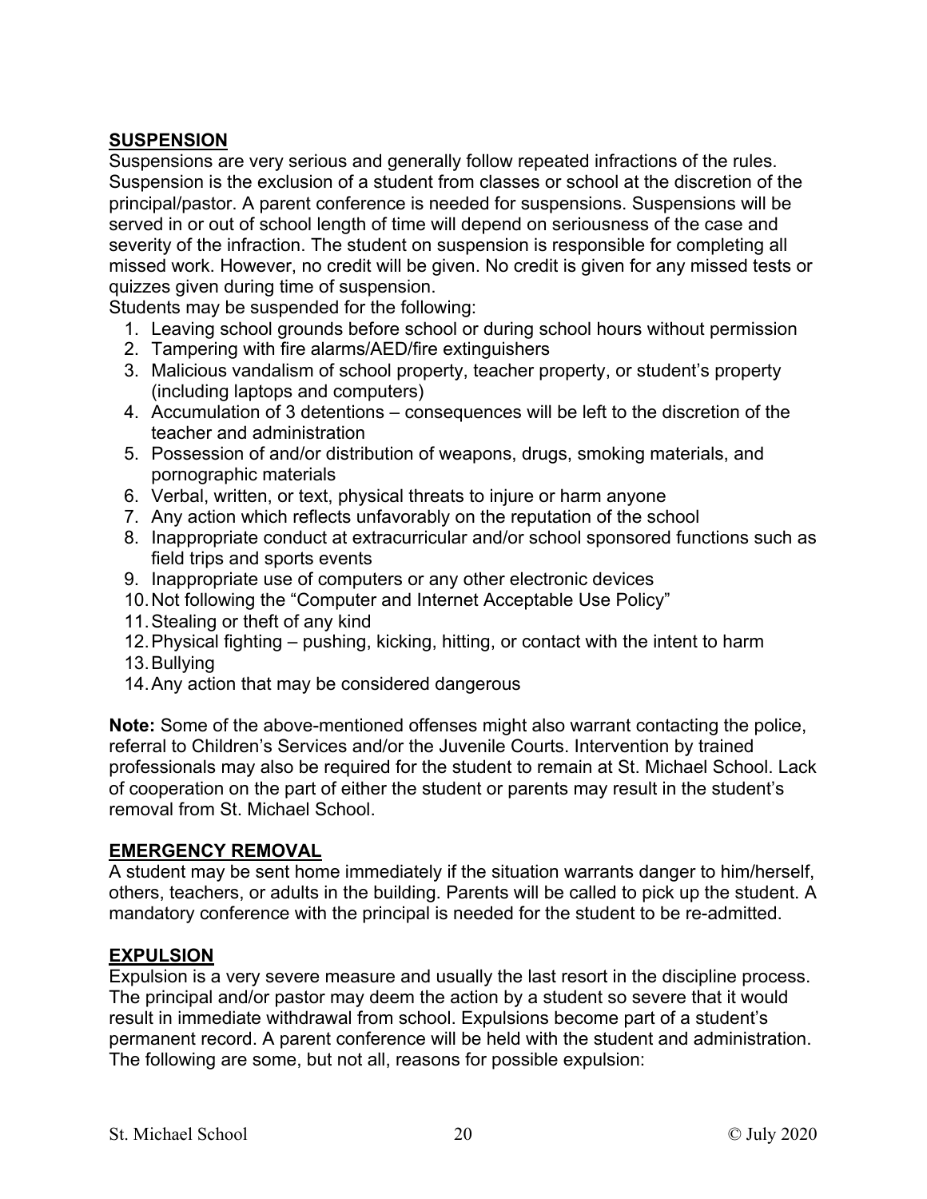## SUSPENSION

Suspensions are very serious and generally follow repeated infractions of the rules. Suspension is the exclusion of a student from classes or school at the discretion of the principal/pastor. A parent conference is needed for suspensions. Suspensions will be served in or out of school length of time will depend on seriousness of the case and severity of the infraction. The student on suspension is responsible for completing all missed work. However, no credit will be given. No credit is given for any missed tests or quizzes given during time of suspension.

Students may be suspended for the following:

1. Leaving school grounds before school or during school hours without permission
2. Tampering with fire alarms/AED/fire extinguishers
3. Malicious vandalism of school property, teacher property, or student's property (including laptops and computers)
4. Accumulation of 3 detentions – consequences will be left to the discretion of the teacher and administration
5. Possession of and/or distribution of weapons, drugs, smoking materials, and pornographic materials
6. Verbal, written, or text, physical threats to injure or harm anyone
7. Any action which reflects unfavorably on the reputation of the school
8. Inappropriate conduct at extracurricular and/or school sponsored functions such as field trips and sports events
9. Inappropriate use of computers or any other electronic devices
10. Not following the "Computer and Internet Acceptable Use Policy"
11. Stealing or theft of any kind
12. Physical fighting – pushing, kicking, hitting, or contact with the intent to harm
13. Bullying
14. Any action that may be considered dangerous

**Note:** Some of the above-mentioned offenses might also warrant contacting the police, referral to Children's Services and/or the Juvenile Courts. Intervention by trained professionals may also be required for the student to remain at St. Michael School. Lack of cooperation on the part of either the student or parents may result in the student's removal from St. Michael School.

## EMERGENCY REMOVAL

A student may be sent home immediately if the situation warrants danger to him/herself, others, teachers, or adults in the building. Parents will be called to pick up the student. A mandatory conference with the principal is needed for the student to be re-admitted.

## EXPULSION

Expulsion is a very severe measure and usually the last resort in the discipline process. The principal and/or pastor may deem the action by a student so severe that it would result in immediate withdrawal from school. Expulsions become part of a student's permanent record. A parent conference will be held with the student and administration. The following are some, but not all, reasons for possible expulsion: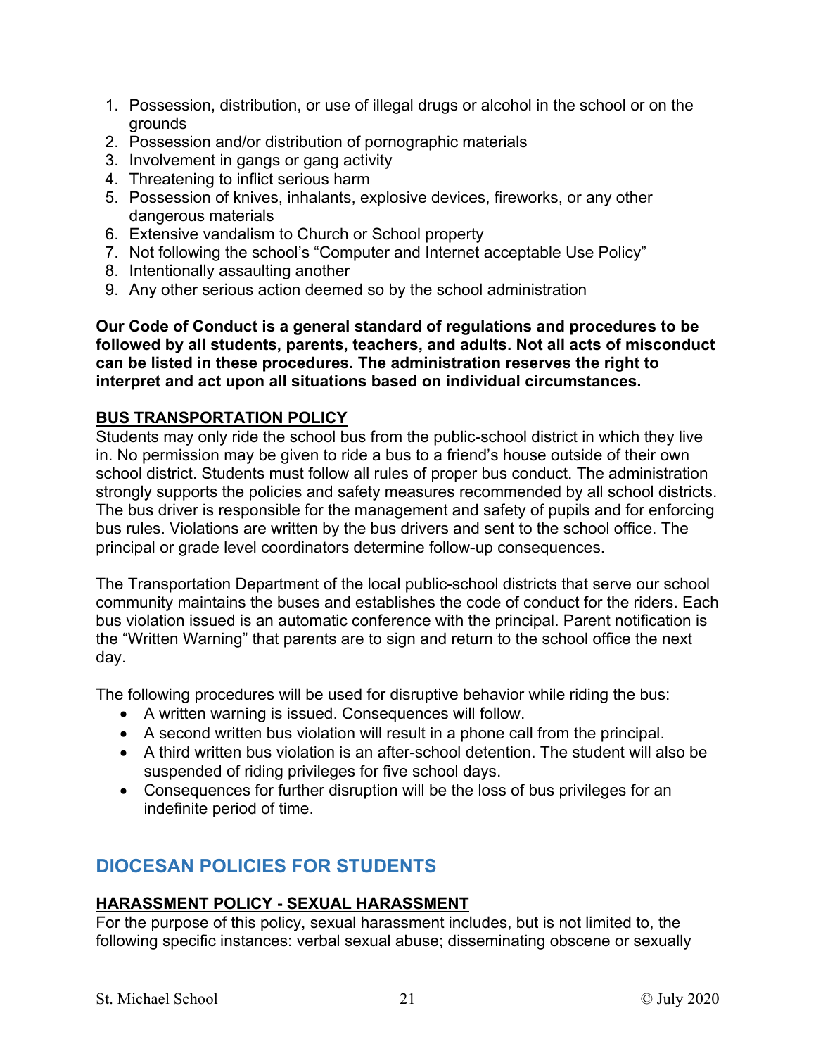1. Possession, distribution, or use of illegal drugs or alcohol in the school or on the grounds
2. Possession and/or distribution of pornographic materials
3. Involvement in gangs or gang activity
4. Threatening to inflict serious harm
5. Possession of knives, inhalants, explosive devices, fireworks, or any other dangerous materials
6. Extensive vandalism to Church or School property
7. Not following the school's "Computer and Internet acceptable Use Policy"
8. Intentionally assaulting another
9. Any other serious action deemed so by the school administration

**Our Code of Conduct is a general standard of regulations and procedures to be followed by all students, parents, teachers, and adults. Not all acts of misconduct can be listed in these procedures. The administration reserves the right to interpret and act upon all situations based on individual circumstances.**

### BUS TRANSPORTATION POLICY

Students may only ride the school bus from the public-school district in which they live in. No permission may be given to ride a bus to a friend's house outside of their own school district. Students must follow all rules of proper bus conduct. The administration strongly supports the policies and safety measures recommended by all school districts. The bus driver is responsible for the management and safety of pupils and for enforcing bus rules. Violations are written by the bus drivers and sent to the school office. The principal or grade level coordinators determine follow-up consequences.

The Transportation Department of the local public-school districts that serve our school community maintains the buses and establishes the code of conduct for the riders. Each bus violation issued is an automatic conference with the principal. Parent notification is the "Written Warning" that parents are to sign and return to the school office the next day.

The following procedures will be used for disruptive behavior while riding the bus:

- A written warning is issued. Consequences will follow.
- A second written bus violation will result in a phone call from the principal.
- A third written bus violation is an after-school detention. The student will also be suspended of riding privileges for five school days.
- Consequences for further disruption will be the loss of bus privileges for an indefinite period of time.

## DIOCESAN POLICIES FOR STUDENTS

### HARASSMENT POLICY - SEXUAL HARASSMENT

For the purpose of this policy, sexual harassment includes, but is not limited to, the following specific instances: verbal sexual abuse; disseminating obscene or sexually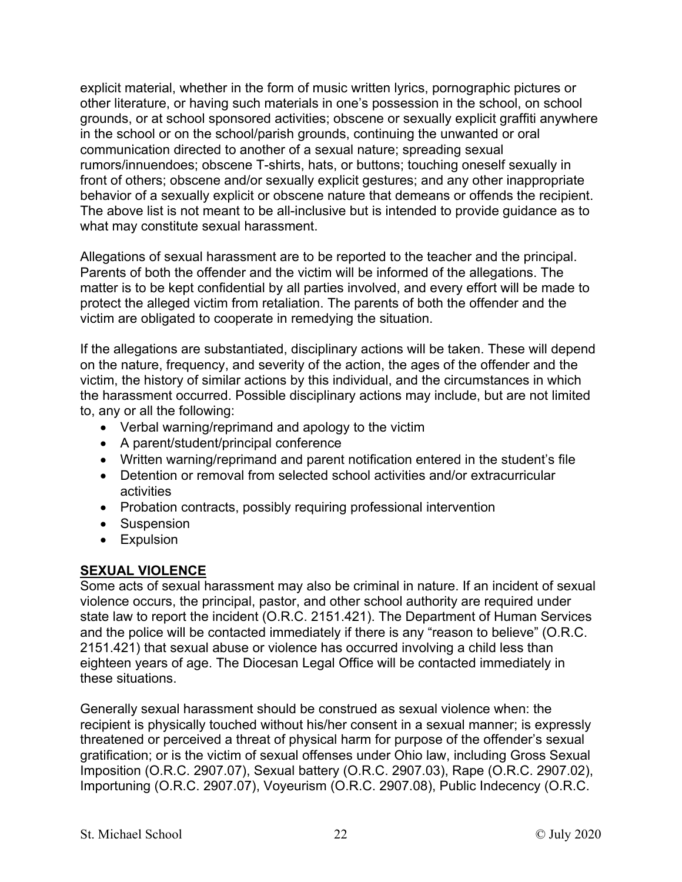explicit material, whether in the form of music written lyrics, pornographic pictures or other literature, or having such materials in one's possession in the school, on school grounds, or at school sponsored activities; obscene or sexually explicit graffiti anywhere in the school or on the school/parish grounds, continuing the unwanted or oral communication directed to another of a sexual nature; spreading sexual rumors/innuendoes; obscene T-shirts, hats, or buttons; touching oneself sexually in front of others; obscene and/or sexually explicit gestures; and any other inappropriate behavior of a sexually explicit or obscene nature that demeans or offends the recipient. The above list is not meant to be all-inclusive but is intended to provide guidance as to what may constitute sexual harassment.

Allegations of sexual harassment are to be reported to the teacher and the principal. Parents of both the offender and the victim will be informed of the allegations. The matter is to be kept confidential by all parties involved, and every effort will be made to protect the alleged victim from retaliation. The parents of both the offender and the victim are obligated to cooperate in remedying the situation.

If the allegations are substantiated, disciplinary actions will be taken. These will depend on the nature, frequency, and severity of the action, the ages of the offender and the victim, the history of similar actions by this individual, and the circumstances in which the harassment occurred. Possible disciplinary actions may include, but are not limited to, any or all the following:

- Verbal warning/reprimand and apology to the victim
- A parent/student/principal conference
- Written warning/reprimand and parent notification entered in the student's file
- Detention or removal from selected school activities and/or extracurricular activities
- Probation contracts, possibly requiring professional intervention
- Suspension
- Expulsion

## SEXUAL VIOLENCE

Some acts of sexual harassment may also be criminal in nature. If an incident of sexual violence occurs, the principal, pastor, and other school authority are required under state law to report the incident (O.R.C. 2151.421). The Department of Human Services and the police will be contacted immediately if there is any "reason to believe" (O.R.C. 2151.421) that sexual abuse or violence has occurred involving a child less than eighteen years of age. The Diocesan Legal Office will be contacted immediately in these situations.

Generally sexual harassment should be construed as sexual violence when: the recipient is physically touched without his/her consent in a sexual manner; is expressly threatened or perceived a threat of physical harm for purpose of the offender's sexual gratification; or is the victim of sexual offenses under Ohio law, including Gross Sexual Imposition (O.R.C. 2907.07), Sexual battery (O.R.C. 2907.03), Rape (O.R.C. 2907.02), Importuning (O.R.C. 2907.07), Voyeurism (O.R.C. 2907.08), Public Indecency (O.R.C.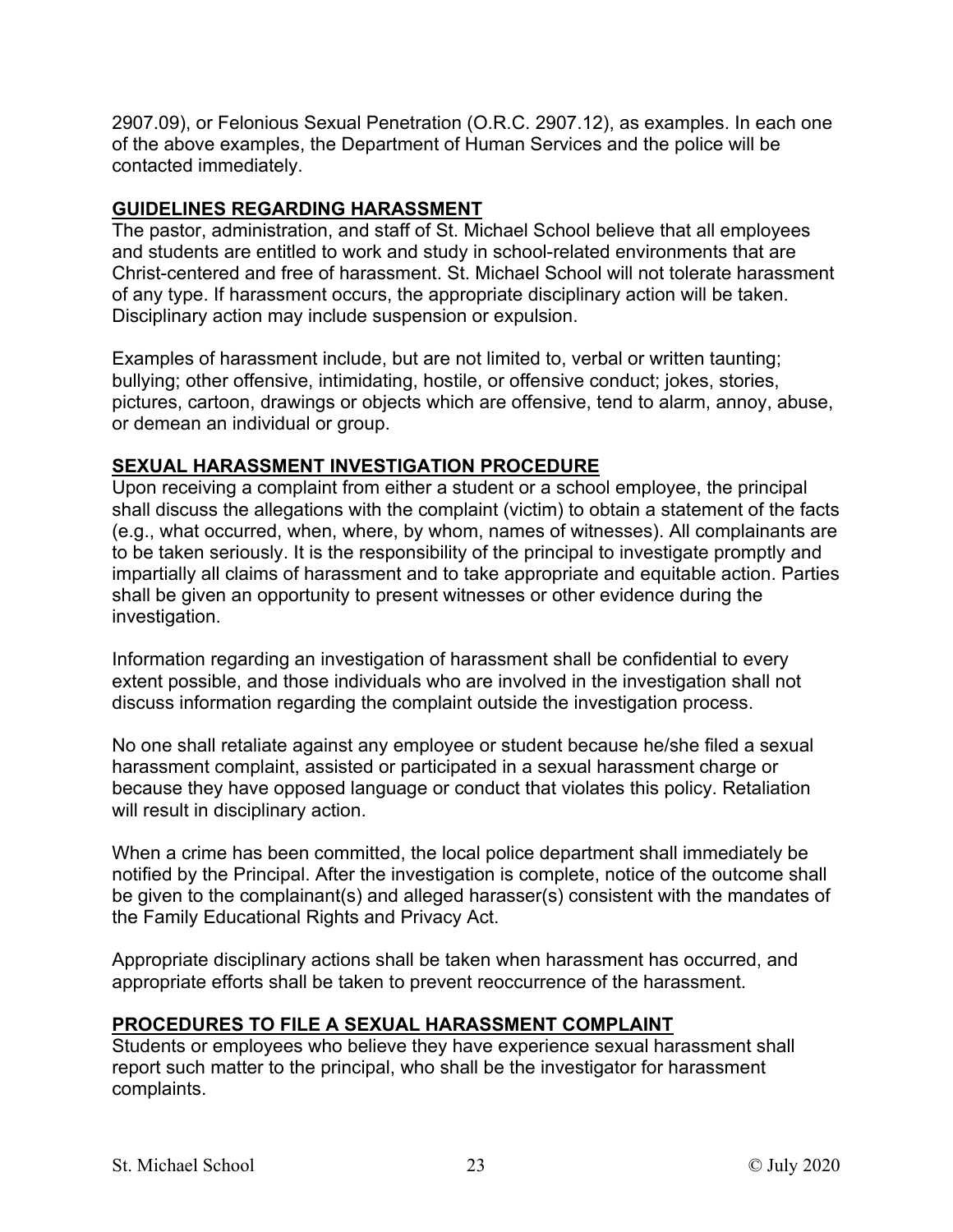2907.09), or Felonious Sexual Penetration (O.R.C. 2907.12), as examples. In each one of the above examples, the Department of Human Services and the police will be contacted immediately.

## GUIDELINES REGARDING HARASSMENT

The pastor, administration, and staff of St. Michael School believe that all employees and students are entitled to work and study in school-related environments that are Christ-centered and free of harassment. St. Michael School will not tolerate harassment of any type. If harassment occurs, the appropriate disciplinary action will be taken. Disciplinary action may include suspension or expulsion.

Examples of harassment include, but are not limited to, verbal or written taunting; bullying; other offensive, intimidating, hostile, or offensive conduct; jokes, stories, pictures, cartoon, drawings or objects which are offensive, tend to alarm, annoy, abuse, or demean an individual or group.

## SEXUAL HARASSMENT INVESTIGATION PROCEDURE

Upon receiving a complaint from either a student or a school employee, the principal shall discuss the allegations with the complaint (victim) to obtain a statement of the facts (e.g., what occurred, when, where, by whom, names of witnesses). All complainants are to be taken seriously. It is the responsibility of the principal to investigate promptly and impartially all claims of harassment and to take appropriate and equitable action. Parties shall be given an opportunity to present witnesses or other evidence during the investigation.

Information regarding an investigation of harassment shall be confidential to every extent possible, and those individuals who are involved in the investigation shall not discuss information regarding the complaint outside the investigation process.

No one shall retaliate against any employee or student because he/she filed a sexual harassment complaint, assisted or participated in a sexual harassment charge or because they have opposed language or conduct that violates this policy. Retaliation will result in disciplinary action.

When a crime has been committed, the local police department shall immediately be notified by the Principal. After the investigation is complete, notice of the outcome shall be given to the complainant(s) and alleged harasser(s) consistent with the mandates of the Family Educational Rights and Privacy Act.

Appropriate disciplinary actions shall be taken when harassment has occurred, and appropriate efforts shall be taken to prevent reoccurrence of the harassment.

## PROCEDURES TO FILE A SEXUAL HARASSMENT COMPLAINT

Students or employees who believe they have experience sexual harassment shall report such matter to the principal, who shall be the investigator for harassment complaints.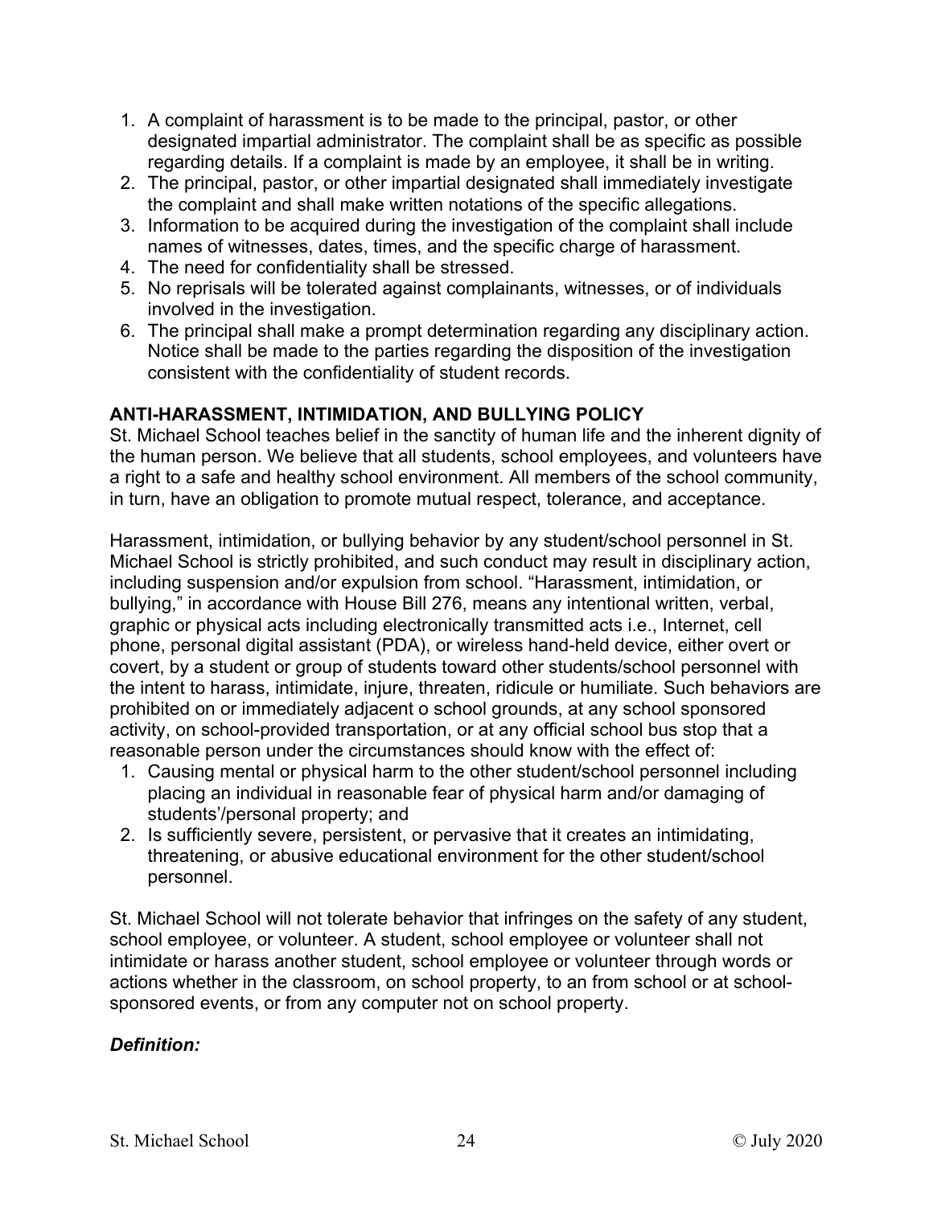1. A complaint of harassment is to be made to the principal, pastor, or other designated impartial administrator. The complaint shall be as specific as possible regarding details. If a complaint is made by an employee, it shall be in writing.
2. The principal, pastor, or other impartial designated shall immediately investigate the complaint and shall make written notations of the specific allegations.
3. Information to be acquired during the investigation of the complaint shall include names of witnesses, dates, times, and the specific charge of harassment.
4. The need for confidentiality shall be stressed.
5. No reprisals will be tolerated against complainants, witnesses, or of individuals involved in the investigation.
6. The principal shall make a prompt determination regarding any disciplinary action. Notice shall be made to the parties regarding the disposition of the investigation consistent with the confidentiality of student records.

**ANTI-HARASSMENT, INTIMIDATION, AND BULLYING POLICY**

St. Michael School teaches belief in the sanctity of human life and the inherent dignity of the human person. We believe that all students, school employees, and volunteers have a right to a safe and healthy school environment. All members of the school community, in turn, have an obligation to promote mutual respect, tolerance, and acceptance.

Harassment, intimidation, or bullying behavior by any student/school personnel in St. Michael School is strictly prohibited, and such conduct may result in disciplinary action, including suspension and/or expulsion from school. "Harassment, intimidation, or bullying," in accordance with House Bill 276, means any intentional written, verbal, graphic or physical acts including electronically transmitted acts i.e., Internet, cell phone, personal digital assistant (PDA), or wireless hand-held device, either overt or covert, by a student or group of students toward other students/school personnel with the intent to harass, intimidate, injure, threaten, ridicule or humiliate. Such behaviors are prohibited on or immediately adjacent o school grounds, at any school sponsored activity, on school-provided transportation, or at any official school bus stop that a reasonable person under the circumstances should know with the effect of:

1. Causing mental or physical harm to the other student/school personnel including placing an individual in reasonable fear of physical harm and/or damaging of students'/personal property; and
2. Is sufficiently severe, persistent, or pervasive that it creates an intimidating, threatening, or abusive educational environment for the other student/school personnel.

St. Michael School will not tolerate behavior that infringes on the safety of any student, school employee, or volunteer. A student, school employee or volunteer shall not intimidate or harass another student, school employee or volunteer through words or actions whether in the classroom, on school property, to an from school or at school-sponsored events, or from any computer not on school property.

***Definition:***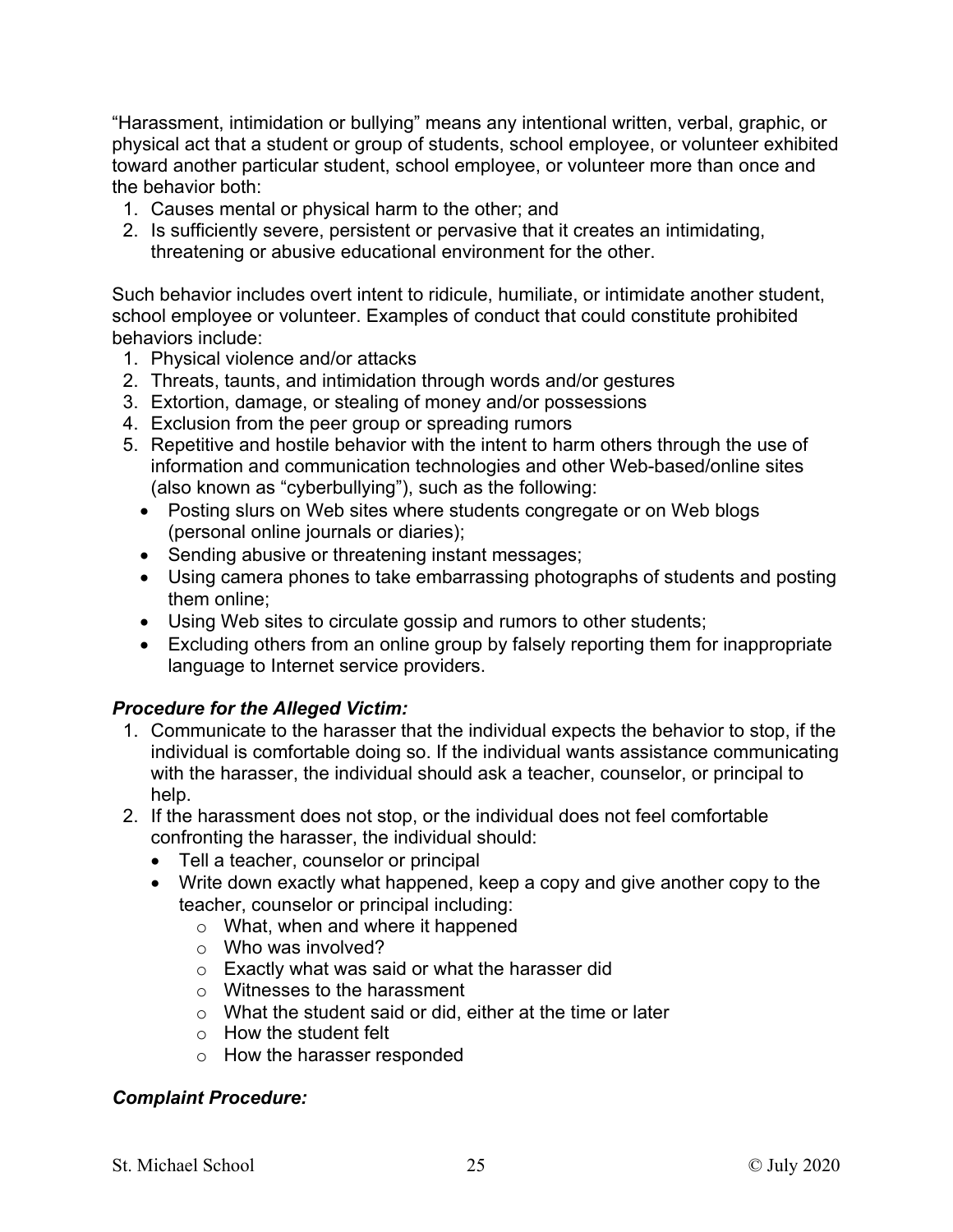"Harassment, intimidation or bullying" means any intentional written, verbal, graphic, or physical act that a student or group of students, school employee, or volunteer exhibited toward another particular student, school employee, or volunteer more than once and the behavior both:

1. Causes mental or physical harm to the other; and
2. Is sufficiently severe, persistent or pervasive that it creates an intimidating, threatening or abusive educational environment for the other.

Such behavior includes overt intent to ridicule, humiliate, or intimidate another student, school employee or volunteer. Examples of conduct that could constitute prohibited behaviors include:

1. Physical violence and/or attacks
2. Threats, taunts, and intimidation through words and/or gestures
3. Extortion, damage, or stealing of money and/or possessions
4. Exclusion from the peer group or spreading rumors
5. Repetitive and hostile behavior with the intent to harm others through the use of information and communication technologies and other Web-based/online sites (also known as "cyberbullying"), such as the following:
   - Posting slurs on Web sites where students congregate or on Web blogs (personal online journals or diaries);
   - Sending abusive or threatening instant messages;
   - Using camera phones to take embarrassing photographs of students and posting them online;
   - Using Web sites to circulate gossip and rumors to other students;
   - Excluding others from an online group by falsely reporting them for inappropriate language to Internet service providers.

***Procedure for the Alleged Victim:***

1. Communicate to the harasser that the individual expects the behavior to stop, if the individual is comfortable doing so. If the individual wants assistance communicating with the harasser, the individual should ask a teacher, counselor, or principal to help.
2. If the harassment does not stop, or the individual does not feel comfortable confronting the harasser, the individual should:
   - Tell a teacher, counselor or principal
   - Write down exactly what happened, keep a copy and give another copy to the teacher, counselor or principal including:
     - What, when and where it happened
     - Who was involved?
     - Exactly what was said or what the harasser did
     - Witnesses to the harassment
     - What the student said or did, either at the time or later
     - How the student felt
     - How the harasser responded

***Complaint Procedure:***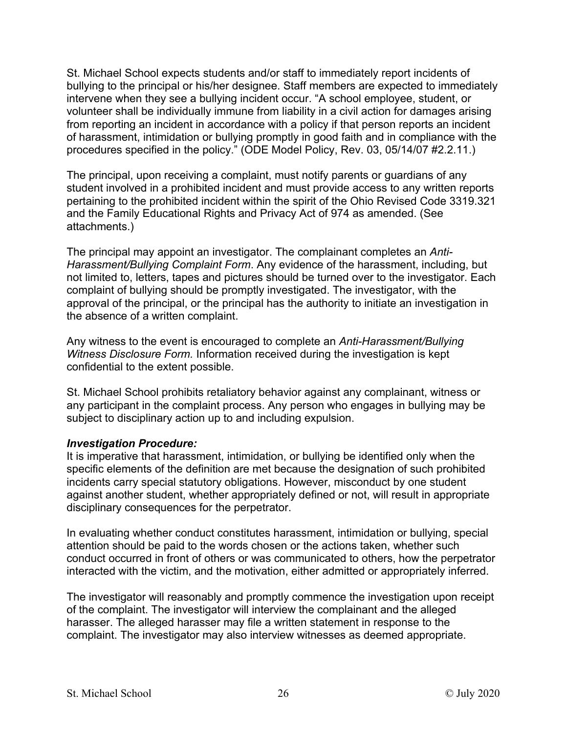St. Michael School expects students and/or staff to immediately report incidents of bullying to the principal or his/her designee. Staff members are expected to immediately intervene when they see a bullying incident occur. "A school employee, student, or volunteer shall be individually immune from liability in a civil action for damages arising from reporting an incident in accordance with a policy if that person reports an incident of harassment, intimidation or bullying promptly in good faith and in compliance with the procedures specified in the policy." (ODE Model Policy, Rev. 03, 05/14/07 #2.2.11.)

The principal, upon receiving a complaint, must notify parents or guardians of any student involved in a prohibited incident and must provide access to any written reports pertaining to the prohibited incident within the spirit of the Ohio Revised Code 3319.321 and the Family Educational Rights and Privacy Act of 974 as amended. (See attachments.)

The principal may appoint an investigator. The complainant completes an *Anti-Harassment/Bullying Complaint Form*. Any evidence of the harassment, including, but not limited to, letters, tapes and pictures should be turned over to the investigator. Each complaint of bullying should be promptly investigated. The investigator, with the approval of the principal, or the principal has the authority to initiate an investigation in the absence of a written complaint.

Any witness to the event is encouraged to complete an *Anti-Harassment/Bullying Witness Disclosure Form.* Information received during the investigation is kept confidential to the extent possible.

St. Michael School prohibits retaliatory behavior against any complainant, witness or any participant in the complaint process. Any person who engages in bullying may be subject to disciplinary action up to and including expulsion.

***Investigation Procedure:***

It is imperative that harassment, intimidation, or bullying be identified only when the specific elements of the definition are met because the designation of such prohibited incidents carry special statutory obligations. However, misconduct by one student against another student, whether appropriately defined or not, will result in appropriate disciplinary consequences for the perpetrator.

In evaluating whether conduct constitutes harassment, intimidation or bullying, special attention should be paid to the words chosen or the actions taken, whether such conduct occurred in front of others or was communicated to others, how the perpetrator interacted with the victim, and the motivation, either admitted or appropriately inferred.

The investigator will reasonably and promptly commence the investigation upon receipt of the complaint. The investigator will interview the complainant and the alleged harasser. The alleged harasser may file a written statement in response to the complaint. The investigator may also interview witnesses as deemed appropriate.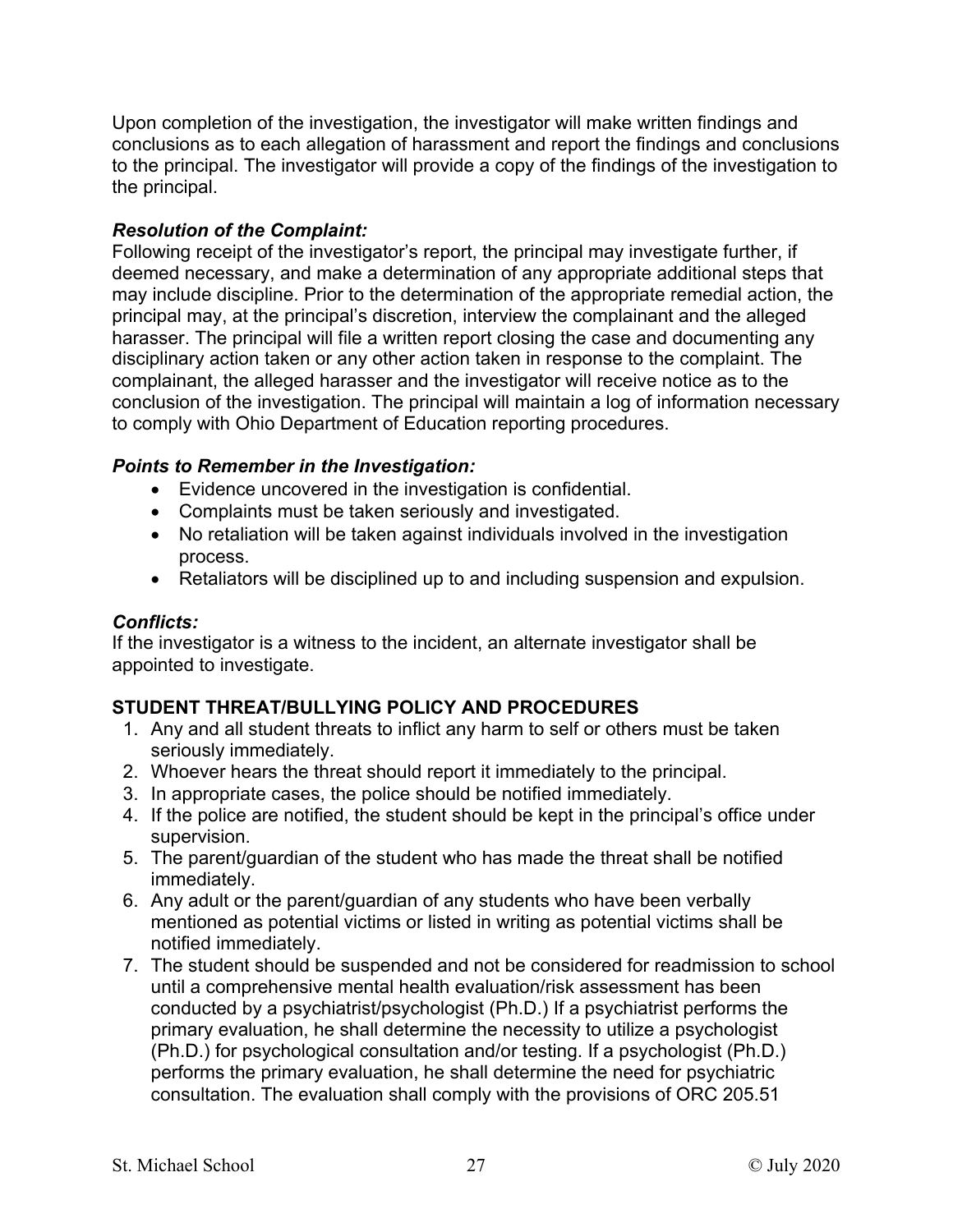Upon completion of the investigation, the investigator will make written findings and conclusions as to each allegation of harassment and report the findings and conclusions to the principal. The investigator will provide a copy of the findings of the investigation to the principal.

***Resolution of the Complaint:***
Following receipt of the investigator's report, the principal may investigate further, if deemed necessary, and make a determination of any appropriate additional steps that may include discipline. Prior to the determination of the appropriate remedial action, the principal may, at the principal's discretion, interview the complainant and the alleged harasser. The principal will file a written report closing the case and documenting any disciplinary action taken or any other action taken in response to the complaint. The complainant, the alleged harasser and the investigator will receive notice as to the conclusion of the investigation. The principal will maintain a log of information necessary to comply with Ohio Department of Education reporting procedures.

***Points to Remember in the Investigation:***

- Evidence uncovered in the investigation is confidential.
- Complaints must be taken seriously and investigated.
- No retaliation will be taken against individuals involved in the investigation process.
- Retaliators will be disciplined up to and including suspension and expulsion.

***Conflicts:***
If the investigator is a witness to the incident, an alternate investigator shall be appointed to investigate.

**STUDENT THREAT/BULLYING POLICY AND PROCEDURES**

1. Any and all student threats to inflict any harm to self or others must be taken seriously immediately.
2. Whoever hears the threat should report it immediately to the principal.
3. In appropriate cases, the police should be notified immediately.
4. If the police are notified, the student should be kept in the principal's office under supervision.
5. The parent/guardian of the student who has made the threat shall be notified immediately.
6. Any adult or the parent/guardian of any students who have been verbally mentioned as potential victims or listed in writing as potential victims shall be notified immediately.
7. The student should be suspended and not be considered for readmission to school until a comprehensive mental health evaluation/risk assessment has been conducted by a psychiatrist/psychologist (Ph.D.) If a psychiatrist performs the primary evaluation, he shall determine the necessity to utilize a psychologist (Ph.D.) for psychological consultation and/or testing. If a psychologist (Ph.D.) performs the primary evaluation, he shall determine the need for psychiatric consultation. The evaluation shall comply with the provisions of ORC 205.51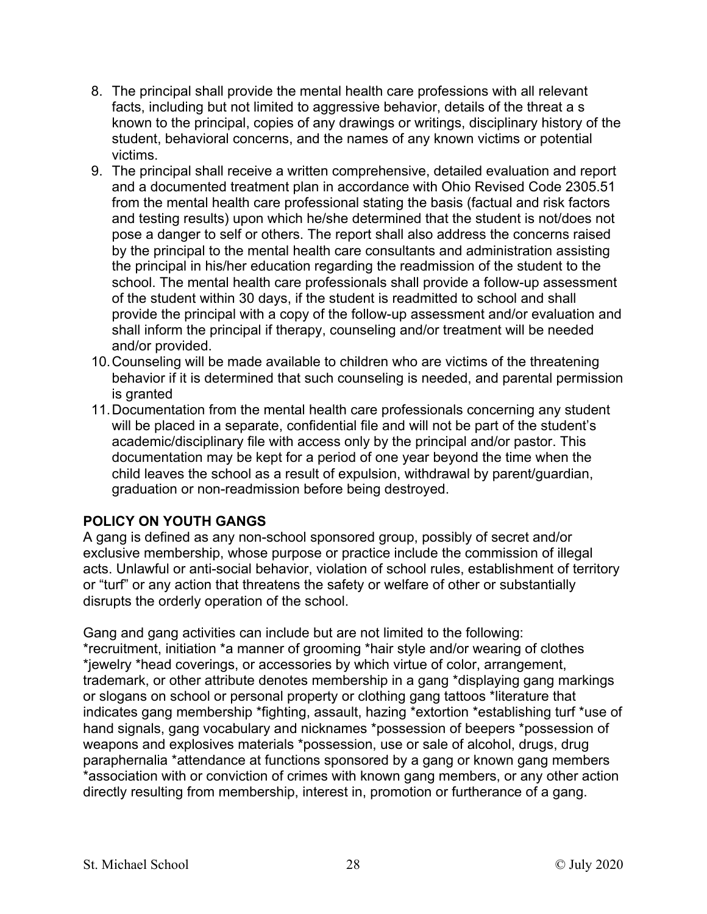8. The principal shall provide the mental health care professions with all relevant facts, including but not limited to aggressive behavior, details of the threat a s known to the principal, copies of any drawings or writings, disciplinary history of the student, behavioral concerns, and the names of any known victims or potential victims.
9. The principal shall receive a written comprehensive, detailed evaluation and report and a documented treatment plan in accordance with Ohio Revised Code 2305.51 from the mental health care professional stating the basis (factual and risk factors and testing results) upon which he/she determined that the student is not/does not pose a danger to self or others. The report shall also address the concerns raised by the principal to the mental health care consultants and administration assisting the principal in his/her education regarding the readmission of the student to the school. The mental health care professionals shall provide a follow-up assessment of the student within 30 days, if the student is readmitted to school and shall provide the principal with a copy of the follow-up assessment and/or evaluation and shall inform the principal if therapy, counseling and/or treatment will be needed and/or provided.
10. Counseling will be made available to children who are victims of the threatening behavior if it is determined that such counseling is needed, and parental permission is granted
11. Documentation from the mental health care professionals concerning any student will be placed in a separate, confidential file and will not be part of the student's academic/disciplinary file with access only by the principal and/or pastor. This documentation may be kept for a period of one year beyond the time when the child leaves the school as a result of expulsion, withdrawal by parent/guardian, graduation or non-readmission before being destroyed.

**POLICY ON YOUTH GANGS**

A gang is defined as any non-school sponsored group, possibly of secret and/or exclusive membership, whose purpose or practice include the commission of illegal acts. Unlawful or anti-social behavior, violation of school rules, establishment of territory or "turf" or any action that threatens the safety or welfare of other or substantially disrupts the orderly operation of the school.

Gang and gang activities can include but are not limited to the following:
*recruitment, initiation *a manner of grooming *hair style and/or wearing of clothes *jewelry *head coverings, or accessories by which virtue of color, arrangement, trademark, or other attribute denotes membership in a gang *displaying gang markings or slogans on school or personal property or clothing gang tattoos *literature that indicates gang membership *fighting, assault, hazing *extortion *establishing turf *use of hand signals, gang vocabulary and nicknames *possession of beepers *possession of weapons and explosives materials *possession, use or sale of alcohol, drugs, drug paraphernalia *attendance at functions sponsored by a gang or known gang members *association with or conviction of crimes with known gang members, or any other action directly resulting from membership, interest in, promotion or furtherance of a gang.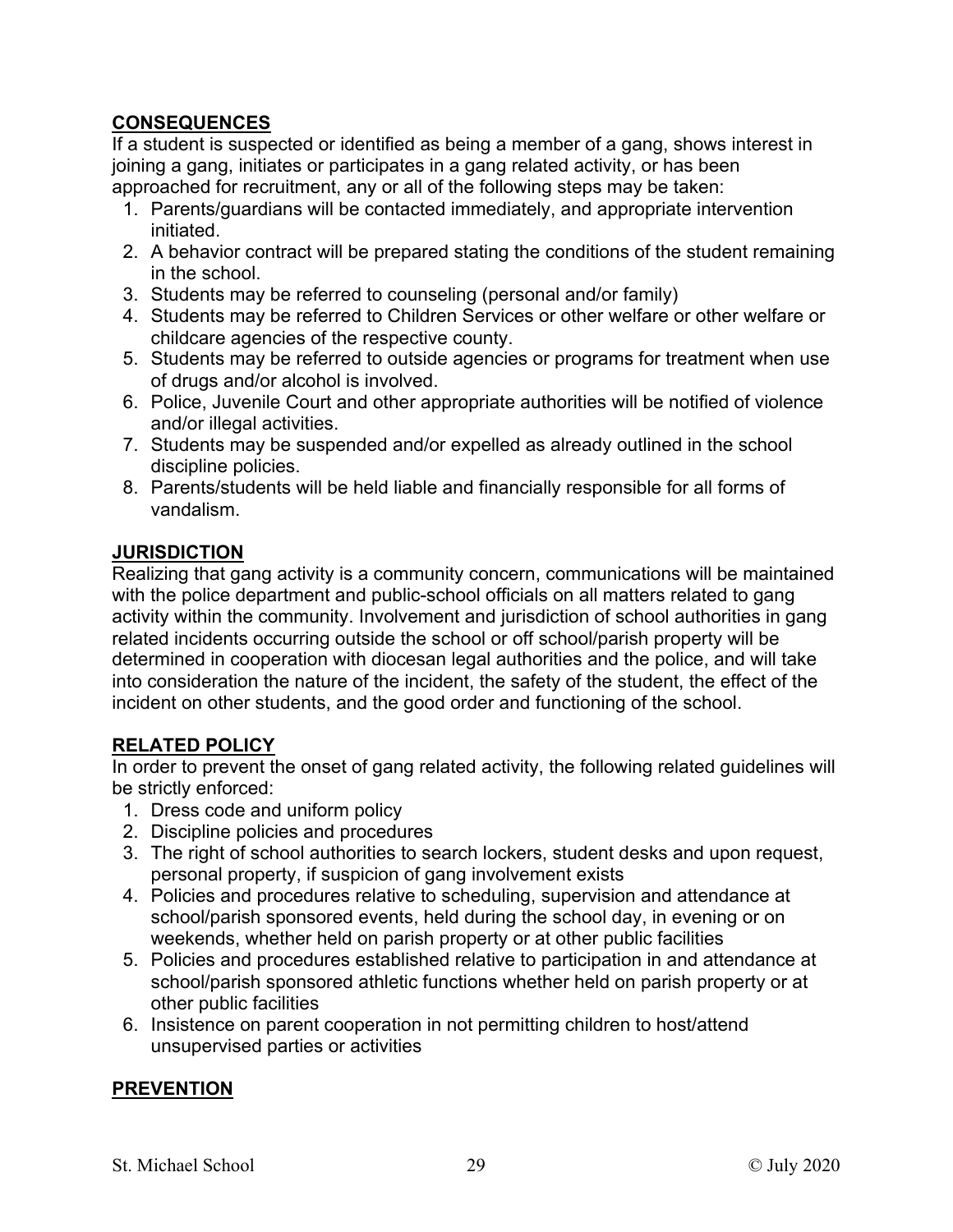**CONSEQUENCES**

If a student is suspected or identified as being a member of a gang, shows interest in joining a gang, initiates or participates in a gang related activity, or has been approached for recruitment, any or all of the following steps may be taken:

1. Parents/guardians will be contacted immediately, and appropriate intervention initiated.
2. A behavior contract will be prepared stating the conditions of the student remaining in the school.
3. Students may be referred to counseling (personal and/or family)
4. Students may be referred to Children Services or other welfare or other welfare or childcare agencies of the respective county.
5. Students may be referred to outside agencies or programs for treatment when use of drugs and/or alcohol is involved.
6. Police, Juvenile Court and other appropriate authorities will be notified of violence and/or illegal activities.
7. Students may be suspended and/or expelled as already outlined in the school discipline policies.
8. Parents/students will be held liable and financially responsible for all forms of vandalism.

**JURISDICTION**

Realizing that gang activity is a community concern, communications will be maintained with the police department and public-school officials on all matters related to gang activity within the community. Involvement and jurisdiction of school authorities in gang related incidents occurring outside the school or off school/parish property will be determined in cooperation with diocesan legal authorities and the police, and will take into consideration the nature of the incident, the safety of the student, the effect of the incident on other students, and the good order and functioning of the school.

**RELATED POLICY**

In order to prevent the onset of gang related activity, the following related guidelines will be strictly enforced:

1. Dress code and uniform policy
2. Discipline policies and procedures
3. The right of school authorities to search lockers, student desks and upon request, personal property, if suspicion of gang involvement exists
4. Policies and procedures relative to scheduling, supervision and attendance at school/parish sponsored events, held during the school day, in evening or on weekends, whether held on parish property or at other public facilities
5. Policies and procedures established relative to participation in and attendance at school/parish sponsored athletic functions whether held on parish property or at other public facilities
6. Insistence on parent cooperation in not permitting children to host/attend unsupervised parties or activities

**PREVENTION**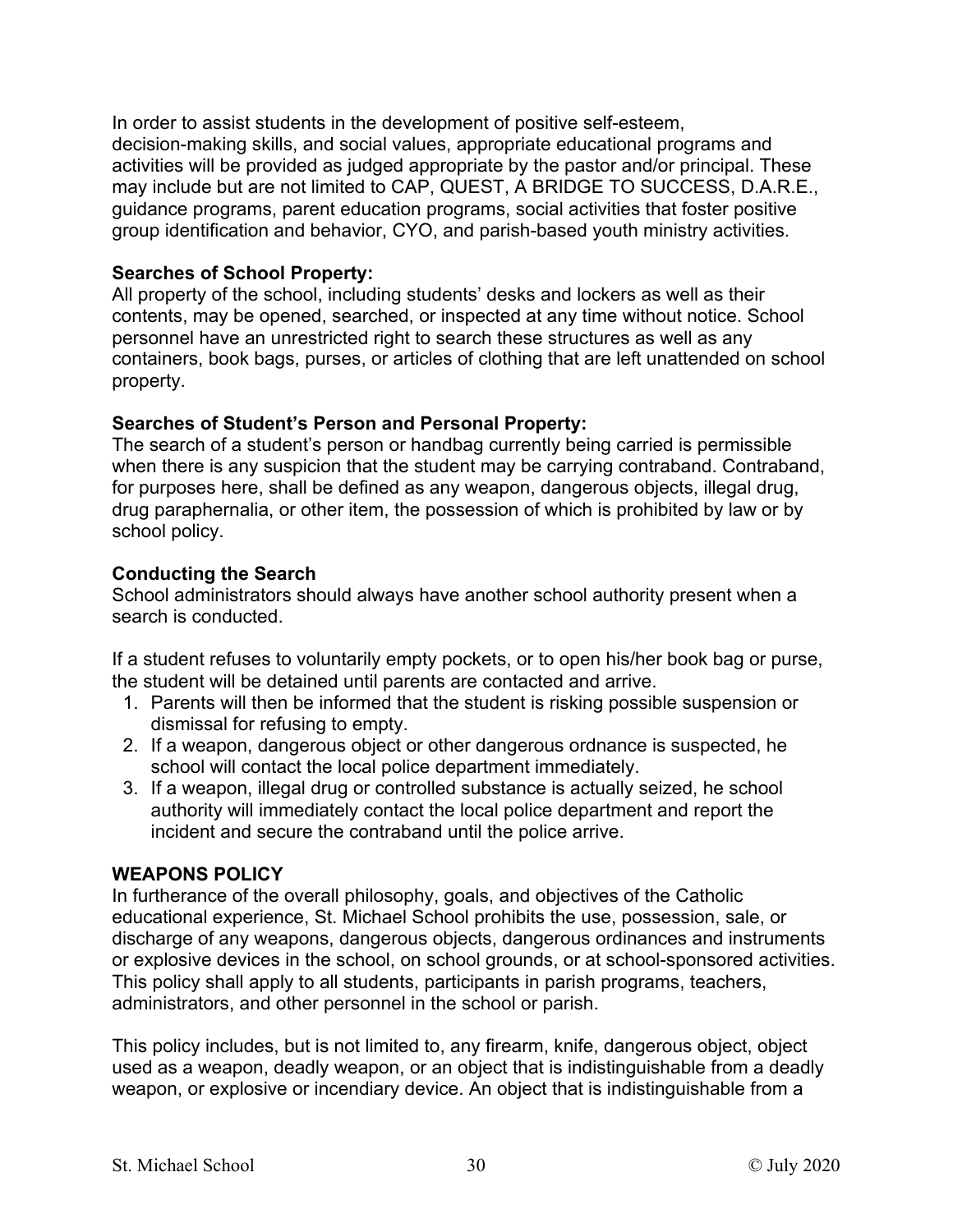In order to assist students in the development of positive self-esteem, decision-making skills, and social values, appropriate educational programs and activities will be provided as judged appropriate by the pastor and/or principal. These may include but are not limited to CAP, QUEST, A BRIDGE TO SUCCESS, D.A.R.E., guidance programs, parent education programs, social activities that foster positive group identification and behavior, CYO, and parish-based youth ministry activities.

**Searches of School Property:**
All property of the school, including students' desks and lockers as well as their contents, may be opened, searched, or inspected at any time without notice. School personnel have an unrestricted right to search these structures as well as any containers, book bags, purses, or articles of clothing that are left unattended on school property.

**Searches of Student's Person and Personal Property:**
The search of a student's person or handbag currently being carried is permissible when there is any suspicion that the student may be carrying contraband. Contraband, for purposes here, shall be defined as any weapon, dangerous objects, illegal drug, drug paraphernalia, or other item, the possession of which is prohibited by law or by school policy.

**Conducting the Search**
School administrators should always have another school authority present when a search is conducted.

If a student refuses to voluntarily empty pockets, or to open his/her book bag or purse, the student will be detained until parents are contacted and arrive.

1. Parents will then be informed that the student is risking possible suspension or dismissal for refusing to empty.
2. If a weapon, dangerous object or other dangerous ordnance is suspected, he school will contact the local police department immediately.
3. If a weapon, illegal drug or controlled substance is actually seized, he school authority will immediately contact the local police department and report the incident and secure the contraband until the police arrive.

**WEAPONS POLICY**
In furtherance of the overall philosophy, goals, and objectives of the Catholic educational experience, St. Michael School prohibits the use, possession, sale, or discharge of any weapons, dangerous objects, dangerous ordinances and instruments or explosive devices in the school, on school grounds, or at school-sponsored activities. This policy shall apply to all students, participants in parish programs, teachers, administrators, and other personnel in the school or parish.

This policy includes, but is not limited to, any firearm, knife, dangerous object, object used as a weapon, deadly weapon, or an object that is indistinguishable from a deadly weapon, or explosive or incendiary device. An object that is indistinguishable from a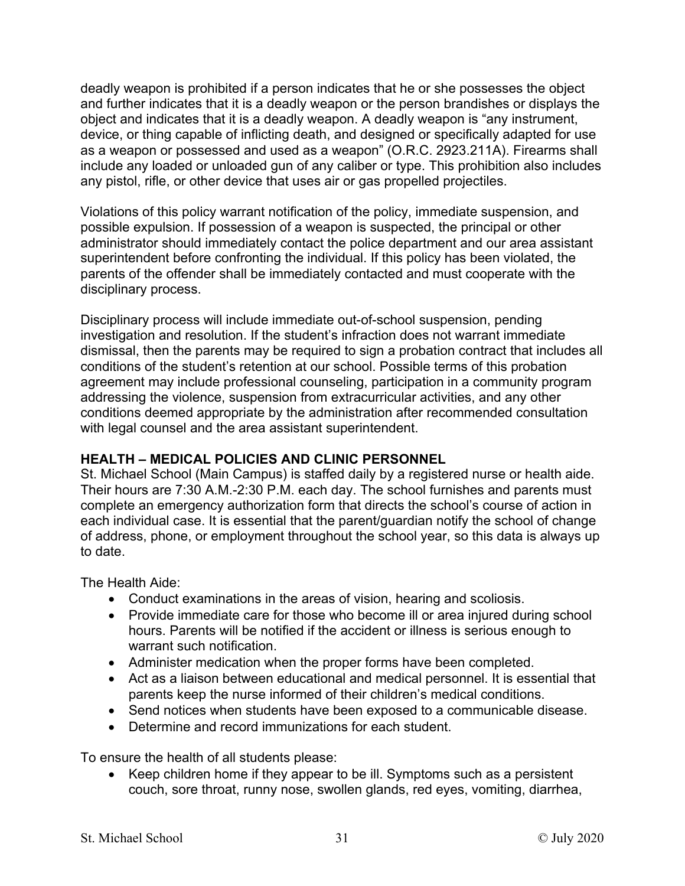deadly weapon is prohibited if a person indicates that he or she possesses the object and further indicates that it is a deadly weapon or the person brandishes or displays the object and indicates that it is a deadly weapon. A deadly weapon is "any instrument, device, or thing capable of inflicting death, and designed or specifically adapted for use as a weapon or possessed and used as a weapon" (O.R.C. 2923.211A). Firearms shall include any loaded or unloaded gun of any caliber or type. This prohibition also includes any pistol, rifle, or other device that uses air or gas propelled projectiles.

Violations of this policy warrant notification of the policy, immediate suspension, and possible expulsion. If possession of a weapon is suspected, the principal or other administrator should immediately contact the police department and our area assistant superintendent before confronting the individual. If this policy has been violated, the parents of the offender shall be immediately contacted and must cooperate with the disciplinary process.

Disciplinary process will include immediate out-of-school suspension, pending investigation and resolution. If the student's infraction does not warrant immediate dismissal, then the parents may be required to sign a probation contract that includes all conditions of the student's retention at our school. Possible terms of this probation agreement may include professional counseling, participation in a community program addressing the violence, suspension from extracurricular activities, and any other conditions deemed appropriate by the administration after recommended consultation with legal counsel and the area assistant superintendent.

**HEALTH – MEDICAL POLICIES AND CLINIC PERSONNEL**

St. Michael School (Main Campus) is staffed daily by a registered nurse or health aide. Their hours are 7:30 A.M.-2:30 P.M. each day. The school furnishes and parents must complete an emergency authorization form that directs the school's course of action in each individual case. It is essential that the parent/guardian notify the school of change of address, phone, or employment throughout the school year, so this data is always up to date.

The Health Aide:

- Conduct examinations in the areas of vision, hearing and scoliosis.
- Provide immediate care for those who become ill or area injured during school hours. Parents will be notified if the accident or illness is serious enough to warrant such notification.
- Administer medication when the proper forms have been completed.
- Act as a liaison between educational and medical personnel. It is essential that parents keep the nurse informed of their children's medical conditions.
- Send notices when students have been exposed to a communicable disease.
- Determine and record immunizations for each student.

To ensure the health of all students please:

- Keep children home if they appear to be ill. Symptoms such as a persistent couch, sore throat, runny nose, swollen glands, red eyes, vomiting, diarrhea,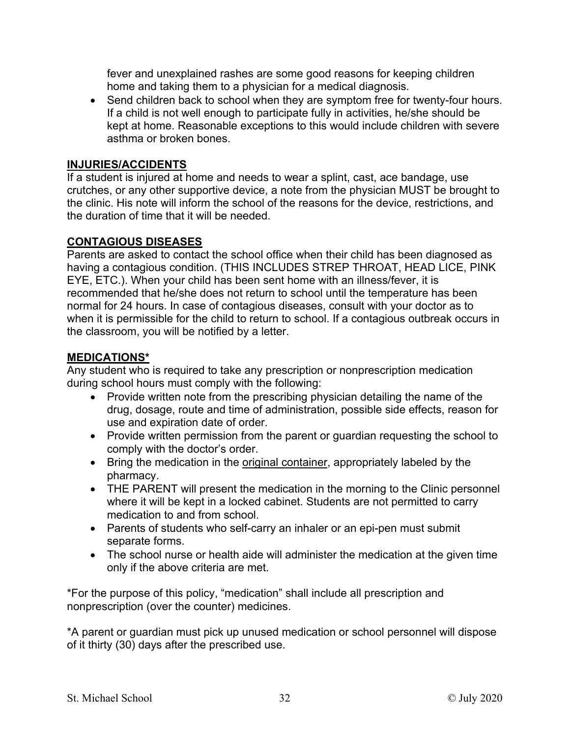fever and unexplained rashes are some good reasons for keeping children home and taking them to a physician for a medical diagnosis.

- Send children back to school when they are symptom free for twenty-four hours. If a child is not well enough to participate fully in activities, he/she should be kept at home. Reasonable exceptions to this would include children with severe asthma or broken bones.

## INJURIES/ACCIDENTS

If a student is injured at home and needs to wear a splint, cast, ace bandage, use crutches, or any other supportive device, a note from the physician MUST be brought to the clinic. His note will inform the school of the reasons for the device, restrictions, and the duration of time that it will be needed.

## CONTAGIOUS DISEASES

Parents are asked to contact the school office when their child has been diagnosed as having a contagious condition. (THIS INCLUDES STREP THROAT, HEAD LICE, PINK EYE, ETC.). When your child has been sent home with an illness/fever, it is recommended that he/she does not return to school until the temperature has been normal for 24 hours. In case of contagious diseases, consult with your doctor as to when it is permissible for the child to return to school. If a contagious outbreak occurs in the classroom, you will be notified by a letter.

## MEDICATIONS*

Any student who is required to take any prescription or nonprescription medication during school hours must comply with the following:

- Provide written note from the prescribing physician detailing the name of the drug, dosage, route and time of administration, possible side effects, reason for use and expiration date of order.
- Provide written permission from the parent or guardian requesting the school to comply with the doctor's order.
- Bring the medication in the original container, appropriately labeled by the pharmacy.
- THE PARENT will present the medication in the morning to the Clinic personnel where it will be kept in a locked cabinet. Students are not permitted to carry medication to and from school.
- Parents of students who self-carry an inhaler or an epi-pen must submit separate forms.
- The school nurse or health aide will administer the medication at the given time only if the above criteria are met.

*For the purpose of this policy, "medication" shall include all prescription and nonprescription (over the counter) medicines.

*A parent or guardian must pick up unused medication or school personnel will dispose of it thirty (30) days after the prescribed use.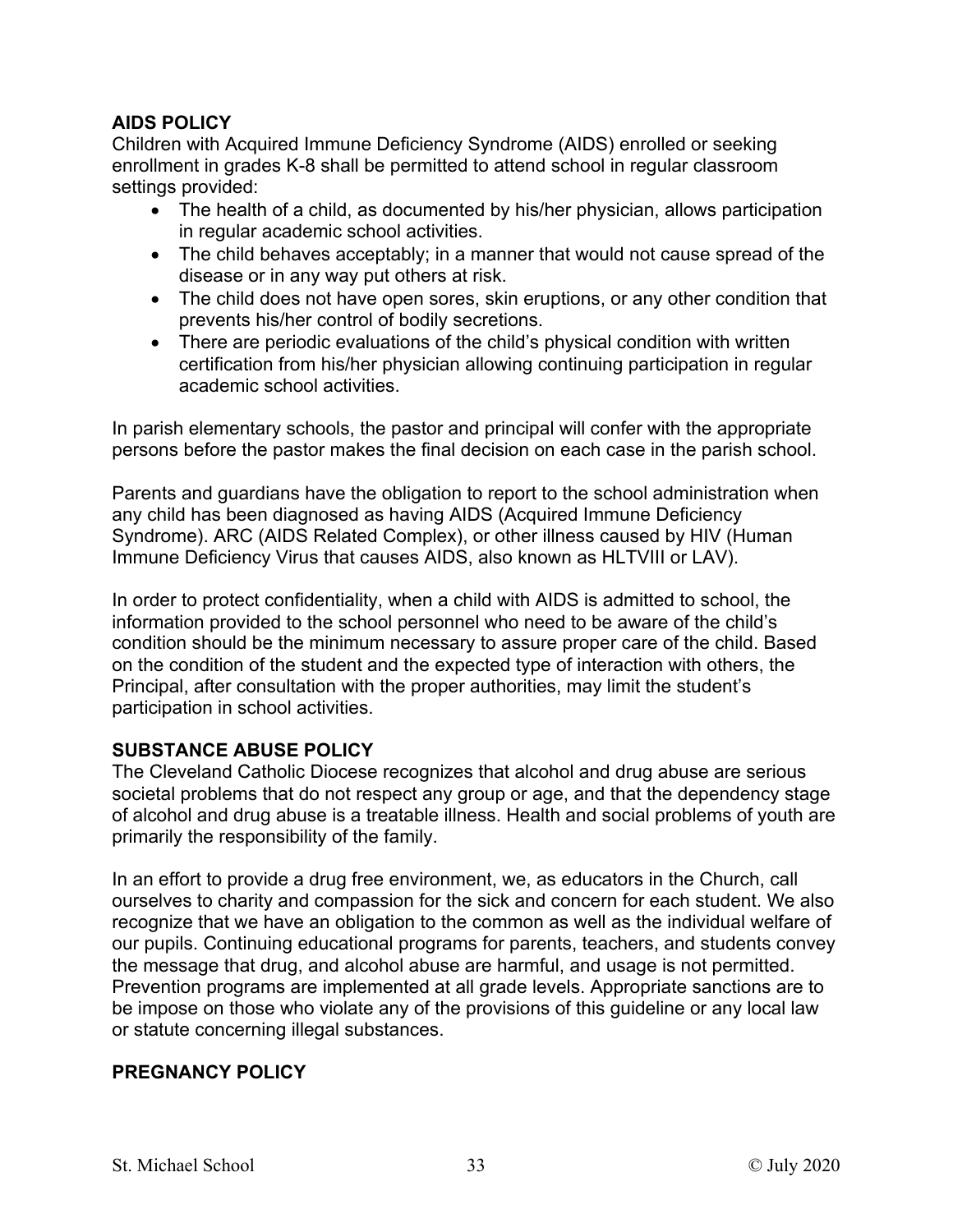**AIDS POLICY**

Children with Acquired Immune Deficiency Syndrome (AIDS) enrolled or seeking enrollment in grades K-8 shall be permitted to attend school in regular classroom settings provided:

- The health of a child, as documented by his/her physician, allows participation in regular academic school activities.
- The child behaves acceptably; in a manner that would not cause spread of the disease or in any way put others at risk.
- The child does not have open sores, skin eruptions, or any other condition that prevents his/her control of bodily secretions.
- There are periodic evaluations of the child's physical condition with written certification from his/her physician allowing continuing participation in regular academic school activities.

In parish elementary schools, the pastor and principal will confer with the appropriate persons before the pastor makes the final decision on each case in the parish school.

Parents and guardians have the obligation to report to the school administration when any child has been diagnosed as having AIDS (Acquired Immune Deficiency Syndrome). ARC (AIDS Related Complex), or other illness caused by HIV (Human Immune Deficiency Virus that causes AIDS, also known as HLTVIII or LAV).

In order to protect confidentiality, when a child with AIDS is admitted to school, the information provided to the school personnel who need to be aware of the child's condition should be the minimum necessary to assure proper care of the child. Based on the condition of the student and the expected type of interaction with others, the Principal, after consultation with the proper authorities, may limit the student's participation in school activities.

**SUBSTANCE ABUSE POLICY**

The Cleveland Catholic Diocese recognizes that alcohol and drug abuse are serious societal problems that do not respect any group or age, and that the dependency stage of alcohol and drug abuse is a treatable illness. Health and social problems of youth are primarily the responsibility of the family.

In an effort to provide a drug free environment, we, as educators in the Church, call ourselves to charity and compassion for the sick and concern for each student. We also recognize that we have an obligation to the common as well as the individual welfare of our pupils. Continuing educational programs for parents, teachers, and students convey the message that drug, and alcohol abuse are harmful, and usage is not permitted. Prevention programs are implemented at all grade levels. Appropriate sanctions are to be impose on those who violate any of the provisions of this guideline or any local law or statute concerning illegal substances.

**PREGNANCY POLICY**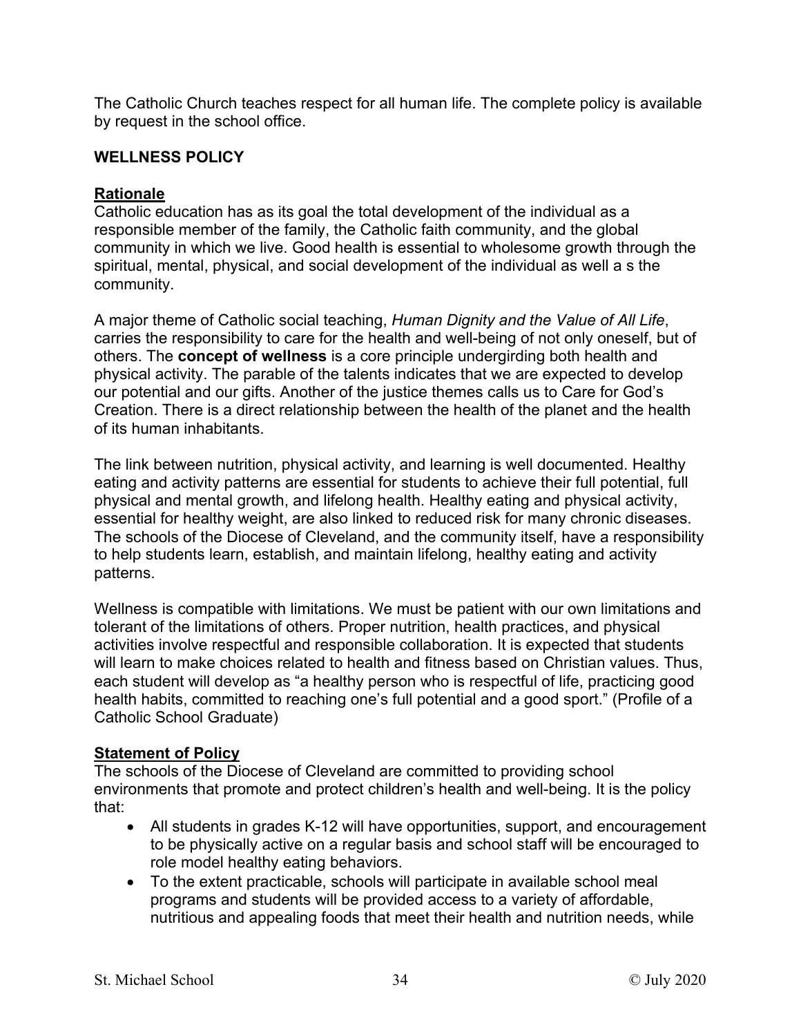The Catholic Church teaches respect for all human life. The complete policy is available by request in the school office.

**WELLNESS POLICY**

**Rationale**

Catholic education has as its goal the total development of the individual as a responsible member of the family, the Catholic faith community, and the global community in which we live. Good health is essential to wholesome growth through the spiritual, mental, physical, and social development of the individual as well a s the community.

A major theme of Catholic social teaching, *Human Dignity and the Value of All Life*, carries the responsibility to care for the health and well-being of not only oneself, but of others. The **concept of wellness** is a core principle undergirding both health and physical activity. The parable of the talents indicates that we are expected to develop our potential and our gifts. Another of the justice themes calls us to Care for God's Creation. There is a direct relationship between the health of the planet and the health of its human inhabitants.

The link between nutrition, physical activity, and learning is well documented. Healthy eating and activity patterns are essential for students to achieve their full potential, full physical and mental growth, and lifelong health. Healthy eating and physical activity, essential for healthy weight, are also linked to reduced risk for many chronic diseases. The schools of the Diocese of Cleveland, and the community itself, have a responsibility to help students learn, establish, and maintain lifelong, healthy eating and activity patterns.

Wellness is compatible with limitations. We must be patient with our own limitations and tolerant of the limitations of others. Proper nutrition, health practices, and physical activities involve respectful and responsible collaboration. It is expected that students will learn to make choices related to health and fitness based on Christian values. Thus, each student will develop as "a healthy person who is respectful of life, practicing good health habits, committed to reaching one's full potential and a good sport." (Profile of a Catholic School Graduate)

**Statement of Policy**

The schools of the Diocese of Cleveland are committed to providing school environments that promote and protect children's health and well-being. It is the policy that:

- All students in grades K-12 will have opportunities, support, and encouragement to be physically active on a regular basis and school staff will be encouraged to role model healthy eating behaviors.
- To the extent practicable, schools will participate in available school meal programs and students will be provided access to a variety of affordable, nutritious and appealing foods that meet their health and nutrition needs, while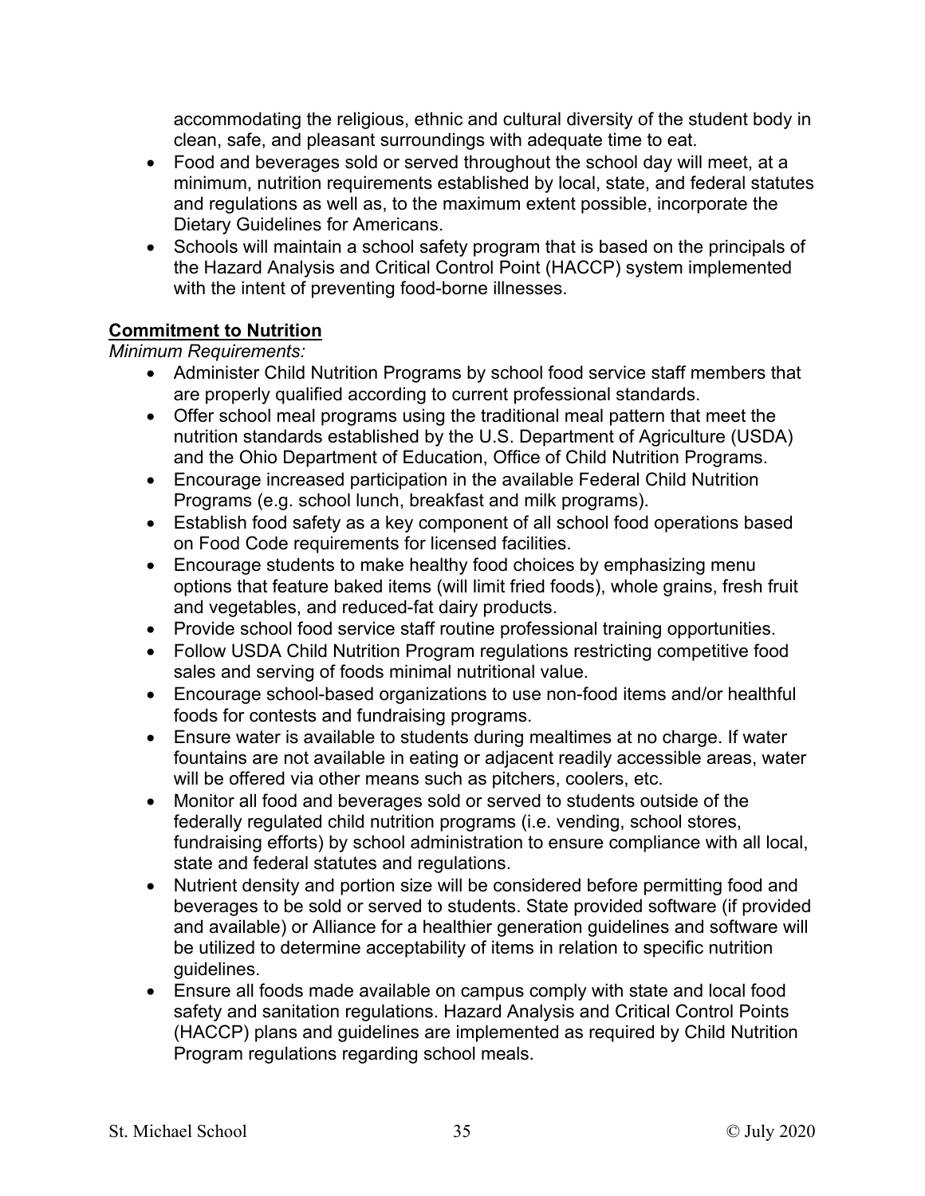accommodating the religious, ethnic and cultural diversity of the student body in clean, safe, and pleasant surroundings with adequate time to eat.

- Food and beverages sold or served throughout the school day will meet, at a minimum, nutrition requirements established by local, state, and federal statutes and regulations as well as, to the maximum extent possible, incorporate the Dietary Guidelines for Americans.
- Schools will maintain a school safety program that is based on the principals of the Hazard Analysis and Critical Control Point (HACCP) system implemented with the intent of preventing food-borne illnesses.

**Commitment to Nutrition**

*Minimum Requirements:*

- Administer Child Nutrition Programs by school food service staff members that are properly qualified according to current professional standards.
- Offer school meal programs using the traditional meal pattern that meet the nutrition standards established by the U.S. Department of Agriculture (USDA) and the Ohio Department of Education, Office of Child Nutrition Programs.
- Encourage increased participation in the available Federal Child Nutrition Programs (e.g. school lunch, breakfast and milk programs).
- Establish food safety as a key component of all school food operations based on Food Code requirements for licensed facilities.
- Encourage students to make healthy food choices by emphasizing menu options that feature baked items (will limit fried foods), whole grains, fresh fruit and vegetables, and reduced-fat dairy products.
- Provide school food service staff routine professional training opportunities.
- Follow USDA Child Nutrition Program regulations restricting competitive food sales and serving of foods minimal nutritional value.
- Encourage school-based organizations to use non-food items and/or healthful foods for contests and fundraising programs.
- Ensure water is available to students during mealtimes at no charge. If water fountains are not available in eating or adjacent readily accessible areas, water will be offered via other means such as pitchers, coolers, etc.
- Monitor all food and beverages sold or served to students outside of the federally regulated child nutrition programs (i.e. vending, school stores, fundraising efforts) by school administration to ensure compliance with all local, state and federal statutes and regulations.
- Nutrient density and portion size will be considered before permitting food and beverages to be sold or served to students. State provided software (if provided and available) or Alliance for a healthier generation guidelines and software will be utilized to determine acceptability of items in relation to specific nutrition guidelines.
- Ensure all foods made available on campus comply with state and local food safety and sanitation regulations. Hazard Analysis and Critical Control Points (HACCP) plans and guidelines are implemented as required by Child Nutrition Program regulations regarding school meals.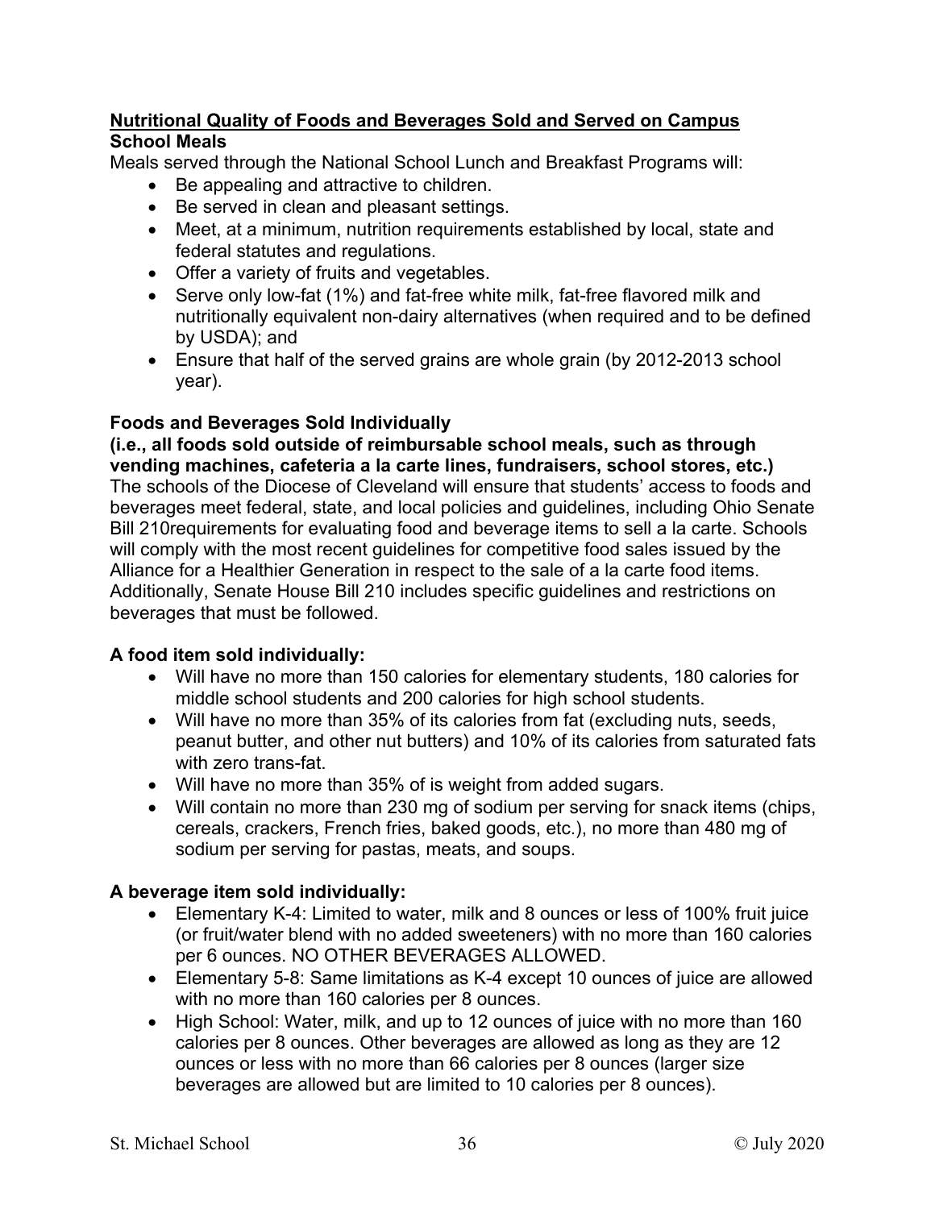## <u>Nutritional Quality of Foods and Beverages Sold and Served on Campus</u>

### School Meals

Meals served through the National School Lunch and Breakfast Programs will:

- Be appealing and attractive to children.
- Be served in clean and pleasant settings.
- Meet, at a minimum, nutrition requirements established by local, state and federal statutes and regulations.
- Offer a variety of fruits and vegetables.
- Serve only low-fat (1%) and fat-free white milk, fat-free flavored milk and nutritionally equivalent non-dairy alternatives (when required and to be defined by USDA); and
- Ensure that half of the served grains are whole grain (by 2012-2013 school year).

### Foods and Beverages Sold Individually

**(i.e., all foods sold outside of reimbursable school meals, such as through vending machines, cafeteria a la carte lines, fundraisers, school stores, etc.)**

The schools of the Diocese of Cleveland will ensure that students' access to foods and beverages meet federal, state, and local policies and guidelines, including Ohio Senate Bill 210requirements for evaluating food and beverage items to sell a la carte. Schools will comply with the most recent guidelines for competitive food sales issued by the Alliance for a Healthier Generation in respect to the sale of a la carte food items. Additionally, Senate House Bill 210 includes specific guidelines and restrictions on beverages that must be followed.

### A food item sold individually:

- Will have no more than 150 calories for elementary students, 180 calories for middle school students and 200 calories for high school students.
- Will have no more than 35% of its calories from fat (excluding nuts, seeds, peanut butter, and other nut butters) and 10% of its calories from saturated fats with zero trans-fat.
- Will have no more than 35% of is weight from added sugars.
- Will contain no more than 230 mg of sodium per serving for snack items (chips, cereals, crackers, French fries, baked goods, etc.), no more than 480 mg of sodium per serving for pastas, meats, and soups.

### A beverage item sold individually:

- Elementary K-4: Limited to water, milk and 8 ounces or less of 100% fruit juice (or fruit/water blend with no added sweeteners) with no more than 160 calories per 6 ounces. NO OTHER BEVERAGES ALLOWED.
- Elementary 5-8: Same limitations as K-4 except 10 ounces of juice are allowed with no more than 160 calories per 8 ounces.
- High School: Water, milk, and up to 12 ounces of juice with no more than 160 calories per 8 ounces. Other beverages are allowed as long as they are 12 ounces or less with no more than 66 calories per 8 ounces (larger size beverages are allowed but are limited to 10 calories per 8 ounces).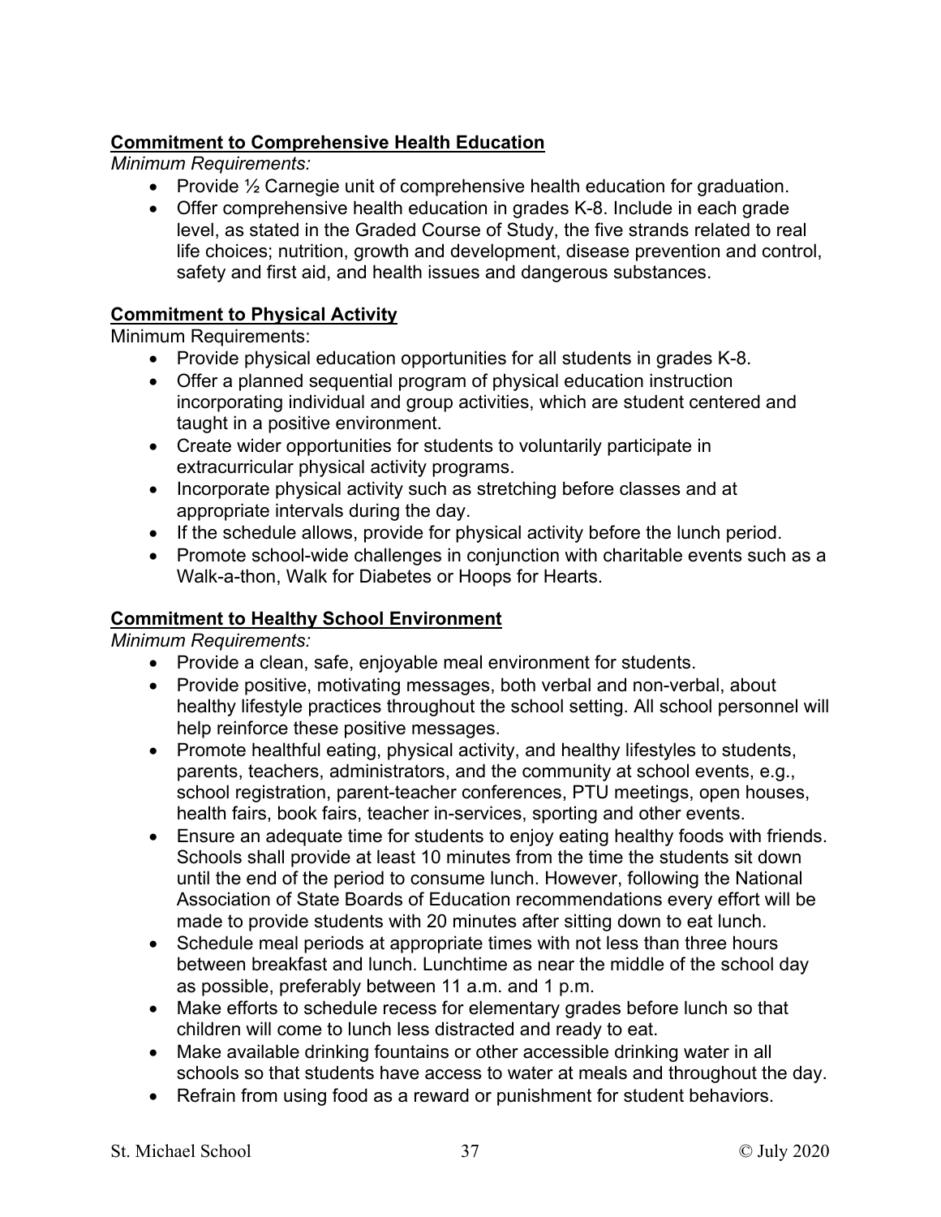**<u>Commitment to Comprehensive Health Education</u>**

*Minimum Requirements:*

- Provide ½ Carnegie unit of comprehensive health education for graduation.
- Offer comprehensive health education in grades K-8. Include in each grade level, as stated in the Graded Course of Study, the five strands related to real life choices; nutrition, growth and development, disease prevention and control, safety and first aid, and health issues and dangerous substances.

**<u>Commitment to Physical Activity</u>**

Minimum Requirements:

- Provide physical education opportunities for all students in grades K-8.
- Offer a planned sequential program of physical education instruction incorporating individual and group activities, which are student centered and taught in a positive environment.
- Create wider opportunities for students to voluntarily participate in extracurricular physical activity programs.
- Incorporate physical activity such as stretching before classes and at appropriate intervals during the day.
- If the schedule allows, provide for physical activity before the lunch period.
- Promote school-wide challenges in conjunction with charitable events such as a Walk-a-thon, Walk for Diabetes or Hoops for Hearts.

**<u>Commitment to Healthy School Environment</u>**

*Minimum Requirements:*

- Provide a clean, safe, enjoyable meal environment for students.
- Provide positive, motivating messages, both verbal and non-verbal, about healthy lifestyle practices throughout the school setting. All school personnel will help reinforce these positive messages.
- Promote healthful eating, physical activity, and healthy lifestyles to students, parents, teachers, administrators, and the community at school events, e.g., school registration, parent-teacher conferences, PTU meetings, open houses, health fairs, book fairs, teacher in-services, sporting and other events.
- Ensure an adequate time for students to enjoy eating healthy foods with friends. Schools shall provide at least 10 minutes from the time the students sit down until the end of the period to consume lunch. However, following the National Association of State Boards of Education recommendations every effort will be made to provide students with 20 minutes after sitting down to eat lunch.
- Schedule meal periods at appropriate times with not less than three hours between breakfast and lunch. Lunchtime as near the middle of the school day as possible, preferably between 11 a.m. and 1 p.m.
- Make efforts to schedule recess for elementary grades before lunch so that children will come to lunch less distracted and ready to eat.
- Make available drinking fountains or other accessible drinking water in all schools so that students have access to water at meals and throughout the day.
- Refrain from using food as a reward or punishment for student behaviors.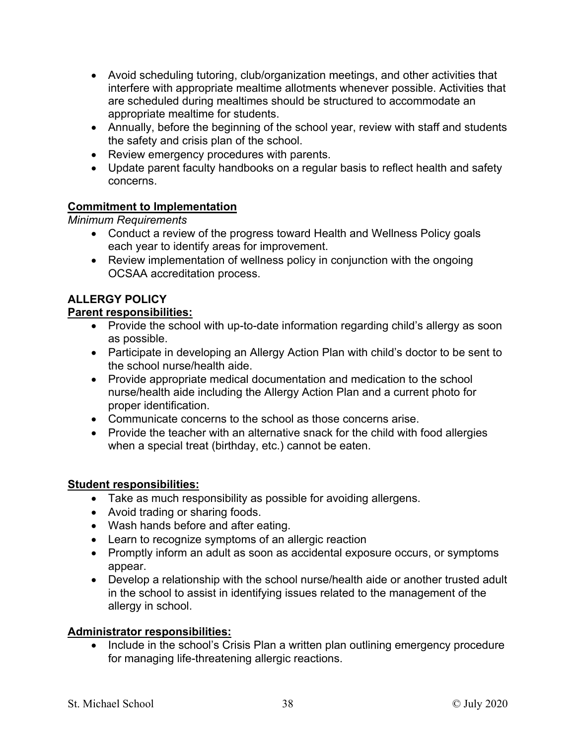- Avoid scheduling tutoring, club/organization meetings, and other activities that interfere with appropriate mealtime allotments whenever possible. Activities that are scheduled during mealtimes should be structured to accommodate an appropriate mealtime for students.
- Annually, before the beginning of the school year, review with staff and students the safety and crisis plan of the school.
- Review emergency procedures with parents.
- Update parent faculty handbooks on a regular basis to reflect health and safety concerns.

**Commitment to Implementation**

*Minimum Requirements*

- Conduct a review of the progress toward Health and Wellness Policy goals each year to identify areas for improvement.
- Review implementation of wellness policy in conjunction with the ongoing OCSAA accreditation process.

## ALLERGY POLICY

**Parent responsibilities:**

- Provide the school with up-to-date information regarding child's allergy as soon as possible.
- Participate in developing an Allergy Action Plan with child's doctor to be sent to the school nurse/health aide.
- Provide appropriate medical documentation and medication to the school nurse/health aide including the Allergy Action Plan and a current photo for proper identification.
- Communicate concerns to the school as those concerns arise.
- Provide the teacher with an alternative snack for the child with food allergies when a special treat (birthday, etc.) cannot be eaten.

**Student responsibilities:**

- Take as much responsibility as possible for avoiding allergens.
- Avoid trading or sharing foods.
- Wash hands before and after eating.
- Learn to recognize symptoms of an allergic reaction
- Promptly inform an adult as soon as accidental exposure occurs, or symptoms appear.
- Develop a relationship with the school nurse/health aide or another trusted adult in the school to assist in identifying issues related to the management of the allergy in school.

**Administrator responsibilities:**

- Include in the school's Crisis Plan a written plan outlining emergency procedure for managing life-threatening allergic reactions.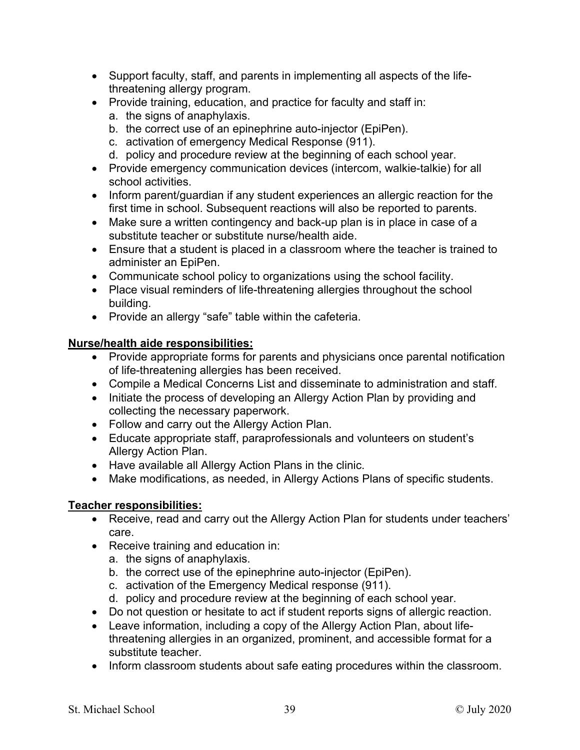- Support faculty, staff, and parents in implementing all aspects of the life-threatening allergy program.
- Provide training, education, and practice for faculty and staff in:
  a. the signs of anaphylaxis.
  b. the correct use of an epinephrine auto-injector (EpiPen).
  c. activation of emergency Medical Response (911).
  d. policy and procedure review at the beginning of each school year.
- Provide emergency communication devices (intercom, walkie-talkie) for all school activities.
- Inform parent/guardian if any student experiences an allergic reaction for the first time in school. Subsequent reactions will also be reported to parents.
- Make sure a written contingency and back-up plan is in place in case of a substitute teacher or substitute nurse/health aide.
- Ensure that a student is placed in a classroom where the teacher is trained to administer an EpiPen.
- Communicate school policy to organizations using the school facility.
- Place visual reminders of life-threatening allergies throughout the school building.
- Provide an allergy "safe" table within the cafeteria.

**Nurse/health aide responsibilities:**

- Provide appropriate forms for parents and physicians once parental notification of life-threatening allergies has been received.
- Compile a Medical Concerns List and disseminate to administration and staff.
- Initiate the process of developing an Allergy Action Plan by providing and collecting the necessary paperwork.
- Follow and carry out the Allergy Action Plan.
- Educate appropriate staff, paraprofessionals and volunteers on student's Allergy Action Plan.
- Have available all Allergy Action Plans in the clinic.
- Make modifications, as needed, in Allergy Actions Plans of specific students.

**Teacher responsibilities:**

- Receive, read and carry out the Allergy Action Plan for students under teachers' care.
- Receive training and education in:
  a. the signs of anaphylaxis.
  b. the correct use of the epinephrine auto-injector (EpiPen).
  c. activation of the Emergency Medical response (911).
  d. policy and procedure review at the beginning of each school year.
- Do not question or hesitate to act if student reports signs of allergic reaction.
- Leave information, including a copy of the Allergy Action Plan, about life-threatening allergies in an organized, prominent, and accessible format for a substitute teacher.
- Inform classroom students about safe eating procedures within the classroom.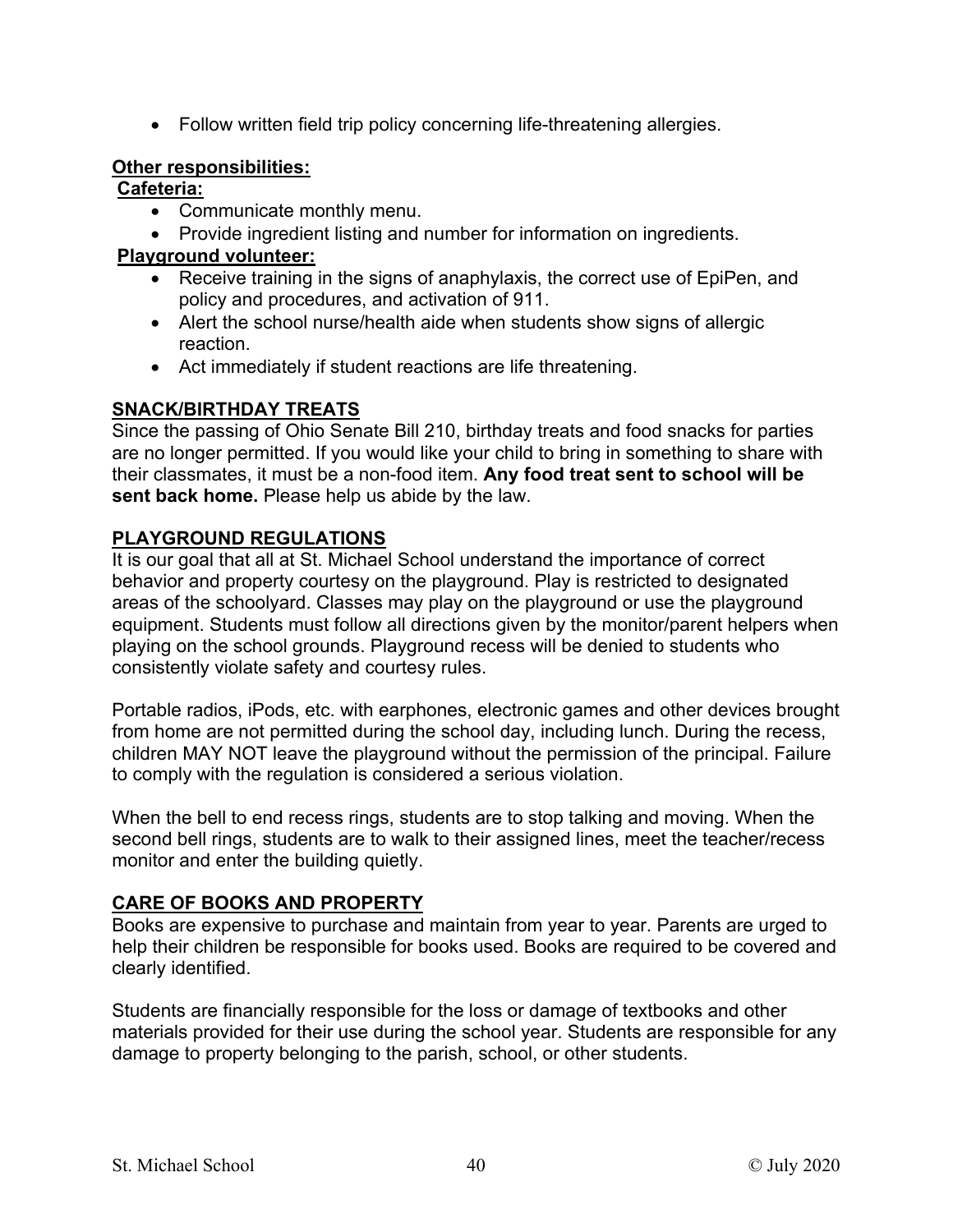- Follow written field trip policy concerning life-threatening allergies.

**Other responsibilities:**

**Cafeteria:**

- Communicate monthly menu.
- Provide ingredient listing and number for information on ingredients.

**Playground volunteer:**

- Receive training in the signs of anaphylaxis, the correct use of EpiPen, and policy and procedures, and activation of 911.
- Alert the school nurse/health aide when students show signs of allergic reaction.
- Act immediately if student reactions are life threatening.

## SNACK/BIRTHDAY TREATS

Since the passing of Ohio Senate Bill 210, birthday treats and food snacks for parties are no longer permitted. If you would like your child to bring in something to share with their classmates, it must be a non-food item. **Any food treat sent to school will be sent back home.** Please help us abide by the law.

## PLAYGROUND REGULATIONS

It is our goal that all at St. Michael School understand the importance of correct behavior and property courtesy on the playground. Play is restricted to designated areas of the schoolyard. Classes may play on the playground or use the playground equipment. Students must follow all directions given by the monitor/parent helpers when playing on the school grounds. Playground recess will be denied to students who consistently violate safety and courtesy rules.

Portable radios, iPods, etc. with earphones, electronic games and other devices brought from home are not permitted during the school day, including lunch. During the recess, children MAY NOT leave the playground without the permission of the principal. Failure to comply with the regulation is considered a serious violation.

When the bell to end recess rings, students are to stop talking and moving. When the second bell rings, students are to walk to their assigned lines, meet the teacher/recess monitor and enter the building quietly.

## CARE OF BOOKS AND PROPERTY

Books are expensive to purchase and maintain from year to year. Parents are urged to help their children be responsible for books used. Books are required to be covered and clearly identified.

Students are financially responsible for the loss or damage of textbooks and other materials provided for their use during the school year. Students are responsible for any damage to property belonging to the parish, school, or other students.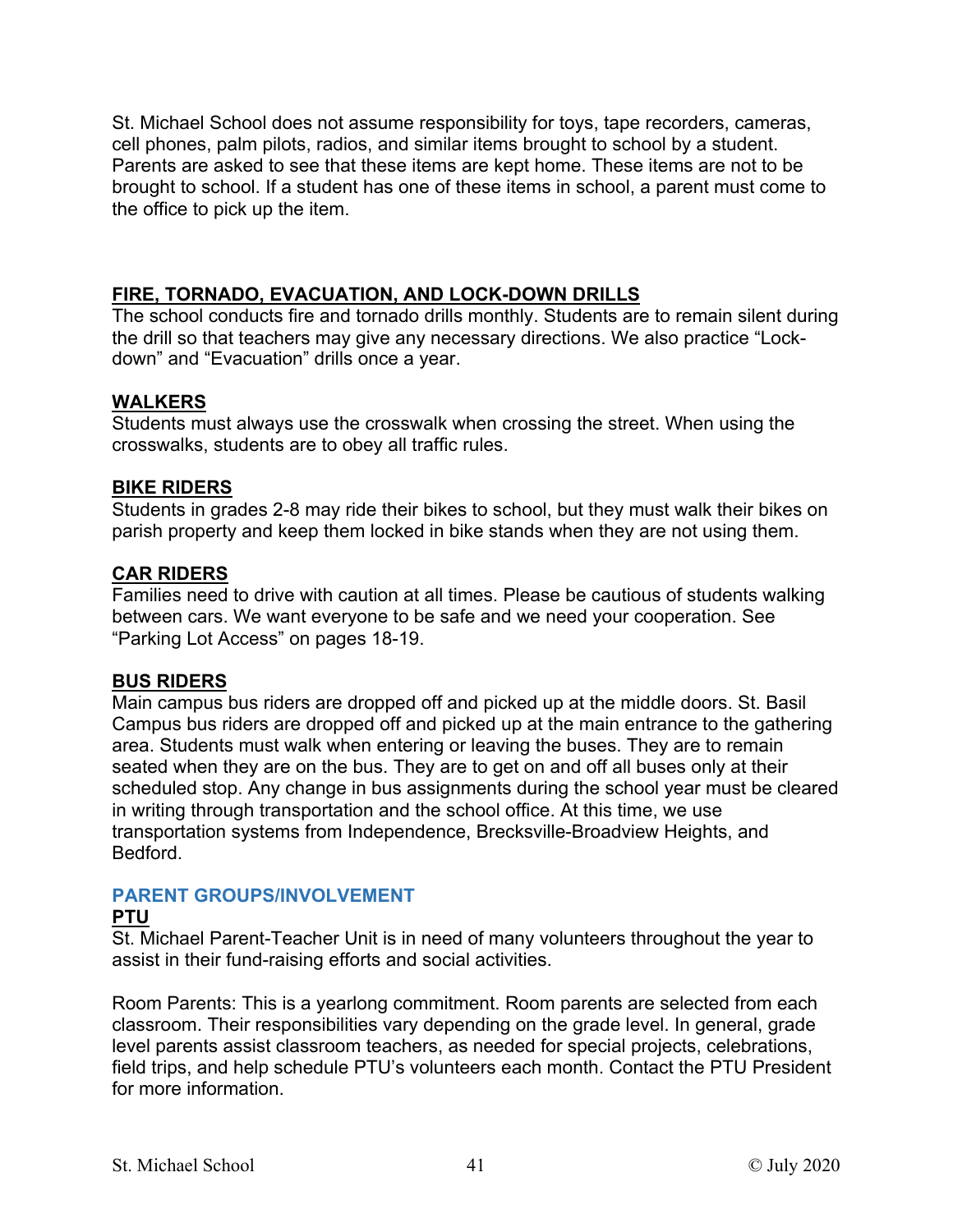St. Michael School does not assume responsibility for toys, tape recorders, cameras, cell phones, palm pilots, radios, and similar items brought to school by a student. Parents are asked to see that these items are kept home. These items are not to be brought to school. If a student has one of these items in school, a parent must come to the office to pick up the item.

### FIRE, TORNADO, EVACUATION, AND LOCK-DOWN DRILLS

The school conducts fire and tornado drills monthly. Students are to remain silent during the drill so that teachers may give any necessary directions. We also practice "Lock-down" and "Evacuation" drills once a year.

### WALKERS

Students must always use the crosswalk when crossing the street. When using the crosswalks, students are to obey all traffic rules.

### BIKE RIDERS

Students in grades 2-8 may ride their bikes to school, but they must walk their bikes on parish property and keep them locked in bike stands when they are not using them.

### CAR RIDERS

Families need to drive with caution at all times. Please be cautious of students walking between cars. We want everyone to be safe and we need your cooperation. See "Parking Lot Access" on pages 18-19.

### BUS RIDERS

Main campus bus riders are dropped off and picked up at the middle doors. St. Basil Campus bus riders are dropped off and picked up at the main entrance to the gathering area. Students must walk when entering or leaving the buses. They are to remain seated when they are on the bus. They are to get on and off all buses only at their scheduled stop. Any change in bus assignments during the school year must be cleared in writing through transportation and the school office. At this time, we use transportation systems from Independence, Brecksville-Broadview Heights, and Bedford.

## PARENT GROUPS/INVOLVEMENT

### PTU

St. Michael Parent-Teacher Unit is in need of many volunteers throughout the year to assist in their fund-raising efforts and social activities.

Room Parents: This is a yearlong commitment. Room parents are selected from each classroom. Their responsibilities vary depending on the grade level. In general, grade level parents assist classroom teachers, as needed for special projects, celebrations, field trips, and help schedule PTU's volunteers each month. Contact the PTU President for more information.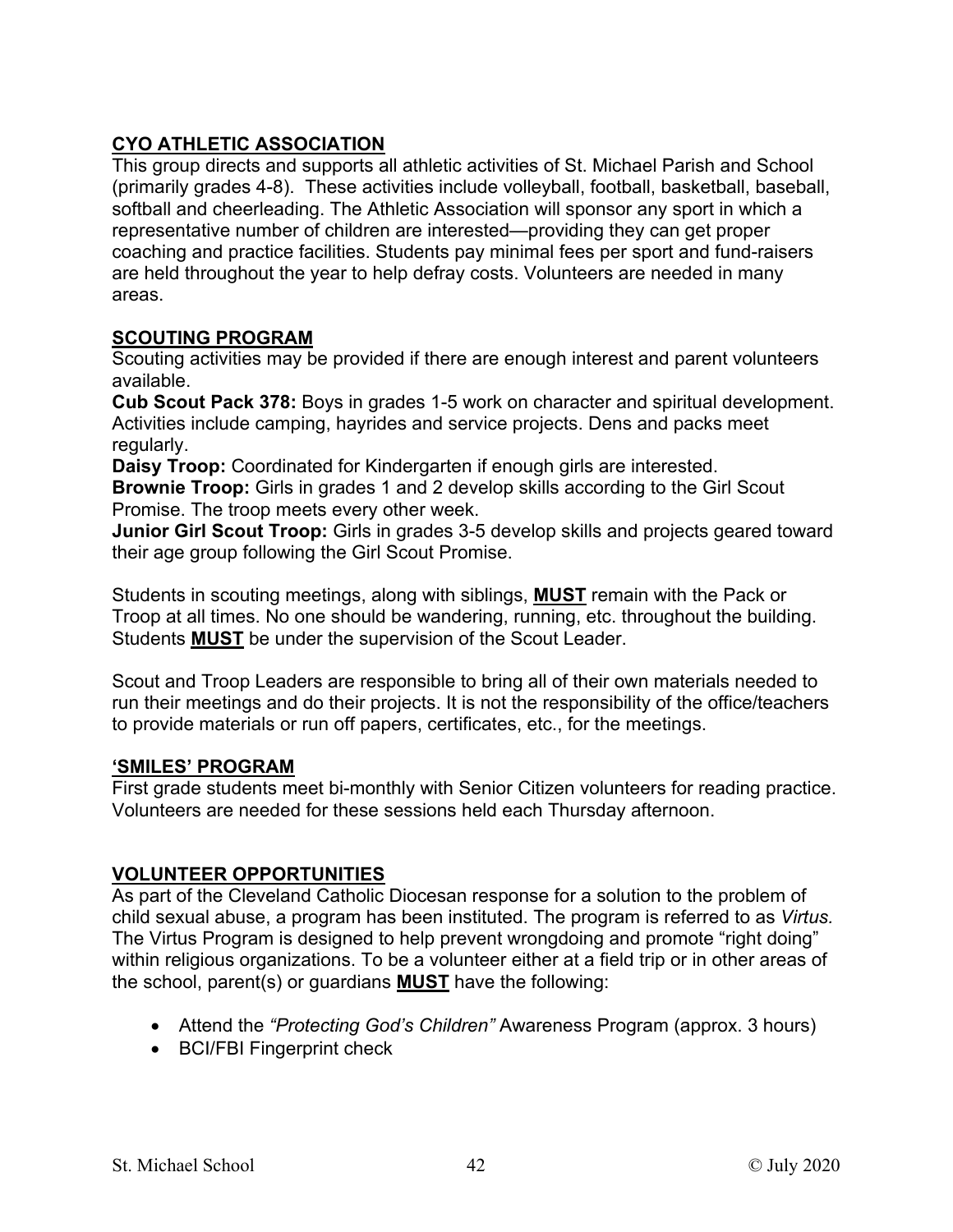## CYO ATHLETIC ASSOCIATION

This group directs and supports all athletic activities of St. Michael Parish and School (primarily grades 4-8). These activities include volleyball, football, basketball, baseball, softball and cheerleading. The Athletic Association will sponsor any sport in which a representative number of children are interested—providing they can get proper coaching and practice facilities. Students pay minimal fees per sport and fund-raisers are held throughout the year to help defray costs. Volunteers are needed in many areas.

## SCOUTING PROGRAM

Scouting activities may be provided if there are enough interest and parent volunteers available.

**Cub Scout Pack 378:** Boys in grades 1-5 work on character and spiritual development. Activities include camping, hayrides and service projects. Dens and packs meet regularly.

**Daisy Troop:** Coordinated for Kindergarten if enough girls are interested.

**Brownie Troop:** Girls in grades 1 and 2 develop skills according to the Girl Scout Promise. The troop meets every other week.

**Junior Girl Scout Troop:** Girls in grades 3-5 develop skills and projects geared toward their age group following the Girl Scout Promise.

Students in scouting meetings, along with siblings, **MUST** remain with the Pack or Troop at all times. No one should be wandering, running, etc. throughout the building. Students **MUST** be under the supervision of the Scout Leader.

Scout and Troop Leaders are responsible to bring all of their own materials needed to run their meetings and do their projects. It is not the responsibility of the office/teachers to provide materials or run off papers, certificates, etc., for the meetings.

## 'SMILES' PROGRAM

First grade students meet bi-monthly with Senior Citizen volunteers for reading practice. Volunteers are needed for these sessions held each Thursday afternoon.

## VOLUNTEER OPPORTUNITIES

As part of the Cleveland Catholic Diocesan response for a solution to the problem of child sexual abuse, a program has been instituted. The program is referred to as *Virtus.* The Virtus Program is designed to help prevent wrongdoing and promote "right doing" within religious organizations. To be a volunteer either at a field trip or in other areas of the school, parent(s) or guardians **MUST** have the following:

- Attend the *"Protecting God's Children"* Awareness Program (approx. 3 hours)
- BCI/FBI Fingerprint check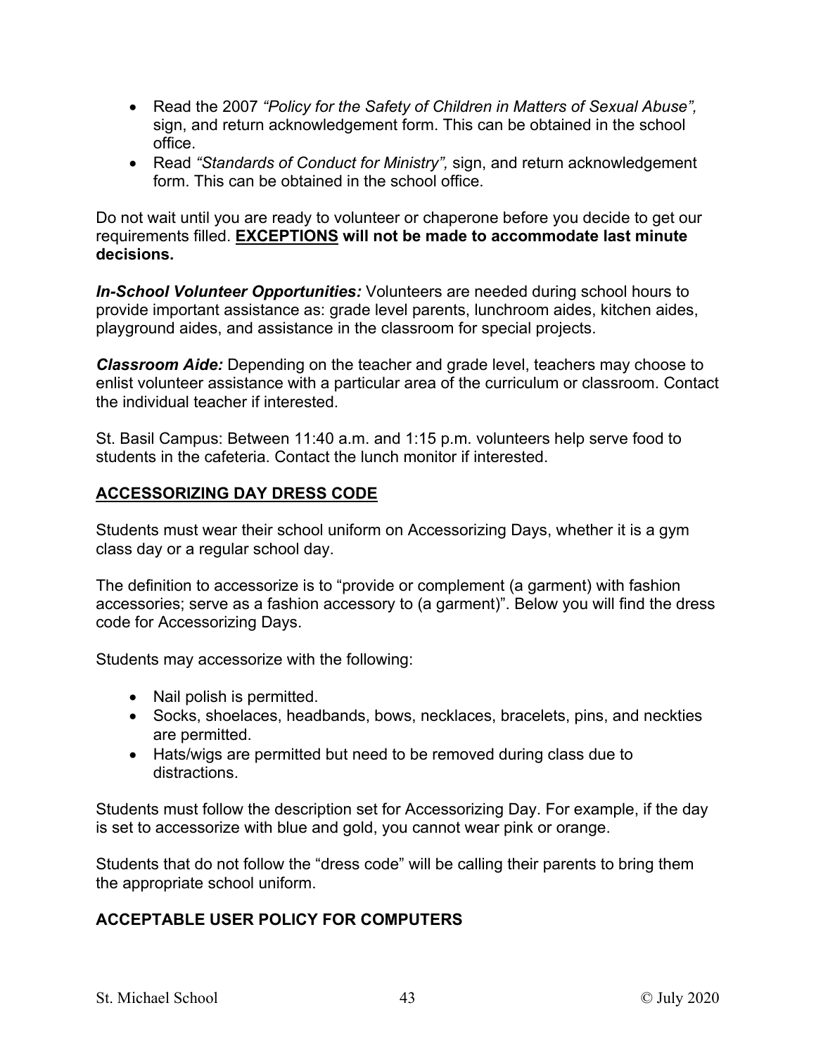- Read the 2007 *"Policy for the Safety of Children in Matters of Sexual Abuse",* sign, and return acknowledgement form. This can be obtained in the school office.
- Read *"Standards of Conduct for Ministry",* sign, and return acknowledgement form. This can be obtained in the school office.

Do not wait until you are ready to volunteer or chaperone before you decide to get our requirements filled. **<u>EXCEPTIONS</u> will not be made to accommodate last minute decisions.**

***In-School Volunteer Opportunities:*** Volunteers are needed during school hours to provide important assistance as: grade level parents, lunchroom aides, kitchen aides, playground aides, and assistance in the classroom for special projects.

***Classroom Aide:*** Depending on the teacher and grade level, teachers may choose to enlist volunteer assistance with a particular area of the curriculum or classroom. Contact the individual teacher if interested.

St. Basil Campus: Between 11:40 a.m. and 1:15 p.m. volunteers help serve food to students in the cafeteria. Contact the lunch monitor if interested.

## <u>ACCESSORIZING DAY DRESS CODE</u>

Students must wear their school uniform on Accessorizing Days, whether it is a gym class day or a regular school day.

The definition to accessorize is to "provide or complement (a garment) with fashion accessories; serve as a fashion accessory to (a garment)". Below you will find the dress code for Accessorizing Days.

Students may accessorize with the following:

- Nail polish is permitted.
- Socks, shoelaces, headbands, bows, necklaces, bracelets, pins, and neckties are permitted.
- Hats/wigs are permitted but need to be removed during class due to distractions.

Students must follow the description set for Accessorizing Day. For example, if the day is set to accessorize with blue and gold, you cannot wear pink or orange.

Students that do not follow the "dress code" will be calling their parents to bring them the appropriate school uniform.

## ACCEPTABLE USER POLICY FOR COMPUTERS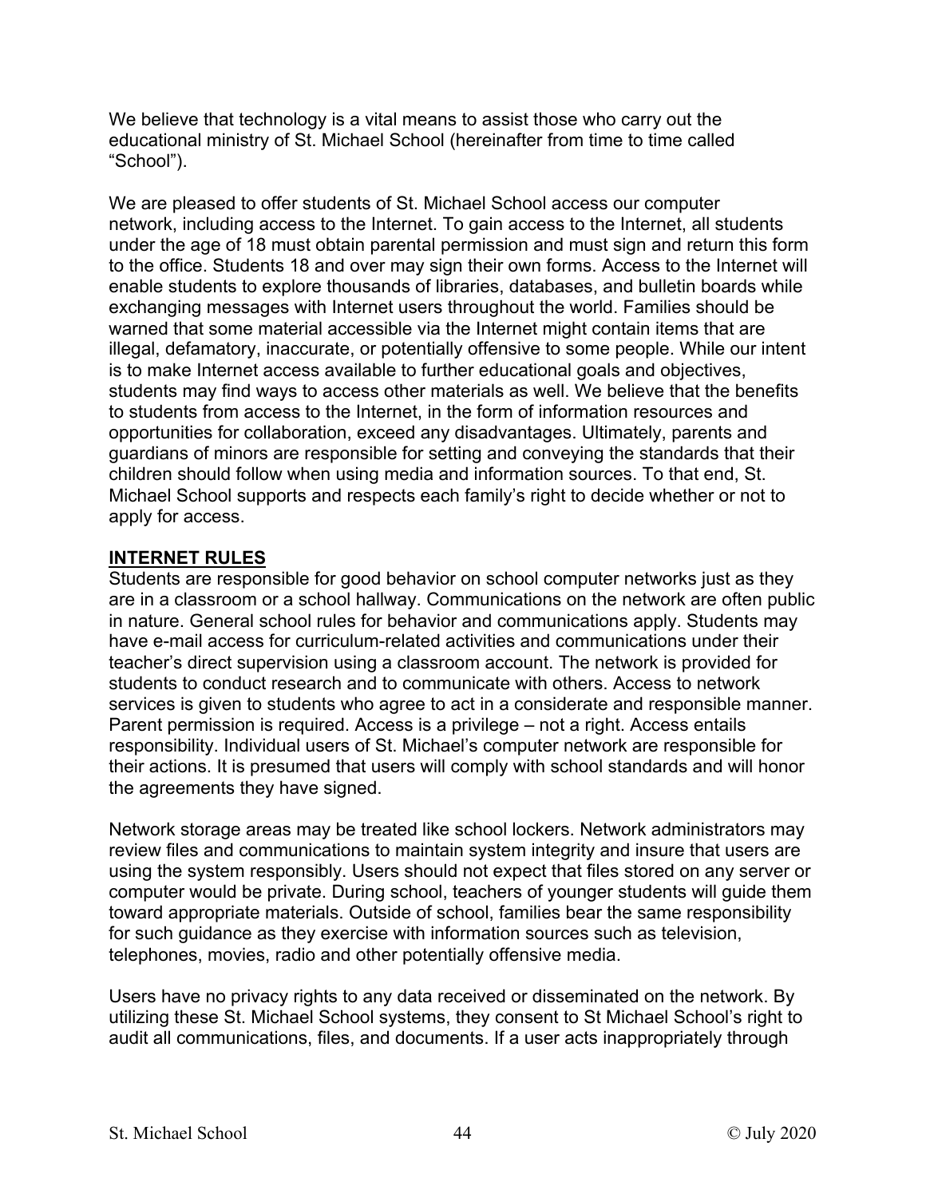We believe that technology is a vital means to assist those who carry out the educational ministry of St. Michael School (hereinafter from time to time called "School").

We are pleased to offer students of St. Michael School access our computer network, including access to the Internet. To gain access to the Internet, all students under the age of 18 must obtain parental permission and must sign and return this form to the office. Students 18 and over may sign their own forms. Access to the Internet will enable students to explore thousands of libraries, databases, and bulletin boards while exchanging messages with Internet users throughout the world. Families should be warned that some material accessible via the Internet might contain items that are illegal, defamatory, inaccurate, or potentially offensive to some people. While our intent is to make Internet access available to further educational goals and objectives, students may find ways to access other materials as well. We believe that the benefits to students from access to the Internet, in the form of information resources and opportunities for collaboration, exceed any disadvantages. Ultimately, parents and guardians of minors are responsible for setting and conveying the standards that their children should follow when using media and information sources. To that end, St. Michael School supports and respects each family's right to decide whether or not to apply for access.

## INTERNET RULES

Students are responsible for good behavior on school computer networks just as they are in a classroom or a school hallway. Communications on the network are often public in nature. General school rules for behavior and communications apply. Students may have e-mail access for curriculum-related activities and communications under their teacher's direct supervision using a classroom account. The network is provided for students to conduct research and to communicate with others. Access to network services is given to students who agree to act in a considerate and responsible manner. Parent permission is required. Access is a privilege – not a right. Access entails responsibility. Individual users of St. Michael's computer network are responsible for their actions. It is presumed that users will comply with school standards and will honor the agreements they have signed.

Network storage areas may be treated like school lockers. Network administrators may review files and communications to maintain system integrity and insure that users are using the system responsibly. Users should not expect that files stored on any server or computer would be private. During school, teachers of younger students will guide them toward appropriate materials. Outside of school, families bear the same responsibility for such guidance as they exercise with information sources such as television, telephones, movies, radio and other potentially offensive media.

Users have no privacy rights to any data received or disseminated on the network. By utilizing these St. Michael School systems, they consent to St Michael School's right to audit all communications, files, and documents. If a user acts inappropriately through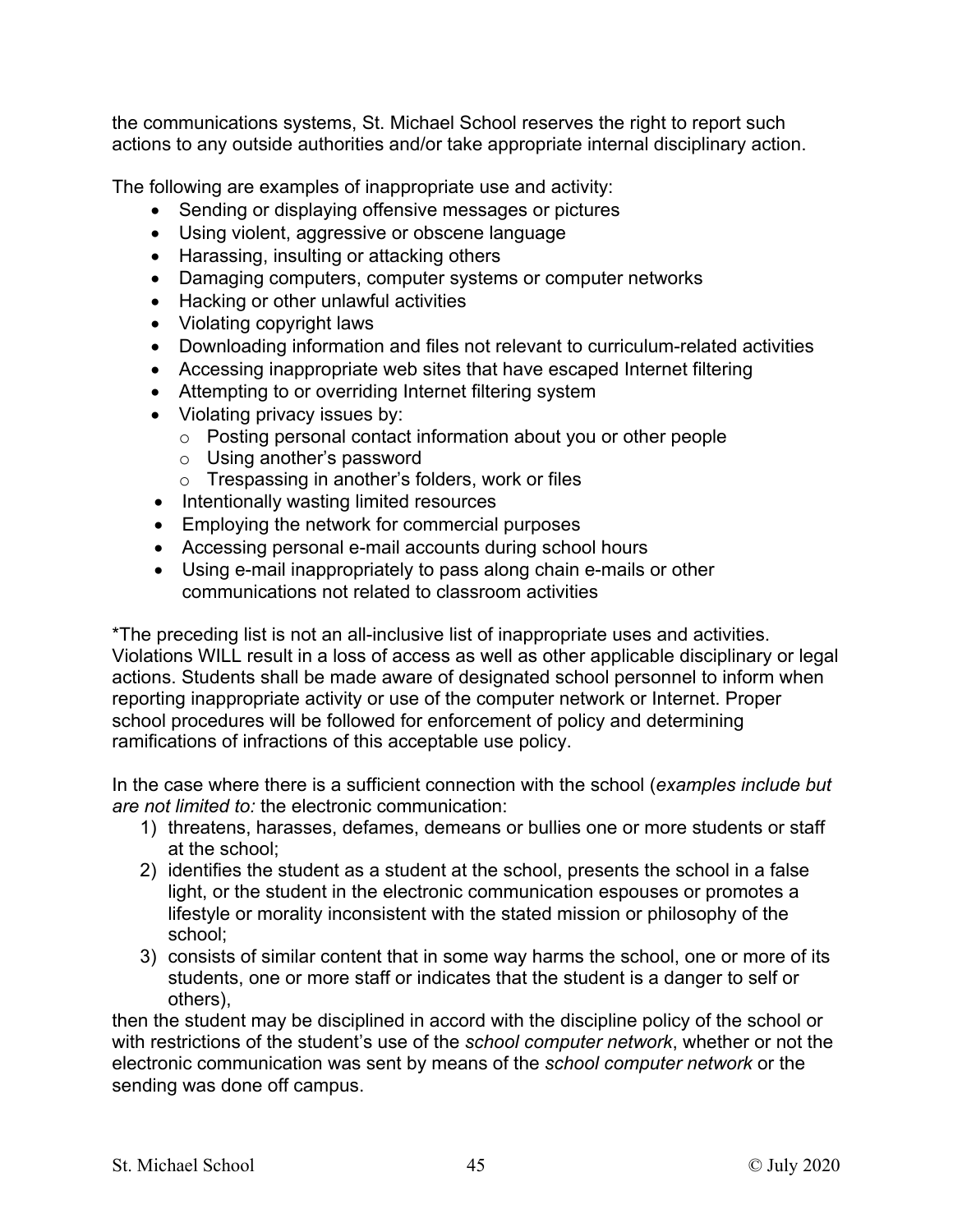the communications systems, St. Michael School reserves the right to report such actions to any outside authorities and/or take appropriate internal disciplinary action.

The following are examples of inappropriate use and activity:

- Sending or displaying offensive messages or pictures
- Using violent, aggressive or obscene language
- Harassing, insulting or attacking others
- Damaging computers, computer systems or computer networks
- Hacking or other unlawful activities
- Violating copyright laws
- Downloading information and files not relevant to curriculum-related activities
- Accessing inappropriate web sites that have escaped Internet filtering
- Attempting to or overriding Internet filtering system
- Violating privacy issues by:
  - Posting personal contact information about you or other people
  - Using another's password
  - Trespassing in another's folders, work or files
- Intentionally wasting limited resources
- Employing the network for commercial purposes
- Accessing personal e-mail accounts during school hours
- Using e-mail inappropriately to pass along chain e-mails or other communications not related to classroom activities

*The preceding list is not an all-inclusive list of inappropriate uses and activities. Violations WILL result in a loss of access as well as other applicable disciplinary or legal actions. Students shall be made aware of designated school personnel to inform when reporting inappropriate activity or use of the computer network or Internet. Proper school procedures will be followed for enforcement of policy and determining ramifications of infractions of this acceptable use policy.

In the case where there is a sufficient connection with the school (*examples include but are not limited to:* the electronic communication:

1) threatens, harasses, defames, demeans or bullies one or more students or staff at the school;
2) identifies the student as a student at the school, presents the school in a false light, or the student in the electronic communication espouses or promotes a lifestyle or morality inconsistent with the stated mission or philosophy of the school;
3) consists of similar content that in some way harms the school, one or more of its students, one or more staff or indicates that the student is a danger to self or others),

then the student may be disciplined in accord with the discipline policy of the school or with restrictions of the student's use of the *school computer network*, whether or not the electronic communication was sent by means of the *school computer network* or the sending was done off campus.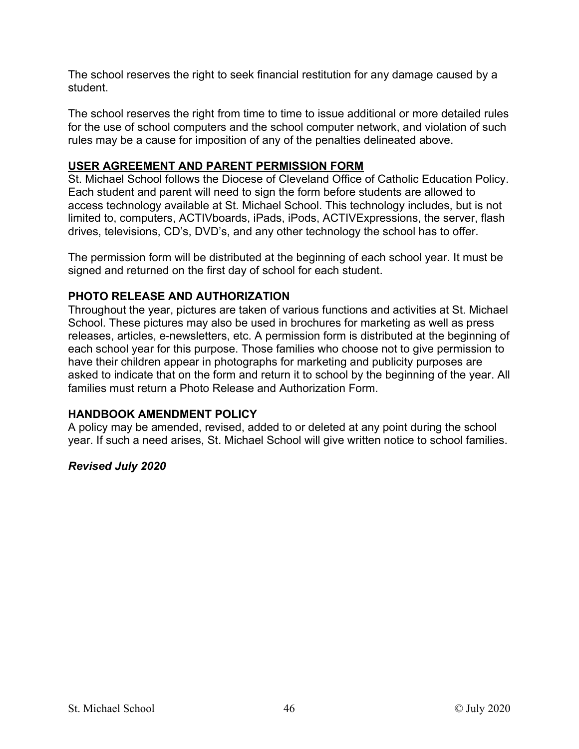The school reserves the right to seek financial restitution for any damage caused by a student.

The school reserves the right from time to time to issue additional or more detailed rules for the use of school computers and the school computer network, and violation of such rules may be a cause for imposition of any of the penalties delineated above.

## USER AGREEMENT AND PARENT PERMISSION FORM

St. Michael School follows the Diocese of Cleveland Office of Catholic Education Policy. Each student and parent will need to sign the form before students are allowed to access technology available at St. Michael School. This technology includes, but is not limited to, computers, ACTIVboards, iPads, iPods, ACTIVExpressions, the server, flash drives, televisions, CD's, DVD's, and any other technology the school has to offer.

The permission form will be distributed at the beginning of each school year. It must be signed and returned on the first day of school for each student.

## PHOTO RELEASE AND AUTHORIZATION

Throughout the year, pictures are taken of various functions and activities at St. Michael School. These pictures may also be used in brochures for marketing as well as press releases, articles, e-newsletters, etc. A permission form is distributed at the beginning of each school year for this purpose. Those families who choose not to give permission to have their children appear in photographs for marketing and publicity purposes are asked to indicate that on the form and return it to school by the beginning of the year. All families must return a Photo Release and Authorization Form.

## HANDBOOK AMENDMENT POLICY

A policy may be amended, revised, added to or deleted at any point during the school year. If such a need arises, St. Michael School will give written notice to school families.

***Revised July 2020***